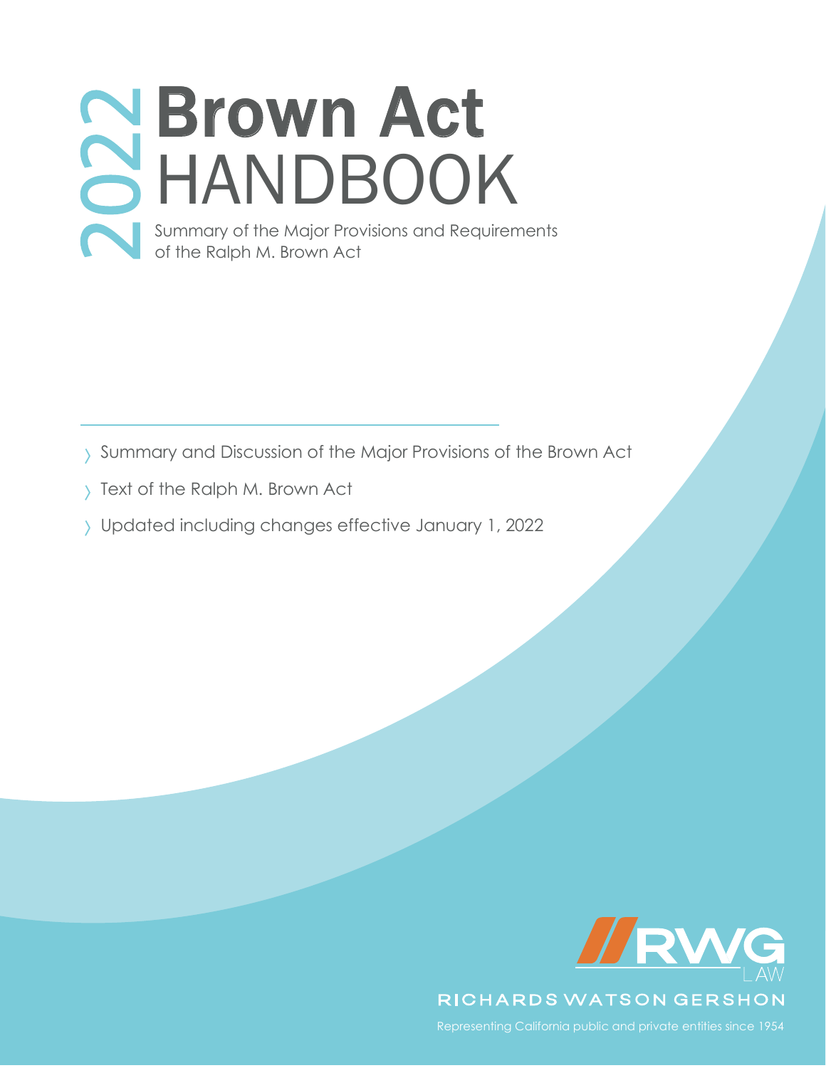# 2022 Brown Act HANDBOOK

Summary of the Major Provisions and Requirements of the Ralph M. Brown Act

- Summary and Discussion of the Major Provisions of the Brown Act
- Text of the Ralph M. Brown Act
- Updated including changes effective January 1, 2022

RWG LAW

RICHARDS WATSON GERSHON

Representing California public and private entities since 1954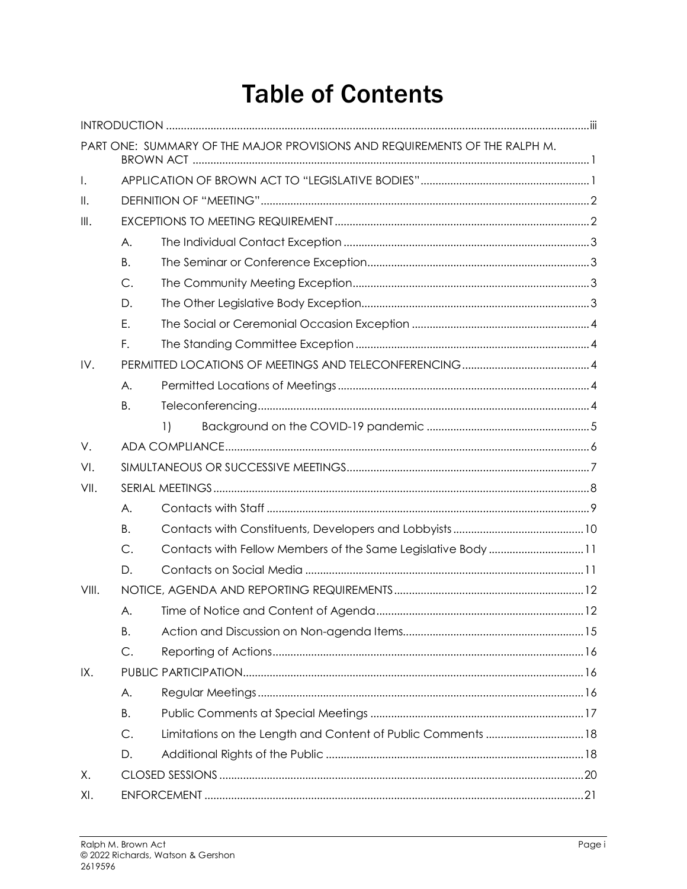# Table of Contents

INTRODUCTION ..... iii

PART ONE: SUMMARY OF THE MAJOR PROVISIONS AND REQUIREMENTS OF THE RALPH M. BROWN ACT ..... 1

I. APPLICATION OF BROWN ACT TO "LEGISLATIVE BODIES" ..... 1

II. DEFINITION OF "MEETING" ..... 2

III. EXCEPTIONS TO MEETING REQUIREMENT ..... 2

- A. The Individual Contact Exception ..... 3
- B. The Seminar or Conference Exception ..... 3
- C. The Community Meeting Exception ..... 3
- D. The Other Legislative Body Exception ..... 3
- E. The Social or Ceremonial Occasion Exception ..... 4
- F. The Standing Committee Exception ..... 4

IV. PERMITTED LOCATIONS OF MEETINGS AND TELECONFERENCING ..... 4

- A. Permitted Locations of Meetings ..... 4
- B. Teleconferencing ..... 4
  - 1) Background on the COVID-19 pandemic ..... 5

V. ADA COMPLIANCE ..... 6

VI. SIMULTANEOUS OR SUCCESSIVE MEETINGS ..... 7

VII. SERIAL MEETINGS ..... 8

- A. Contacts with Staff ..... 9
- B. Contacts with Constituents, Developers and Lobbyists ..... 10
- C. Contacts with Fellow Members of the Same Legislative Body ..... 11
- D. Contacts on Social Media ..... 11

VIII. NOTICE, AGENDA AND REPORTING REQUIREMENTS ..... 12

- A. Time of Notice and Content of Agenda ..... 12
- B. Action and Discussion on Non-agenda Items ..... 15
- C. Reporting of Actions ..... 16

IX. PUBLIC PARTICIPATION ..... 16

- A. Regular Meetings ..... 16
- B. Public Comments at Special Meetings ..... 17
- C. Limitations on the Length and Content of Public Comments ..... 18
- D. Additional Rights of the Public ..... 18

X. CLOSED SESSIONS ..... 20

XI. ENFORCEMENT ..... 21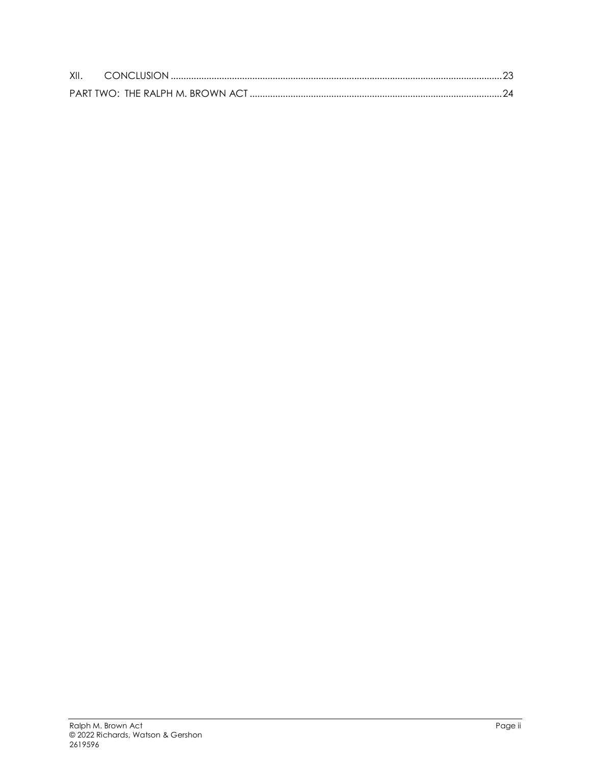XII. CONCLUSION ....................................................................................................................................23

PART TWO: THE RALPH M. BROWN ACT .......................................................................................................24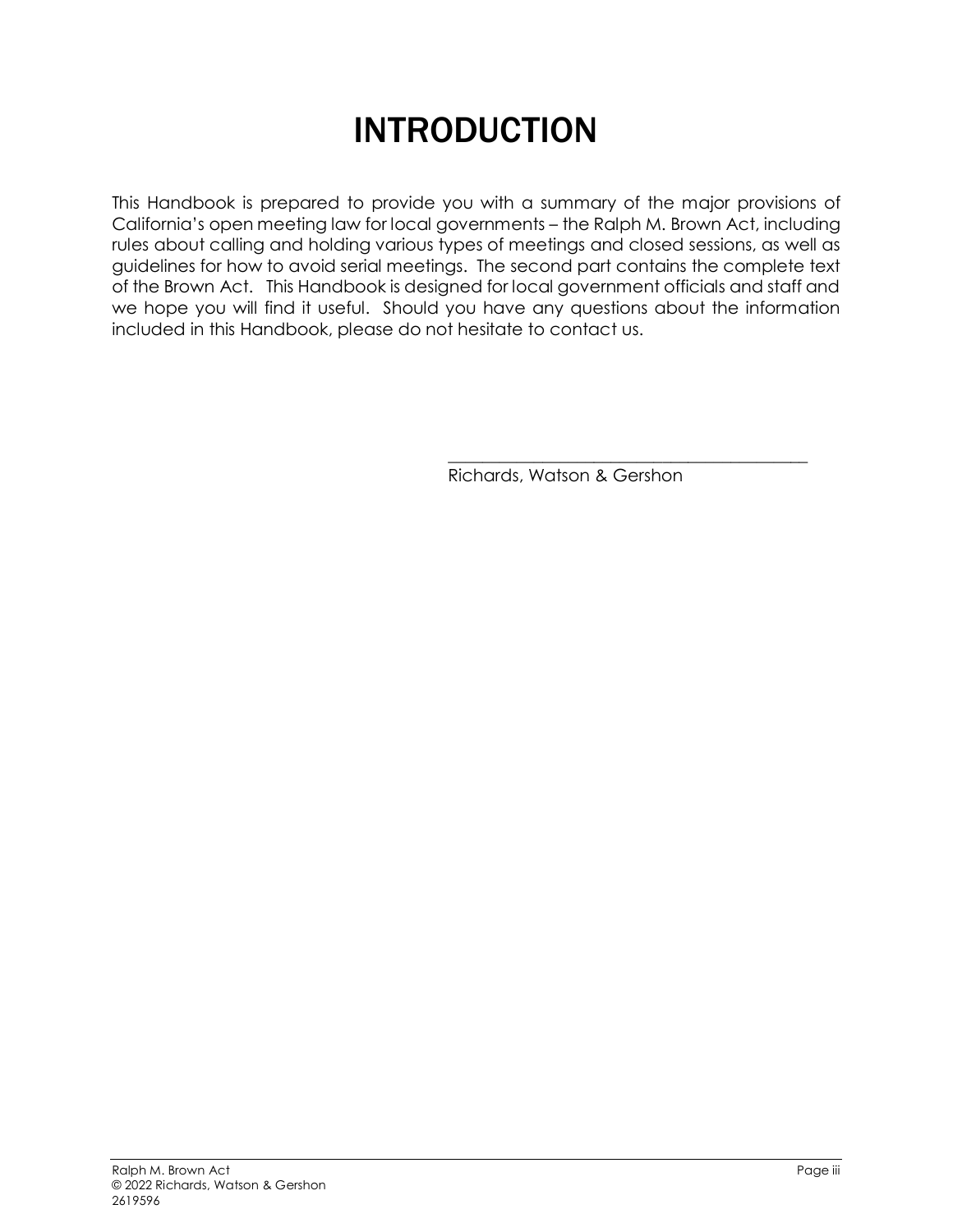# INTRODUCTION

This Handbook is prepared to provide you with a summary of the major provisions of California's open meeting law for local governments – the Ralph M. Brown Act, including rules about calling and holding various types of meetings and closed sessions, as well as guidelines for how to avoid serial meetings. The second part contains the complete text of the Brown Act. This Handbook is designed for local government officials and staff and we hope you will find it useful. Should you have any questions about the information included in this Handbook, please do not hesitate to contact us.

\_\_\_\_\_\_\_\_\_\_\_\_\_\_\_\_\_\_\_\_\_\_\_\_\_\_\_\_\_\_\_\_\_\_\_\_\_\_\_\_\_\_\_\_\_

Richards, Watson & Gershon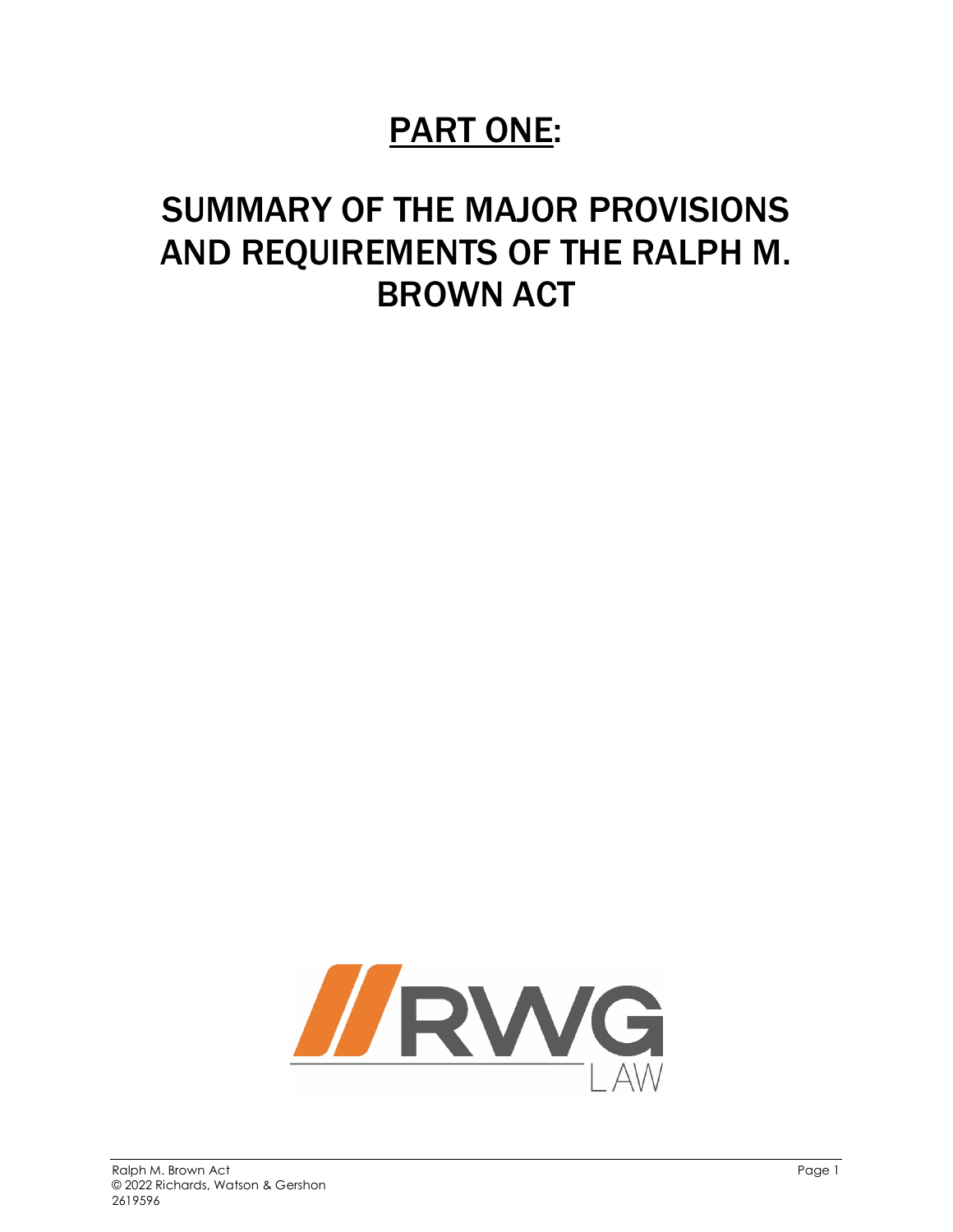# PART ONE:

# SUMMARY OF THE MAJOR PROVISIONS AND REQUIREMENTS OF THE RALPH M. BROWN ACT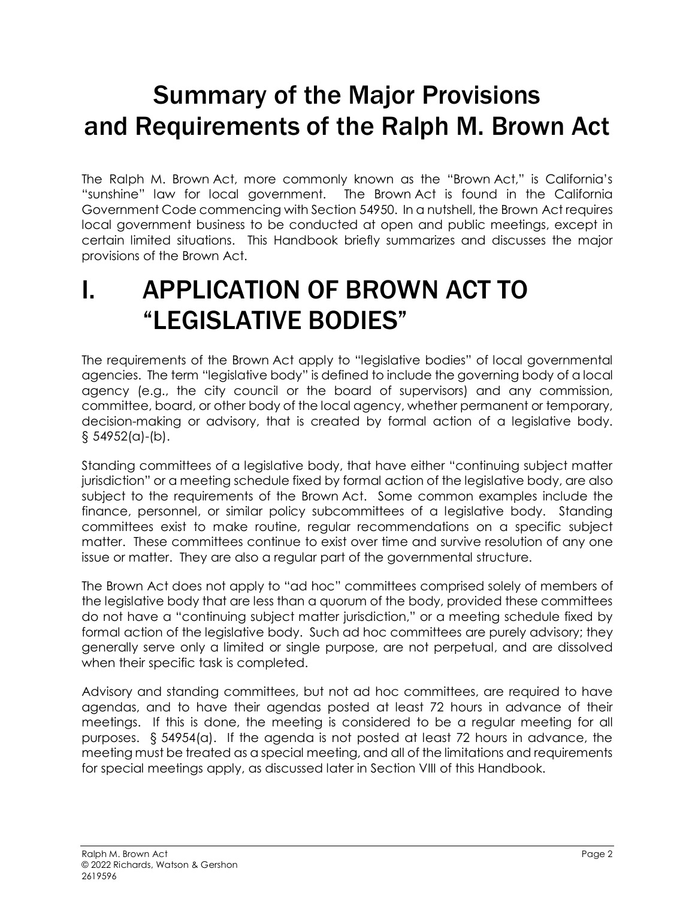# Summary of the Major Provisions and Requirements of the Ralph M. Brown Act

The Ralph M. Brown Act, more commonly known as the "Brown Act," is California's "sunshine" law for local government. The Brown Act is found in the California Government Code commencing with Section 54950. In a nutshell, the Brown Act requires local government business to be conducted at open and public meetings, except in certain limited situations. This Handbook briefly summarizes and discusses the major provisions of the Brown Act.

# I. APPLICATION OF BROWN ACT TO "LEGISLATIVE BODIES"

The requirements of the Brown Act apply to "legislative bodies" of local governmental agencies. The term "legislative body" is defined to include the governing body of a local agency (e.g., the city council or the board of supervisors) and any commission, committee, board, or other body of the local agency, whether permanent or temporary, decision-making or advisory, that is created by formal action of a legislative body. § 54952(a)-(b).

Standing committees of a legislative body, that have either "continuing subject matter jurisdiction" or a meeting schedule fixed by formal action of the legislative body, are also subject to the requirements of the Brown Act. Some common examples include the finance, personnel, or similar policy subcommittees of a legislative body. Standing committees exist to make routine, regular recommendations on a specific subject matter. These committees continue to exist over time and survive resolution of any one issue or matter. They are also a regular part of the governmental structure.

The Brown Act does not apply to "ad hoc" committees comprised solely of members of the legislative body that are less than a quorum of the body, provided these committees do not have a "continuing subject matter jurisdiction," or a meeting schedule fixed by formal action of the legislative body. Such ad hoc committees are purely advisory; they generally serve only a limited or single purpose, are not perpetual, and are dissolved when their specific task is completed.

Advisory and standing committees, but not ad hoc committees, are required to have agendas, and to have their agendas posted at least 72 hours in advance of their meetings. If this is done, the meeting is considered to be a regular meeting for all purposes. § 54954(a). If the agenda is not posted at least 72 hours in advance, the meeting must be treated as a special meeting, and all of the limitations and requirements for special meetings apply, as discussed later in Section VIII of this Handbook.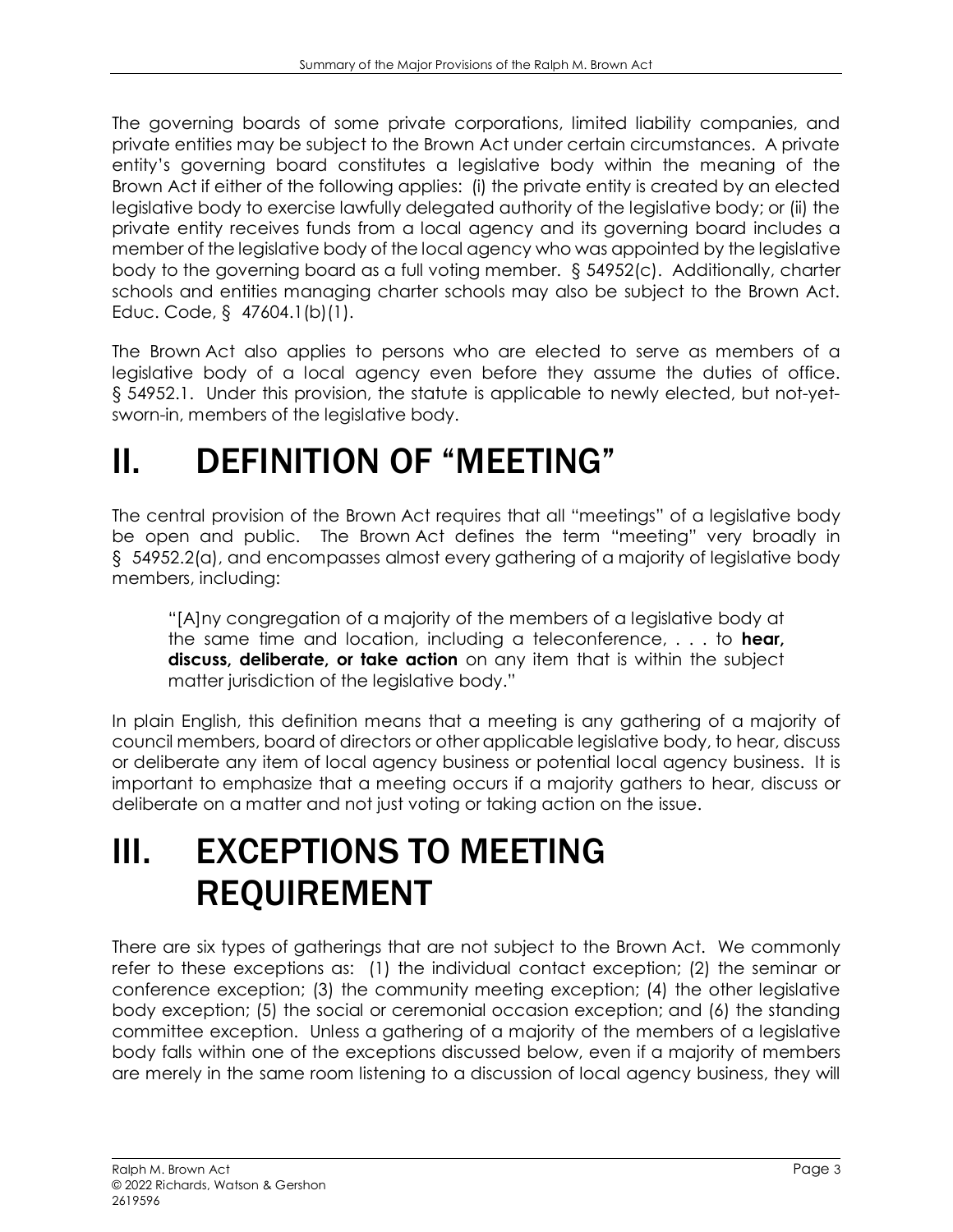The governing boards of some private corporations, limited liability companies, and private entities may be subject to the Brown Act under certain circumstances. A private entity's governing board constitutes a legislative body within the meaning of the Brown Act if either of the following applies: (i) the private entity is created by an elected legislative body to exercise lawfully delegated authority of the legislative body; or (ii) the private entity receives funds from a local agency and its governing board includes a member of the legislative body of the local agency who was appointed by the legislative body to the governing board as a full voting member. § 54952(c). Additionally, charter schools and entities managing charter schools may also be subject to the Brown Act. Educ. Code, § 47604.1(b)(1).

The Brown Act also applies to persons who are elected to serve as members of a legislative body of a local agency even before they assume the duties of office. § 54952.1. Under this provision, the statute is applicable to newly elected, but not-yet-sworn-in, members of the legislative body.

# II. DEFINITION OF "MEETING"

The central provision of the Brown Act requires that all "meetings" of a legislative body be open and public. The Brown Act defines the term "meeting" very broadly in § 54952.2(a), and encompasses almost every gathering of a majority of legislative body members, including:

> "[A]ny congregation of a majority of the members of a legislative body at the same time and location, including a teleconference, . . . to **hear, discuss, deliberate, or take action** on any item that is within the subject matter jurisdiction of the legislative body."

In plain English, this definition means that a meeting is any gathering of a majority of council members, board of directors or other applicable legislative body, to hear, discuss or deliberate any item of local agency business or potential local agency business. It is important to emphasize that a meeting occurs if a majority gathers to hear, discuss or deliberate on a matter and not just voting or taking action on the issue.

# III. EXCEPTIONS TO MEETING REQUIREMENT

There are six types of gatherings that are not subject to the Brown Act. We commonly refer to these exceptions as: (1) the individual contact exception; (2) the seminar or conference exception; (3) the community meeting exception; (4) the other legislative body exception; (5) the social or ceremonial occasion exception; and (6) the standing committee exception. Unless a gathering of a majority of the members of a legislative body falls within one of the exceptions discussed below, even if a majority of members are merely in the same room listening to a discussion of local agency business, they will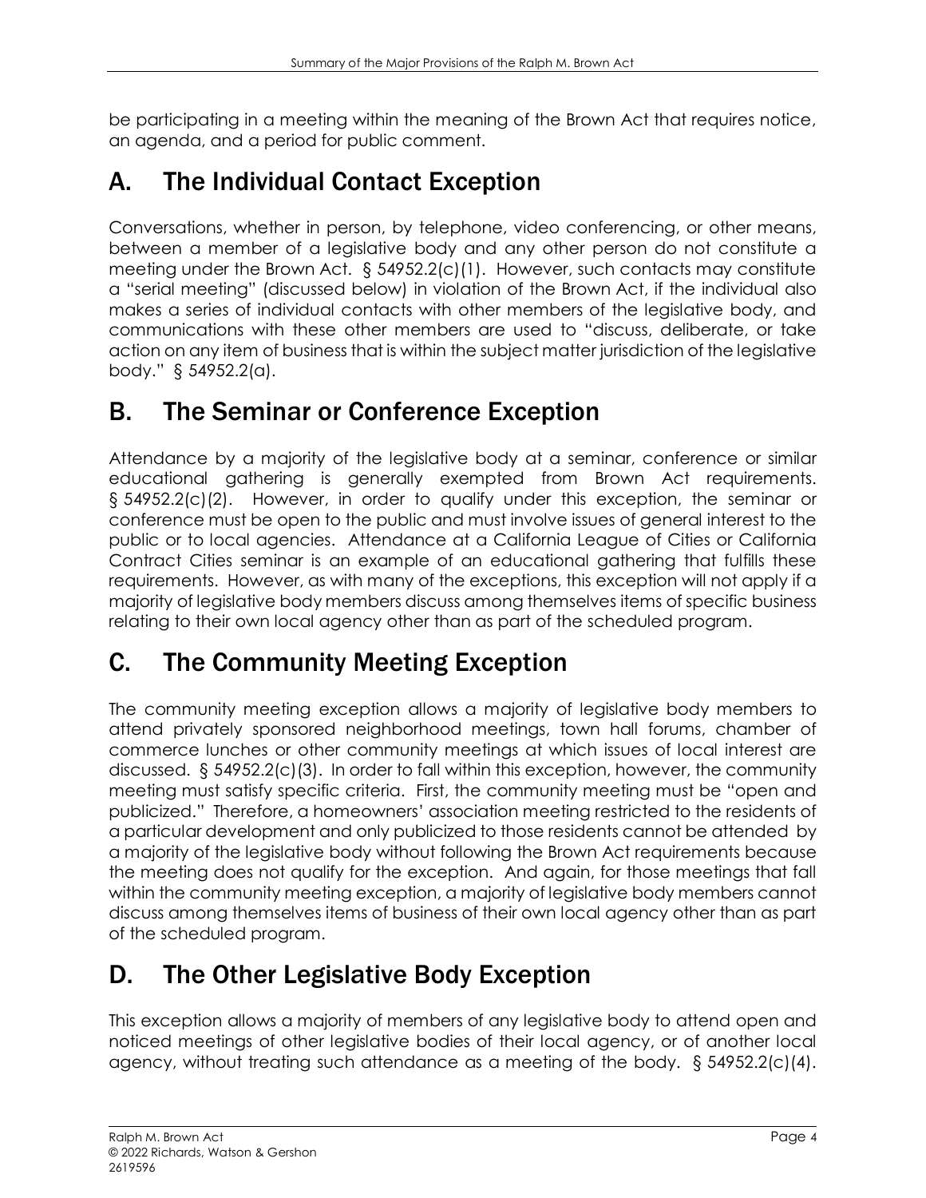be participating in a meeting within the meaning of the Brown Act that requires notice, an agenda, and a period for public comment.

## A. The Individual Contact Exception

Conversations, whether in person, by telephone, video conferencing, or other means, between a member of a legislative body and any other person do not constitute a meeting under the Brown Act. § 54952.2(c)(1). However, such contacts may constitute a "serial meeting" (discussed below) in violation of the Brown Act, if the individual also makes a series of individual contacts with other members of the legislative body, and communications with these other members are used to "discuss, deliberate, or take action on any item of business that is within the subject matter jurisdiction of the legislative body." § 54952.2(a).

## B. The Seminar or Conference Exception

Attendance by a majority of the legislative body at a seminar, conference or similar educational gathering is generally exempted from Brown Act requirements. § 54952.2(c)(2). However, in order to qualify under this exception, the seminar or conference must be open to the public and must involve issues of general interest to the public or to local agencies. Attendance at a California League of Cities or California Contract Cities seminar is an example of an educational gathering that fulfills these requirements. However, as with many of the exceptions, this exception will not apply if a majority of legislative body members discuss among themselves items of specific business relating to their own local agency other than as part of the scheduled program.

## C. The Community Meeting Exception

The community meeting exception allows a majority of legislative body members to attend privately sponsored neighborhood meetings, town hall forums, chamber of commerce lunches or other community meetings at which issues of local interest are discussed. § 54952.2(c)(3). In order to fall within this exception, however, the community meeting must satisfy specific criteria. First, the community meeting must be "open and publicized." Therefore, a homeowners' association meeting restricted to the residents of a particular development and only publicized to those residents cannot be attended by a majority of the legislative body without following the Brown Act requirements because the meeting does not qualify for the exception. And again, for those meetings that fall within the community meeting exception, a majority of legislative body members cannot discuss among themselves items of business of their own local agency other than as part of the scheduled program.

## D. The Other Legislative Body Exception

This exception allows a majority of members of any legislative body to attend open and noticed meetings of other legislative bodies of their local agency, or of another local agency, without treating such attendance as a meeting of the body. § 54952.2(c)(4).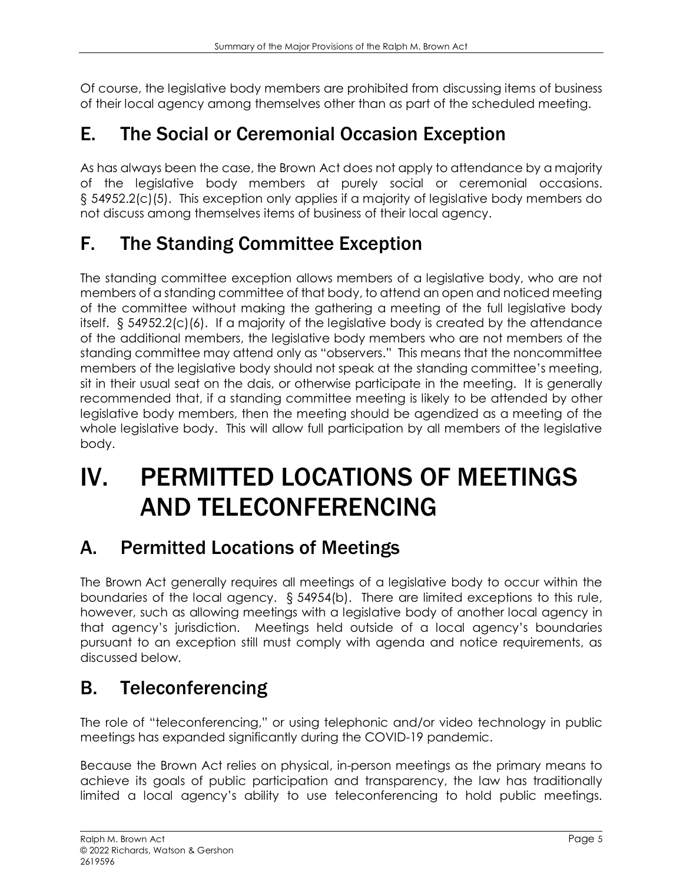Of course, the legislative body members are prohibited from discussing items of business of their local agency among themselves other than as part of the scheduled meeting.

## E. The Social or Ceremonial Occasion Exception

As has always been the case, the Brown Act does not apply to attendance by a majority of the legislative body members at purely social or ceremonial occasions. § 54952.2(c)(5). This exception only applies if a majority of legislative body members do not discuss among themselves items of business of their local agency.

## F. The Standing Committee Exception

The standing committee exception allows members of a legislative body, who are not members of a standing committee of that body, to attend an open and noticed meeting of the committee without making the gathering a meeting of the full legislative body itself. § 54952.2(c)(6). If a majority of the legislative body is created by the attendance of the additional members, the legislative body members who are not members of the standing committee may attend only as "observers." This means that the noncommittee members of the legislative body should not speak at the standing committee's meeting, sit in their usual seat on the dais, or otherwise participate in the meeting. It is generally recommended that, if a standing committee meeting is likely to be attended by other legislative body members, then the meeting should be agendized as a meeting of the whole legislative body. This will allow full participation by all members of the legislative body.

# IV. PERMITTED LOCATIONS OF MEETINGS AND TELECONFERENCING

## A. Permitted Locations of Meetings

The Brown Act generally requires all meetings of a legislative body to occur within the boundaries of the local agency. § 54954(b). There are limited exceptions to this rule, however, such as allowing meetings with a legislative body of another local agency in that agency's jurisdiction. Meetings held outside of a local agency's boundaries pursuant to an exception still must comply with agenda and notice requirements, as discussed below.

## B. Teleconferencing

The role of "teleconferencing," or using telephonic and/or video technology in public meetings has expanded significantly during the COVID-19 pandemic.

Because the Brown Act relies on physical, in-person meetings as the primary means to achieve its goals of public participation and transparency, the law has traditionally limited a local agency's ability to use teleconferencing to hold public meetings.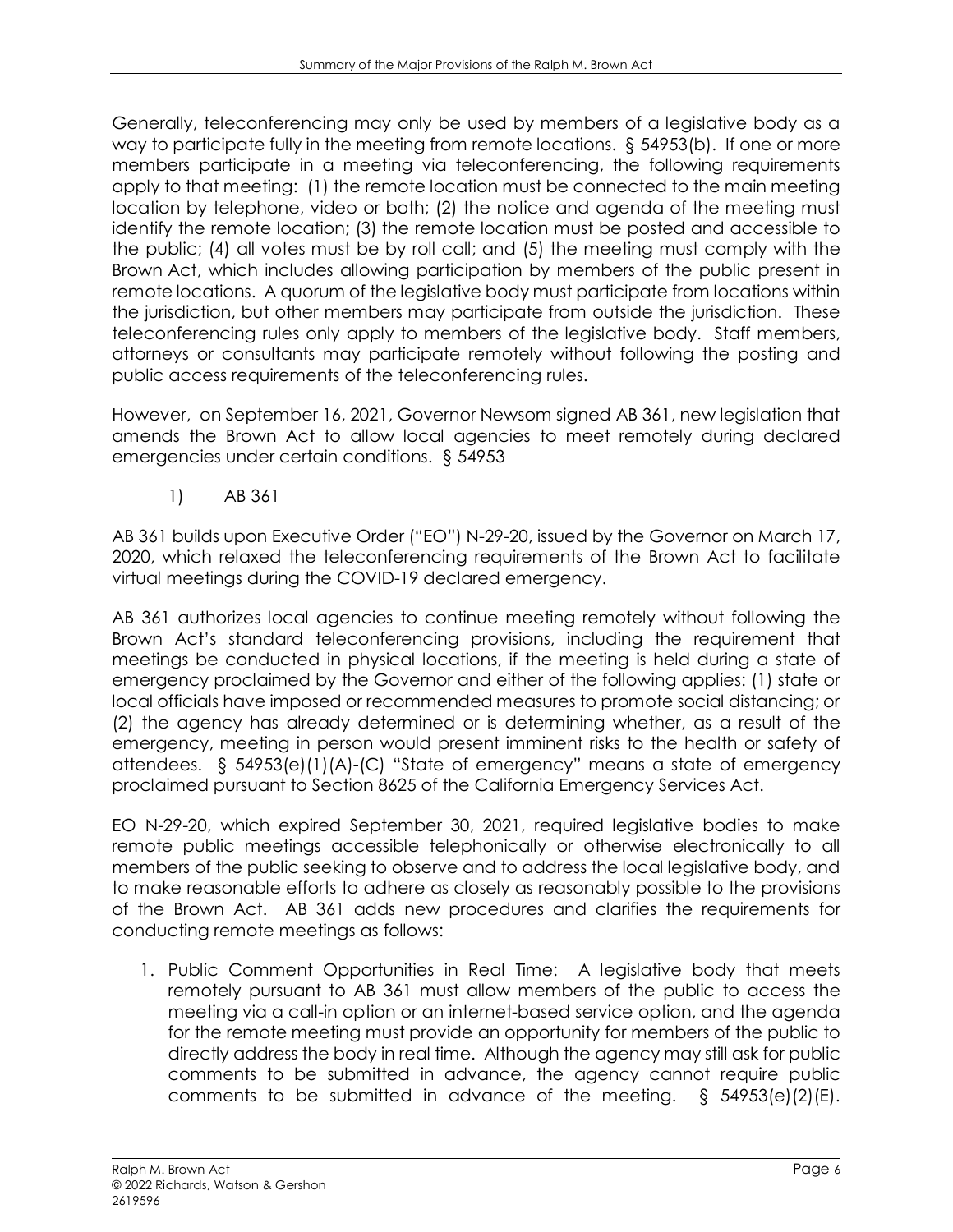Generally, teleconferencing may only be used by members of a legislative body as a way to participate fully in the meeting from remote locations. § 54953(b). If one or more members participate in a meeting via teleconferencing, the following requirements apply to that meeting: (1) the remote location must be connected to the main meeting location by telephone, video or both; (2) the notice and agenda of the meeting must identify the remote location; (3) the remote location must be posted and accessible to the public; (4) all votes must be by roll call; and (5) the meeting must comply with the Brown Act, which includes allowing participation by members of the public present in remote locations. A quorum of the legislative body must participate from locations within the jurisdiction, but other members may participate from outside the jurisdiction. These teleconferencing rules only apply to members of the legislative body. Staff members, attorneys or consultants may participate remotely without following the posting and public access requirements of the teleconferencing rules.

However, on September 16, 2021, Governor Newsom signed AB 361, new legislation that amends the Brown Act to allow local agencies to meet remotely during declared emergencies under certain conditions. § 54953

1) AB 361

AB 361 builds upon Executive Order ("EO") N-29-20, issued by the Governor on March 17, 2020, which relaxed the teleconferencing requirements of the Brown Act to facilitate virtual meetings during the COVID-19 declared emergency.

AB 361 authorizes local agencies to continue meeting remotely without following the Brown Act's standard teleconferencing provisions, including the requirement that meetings be conducted in physical locations, if the meeting is held during a state of emergency proclaimed by the Governor and either of the following applies: (1) state or local officials have imposed or recommended measures to promote social distancing; or (2) the agency has already determined or is determining whether, as a result of the emergency, meeting in person would present imminent risks to the health or safety of attendees. § 54953(e)(1)(A)-(C) "State of emergency" means a state of emergency proclaimed pursuant to Section 8625 of the California Emergency Services Act.

EO N-29-20, which expired September 30, 2021, required legislative bodies to make remote public meetings accessible telephonically or otherwise electronically to all members of the public seeking to observe and to address the local legislative body, and to make reasonable efforts to adhere as closely as reasonably possible to the provisions of the Brown Act. AB 361 adds new procedures and clarifies the requirements for conducting remote meetings as follows:

1. Public Comment Opportunities in Real Time: A legislative body that meets remotely pursuant to AB 361 must allow members of the public to access the meeting via a call-in option or an internet-based service option, and the agenda for the remote meeting must provide an opportunity for members of the public to directly address the body in real time. Although the agency may still ask for public comments to be submitted in advance, the agency cannot require public comments to be submitted in advance of the meeting. § 54953(e)(2)(E).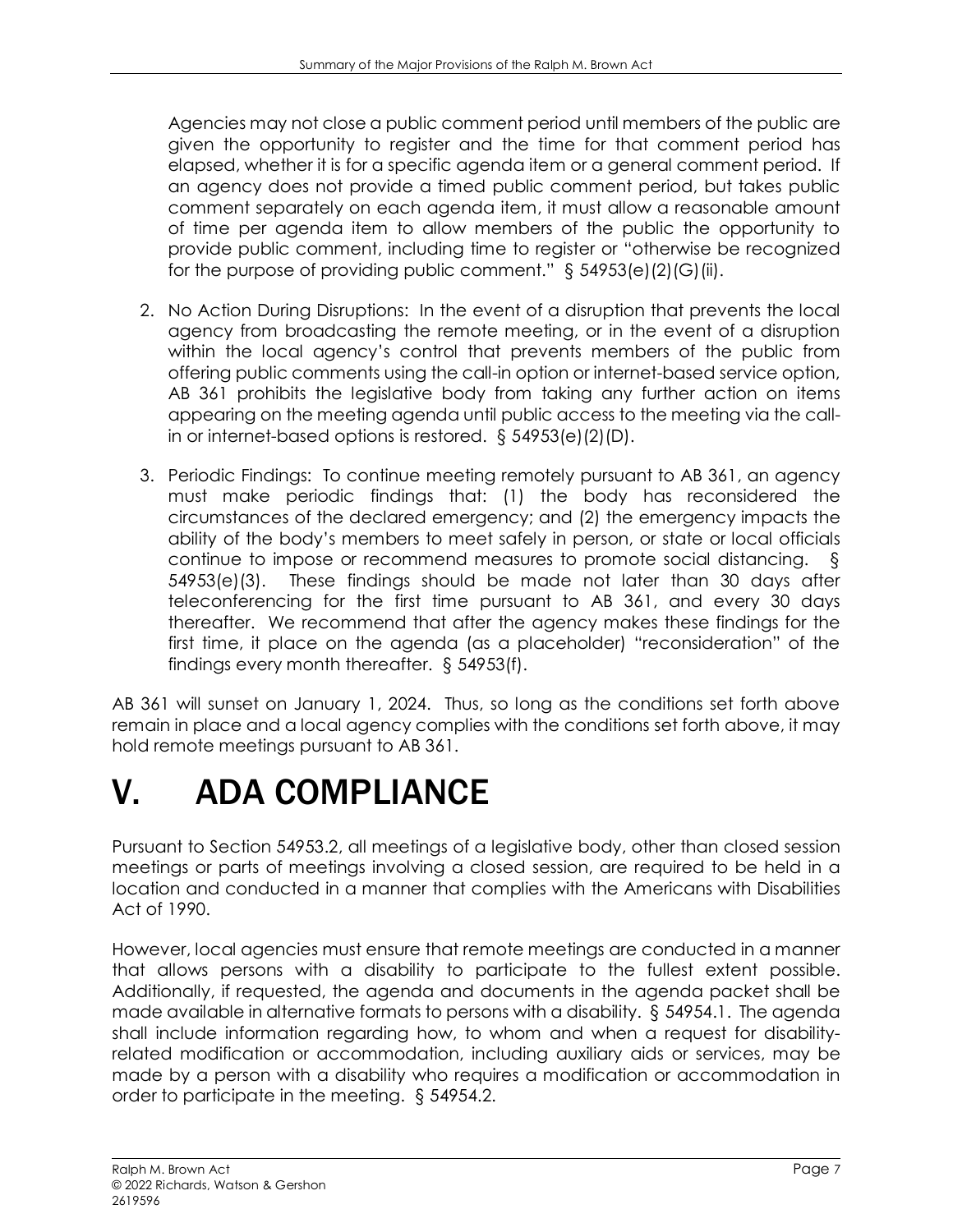Agencies may not close a public comment period until members of the public are given the opportunity to register and the time for that comment period has elapsed, whether it is for a specific agenda item or a general comment period. If an agency does not provide a timed public comment period, but takes public comment separately on each agenda item, it must allow a reasonable amount of time per agenda item to allow members of the public the opportunity to provide public comment, including time to register or "otherwise be recognized for the purpose of providing public comment." § 54953(e)(2)(G)(ii).

2. No Action During Disruptions: In the event of a disruption that prevents the local agency from broadcasting the remote meeting, or in the event of a disruption within the local agency's control that prevents members of the public from offering public comments using the call-in option or internet-based service option, AB 361 prohibits the legislative body from taking any further action on items appearing on the meeting agenda until public access to the meeting via the call-in or internet-based options is restored. § 54953(e)(2)(D).

3. Periodic Findings: To continue meeting remotely pursuant to AB 361, an agency must make periodic findings that: (1) the body has reconsidered the circumstances of the declared emergency; and (2) the emergency impacts the ability of the body's members to meet safely in person, or state or local officials continue to impose or recommend measures to promote social distancing. § 54953(e)(3). These findings should be made not later than 30 days after teleconferencing for the first time pursuant to AB 361, and every 30 days thereafter. We recommend that after the agency makes these findings for the first time, it place on the agenda (as a placeholder) "reconsideration" of the findings every month thereafter. § 54953(f).

AB 361 will sunset on January 1, 2024. Thus, so long as the conditions set forth above remain in place and a local agency complies with the conditions set forth above, it may hold remote meetings pursuant to AB 361.

# V. ADA COMPLIANCE

Pursuant to Section 54953.2, all meetings of a legislative body, other than closed session meetings or parts of meetings involving a closed session, are required to be held in a location and conducted in a manner that complies with the Americans with Disabilities Act of 1990.

However, local agencies must ensure that remote meetings are conducted in a manner that allows persons with a disability to participate to the fullest extent possible. Additionally, if requested, the agenda and documents in the agenda packet shall be made available in alternative formats to persons with a disability. § 54954.1. The agenda shall include information regarding how, to whom and when a request for disability-related modification or accommodation, including auxiliary aids or services, may be made by a person with a disability who requires a modification or accommodation in order to participate in the meeting. § 54954.2.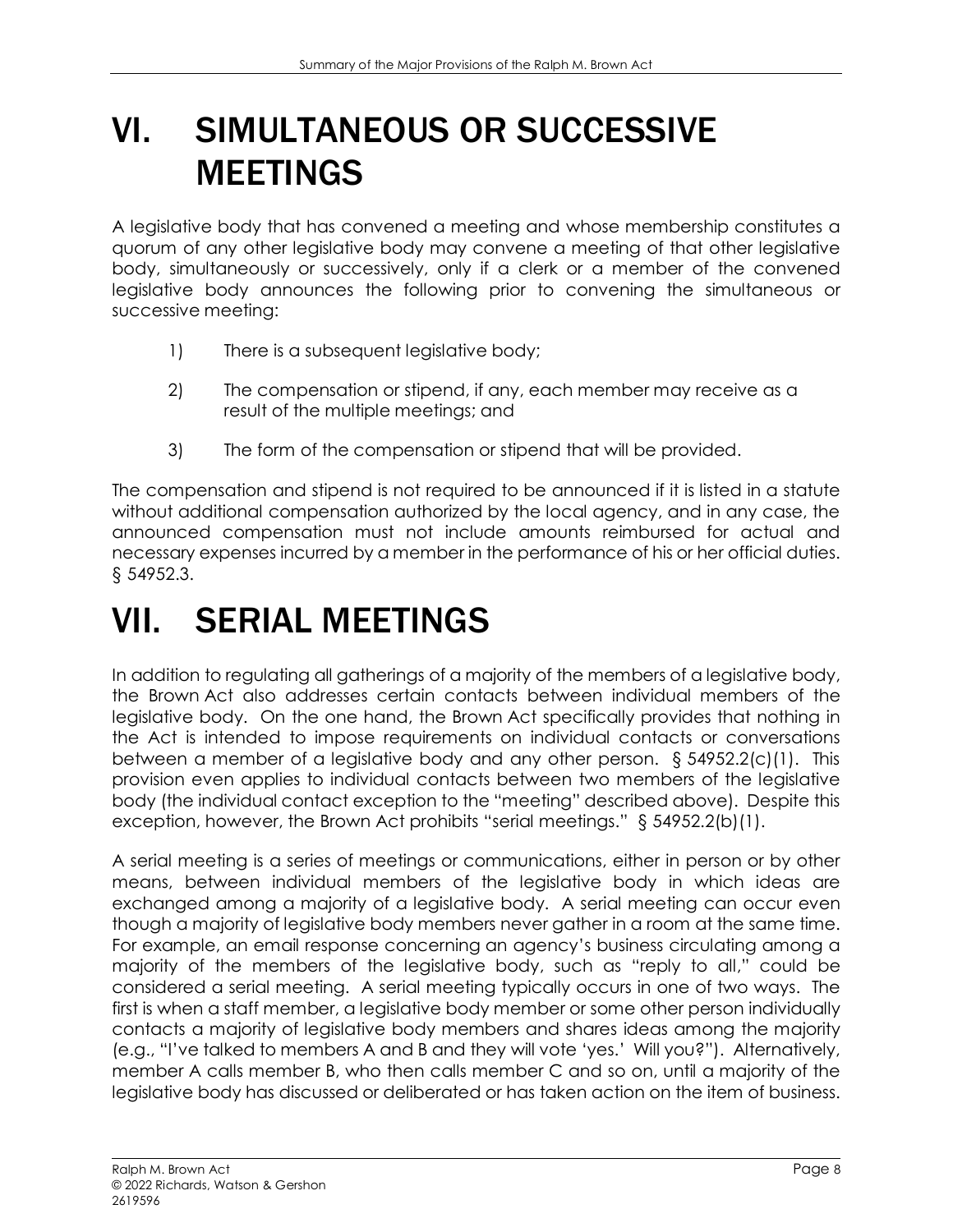# VI. SIMULTANEOUS OR SUCCESSIVE MEETINGS

A legislative body that has convened a meeting and whose membership constitutes a quorum of any other legislative body may convene a meeting of that other legislative body, simultaneously or successively, only if a clerk or a member of the convened legislative body announces the following prior to convening the simultaneous or successive meeting:

1) There is a subsequent legislative body;

2) The compensation or stipend, if any, each member may receive as a result of the multiple meetings; and

3) The form of the compensation or stipend that will be provided.

The compensation and stipend is not required to be announced if it is listed in a statute without additional compensation authorized by the local agency, and in any case, the announced compensation must not include amounts reimbursed for actual and necessary expenses incurred by a member in the performance of his or her official duties. § 54952.3.

# VII. SERIAL MEETINGS

In addition to regulating all gatherings of a majority of the members of a legislative body, the Brown Act also addresses certain contacts between individual members of the legislative body. On the one hand, the Brown Act specifically provides that nothing in the Act is intended to impose requirements on individual contacts or conversations between a member of a legislative body and any other person. § 54952.2(c)(1). This provision even applies to individual contacts between two members of the legislative body (the individual contact exception to the "meeting" described above). Despite this exception, however, the Brown Act prohibits "serial meetings." § 54952.2(b)(1).

A serial meeting is a series of meetings or communications, either in person or by other means, between individual members of the legislative body in which ideas are exchanged among a majority of a legislative body. A serial meeting can occur even though a majority of legislative body members never gather in a room at the same time. For example, an email response concerning an agency's business circulating among a majority of the members of the legislative body, such as "reply to all," could be considered a serial meeting. A serial meeting typically occurs in one of two ways. The first is when a staff member, a legislative body member or some other person individually contacts a majority of legislative body members and shares ideas among the majority (e.g., "I've talked to members A and B and they will vote 'yes.' Will you?"). Alternatively, member A calls member B, who then calls member C and so on, until a majority of the legislative body has discussed or deliberated or has taken action on the item of business.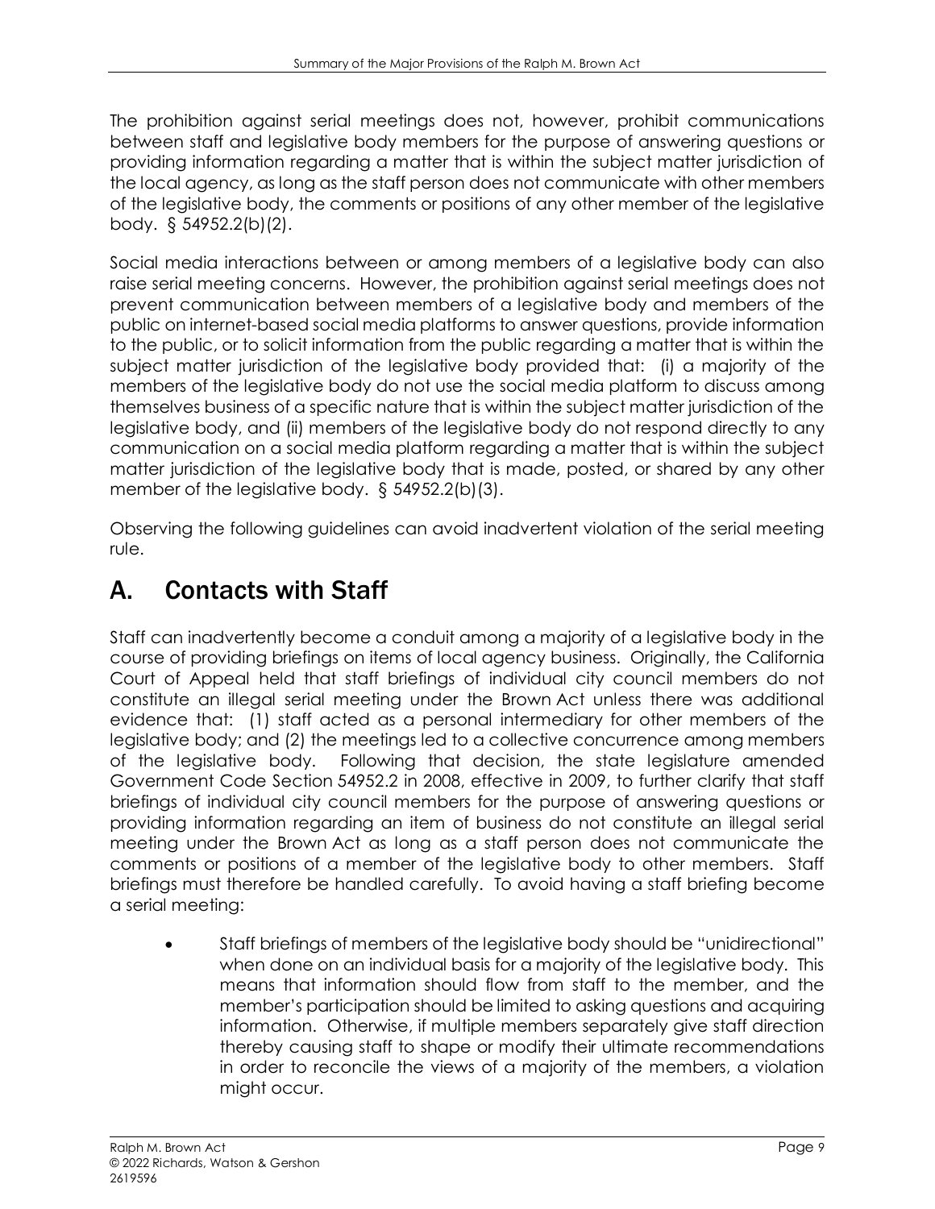The prohibition against serial meetings does not, however, prohibit communications between staff and legislative body members for the purpose of answering questions or providing information regarding a matter that is within the subject matter jurisdiction of the local agency, as long as the staff person does not communicate with other members of the legislative body, the comments or positions of any other member of the legislative body. § 54952.2(b)(2).

Social media interactions between or among members of a legislative body can also raise serial meeting concerns. However, the prohibition against serial meetings does not prevent communication between members of a legislative body and members of the public on internet-based social media platforms to answer questions, provide information to the public, or to solicit information from the public regarding a matter that is within the subject matter jurisdiction of the legislative body provided that: (i) a majority of the members of the legislative body do not use the social media platform to discuss among themselves business of a specific nature that is within the subject matter jurisdiction of the legislative body, and (ii) members of the legislative body do not respond directly to any communication on a social media platform regarding a matter that is within the subject matter jurisdiction of the legislative body that is made, posted, or shared by any other member of the legislative body. § 54952.2(b)(3).

Observing the following guidelines can avoid inadvertent violation of the serial meeting rule.

## A. Contacts with Staff

Staff can inadvertently become a conduit among a majority of a legislative body in the course of providing briefings on items of local agency business. Originally, the California Court of Appeal held that staff briefings of individual city council members do not constitute an illegal serial meeting under the Brown Act unless there was additional evidence that: (1) staff acted as a personal intermediary for other members of the legislative body; and (2) the meetings led to a collective concurrence among members of the legislative body. Following that decision, the state legislature amended Government Code Section 54952.2 in 2008, effective in 2009, to further clarify that staff briefings of individual city council members for the purpose of answering questions or providing information regarding an item of business do not constitute an illegal serial meeting under the Brown Act as long as a staff person does not communicate the comments or positions of a member of the legislative body to other members. Staff briefings must therefore be handled carefully. To avoid having a staff briefing become a serial meeting:

- Staff briefings of members of the legislative body should be "unidirectional" when done on an individual basis for a majority of the legislative body. This means that information should flow from staff to the member, and the member's participation should be limited to asking questions and acquiring information. Otherwise, if multiple members separately give staff direction thereby causing staff to shape or modify their ultimate recommendations in order to reconcile the views of a majority of the members, a violation might occur.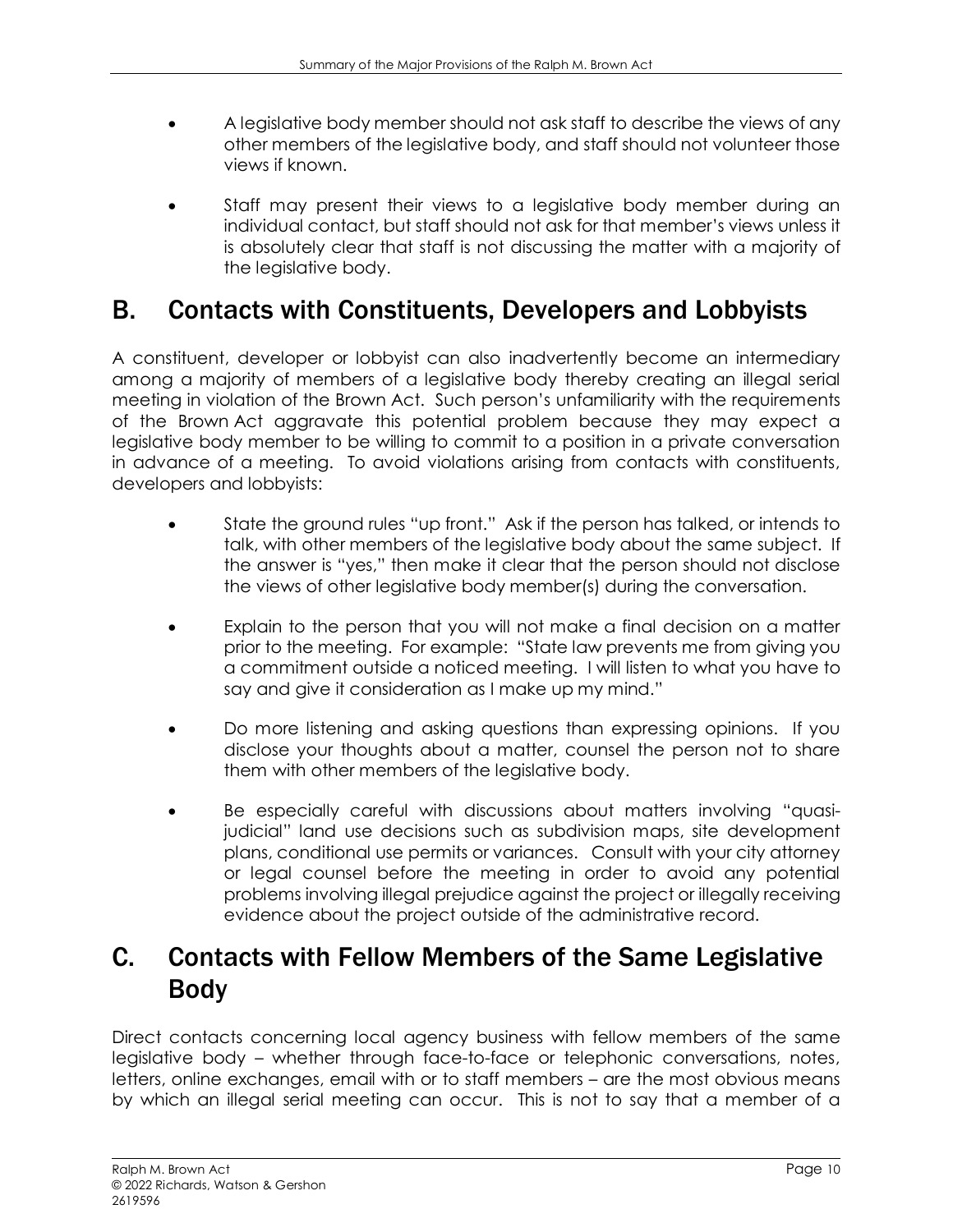- A legislative body member should not ask staff to describe the views of any other members of the legislative body, and staff should not volunteer those views if known.

- Staff may present their views to a legislative body member during an individual contact, but staff should not ask for that member's views unless it is absolutely clear that staff is not discussing the matter with a majority of the legislative body.

## B. Contacts with Constituents, Developers and Lobbyists

A constituent, developer or lobbyist can also inadvertently become an intermediary among a majority of members of a legislative body thereby creating an illegal serial meeting in violation of the Brown Act. Such person's unfamiliarity with the requirements of the Brown Act aggravate this potential problem because they may expect a legislative body member to be willing to commit to a position in a private conversation in advance of a meeting. To avoid violations arising from contacts with constituents, developers and lobbyists:

- State the ground rules "up front." Ask if the person has talked, or intends to talk, with other members of the legislative body about the same subject. If the answer is "yes," then make it clear that the person should not disclose the views of other legislative body member(s) during the conversation.

- Explain to the person that you will not make a final decision on a matter prior to the meeting. For example: "State law prevents me from giving you a commitment outside a noticed meeting. I will listen to what you have to say and give it consideration as I make up my mind."

- Do more listening and asking questions than expressing opinions. If you disclose your thoughts about a matter, counsel the person not to share them with other members of the legislative body.

- Be especially careful with discussions about matters involving "quasi-judicial" land use decisions such as subdivision maps, site development plans, conditional use permits or variances. Consult with your city attorney or legal counsel before the meeting in order to avoid any potential problems involving illegal prejudice against the project or illegally receiving evidence about the project outside of the administrative record.

## C. Contacts with Fellow Members of the Same Legislative Body

Direct contacts concerning local agency business with fellow members of the same legislative body – whether through face-to-face or telephonic conversations, notes, letters, online exchanges, email with or to staff members – are the most obvious means by which an illegal serial meeting can occur. This is not to say that a member of a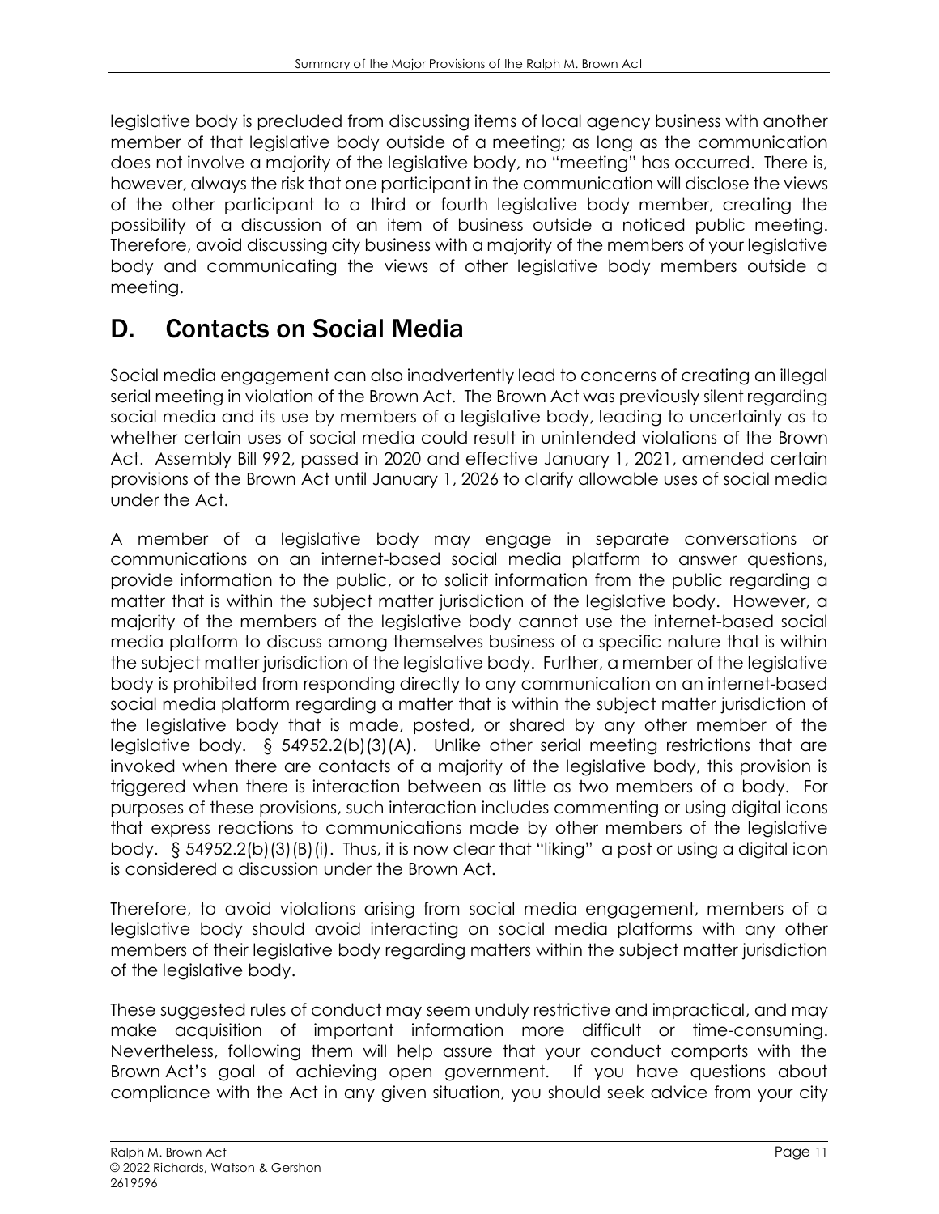legislative body is precluded from discussing items of local agency business with another member of that legislative body outside of a meeting; as long as the communication does not involve a majority of the legislative body, no "meeting" has occurred. There is, however, always the risk that one participant in the communication will disclose the views of the other participant to a third or fourth legislative body member, creating the possibility of a discussion of an item of business outside a noticed public meeting. Therefore, avoid discussing city business with a majority of the members of your legislative body and communicating the views of other legislative body members outside a meeting.

## D. Contacts on Social Media

Social media engagement can also inadvertently lead to concerns of creating an illegal serial meeting in violation of the Brown Act. The Brown Act was previously silent regarding social media and its use by members of a legislative body, leading to uncertainty as to whether certain uses of social media could result in unintended violations of the Brown Act. Assembly Bill 992, passed in 2020 and effective January 1, 2021, amended certain provisions of the Brown Act until January 1, 2026 to clarify allowable uses of social media under the Act.

A member of a legislative body may engage in separate conversations or communications on an internet-based social media platform to answer questions, provide information to the public, or to solicit information from the public regarding a matter that is within the subject matter jurisdiction of the legislative body. However, a majority of the members of the legislative body cannot use the internet-based social media platform to discuss among themselves business of a specific nature that is within the subject matter jurisdiction of the legislative body. Further, a member of the legislative body is prohibited from responding directly to any communication on an internet-based social media platform regarding a matter that is within the subject matter jurisdiction of the legislative body that is made, posted, or shared by any other member of the legislative body. § 54952.2(b)(3)(A). Unlike other serial meeting restrictions that are invoked when there are contacts of a majority of the legislative body, this provision is triggered when there is interaction between as little as two members of a body. For purposes of these provisions, such interaction includes commenting or using digital icons that express reactions to communications made by other members of the legislative body. § 54952.2(b)(3)(B)(i). Thus, it is now clear that "liking" a post or using a digital icon is considered a discussion under the Brown Act.

Therefore, to avoid violations arising from social media engagement, members of a legislative body should avoid interacting on social media platforms with any other members of their legislative body regarding matters within the subject matter jurisdiction of the legislative body.

These suggested rules of conduct may seem unduly restrictive and impractical, and may make acquisition of important information more difficult or time-consuming. Nevertheless, following them will help assure that your conduct comports with the Brown Act's goal of achieving open government. If you have questions about compliance with the Act in any given situation, you should seek advice from your city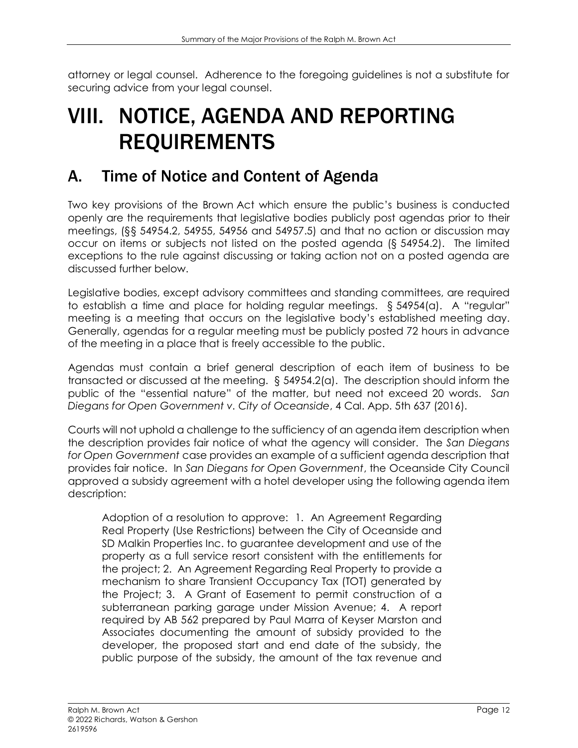attorney or legal counsel. Adherence to the foregoing guidelines is not a substitute for securing advice from your legal counsel.

# VIII. NOTICE, AGENDA AND REPORTING REQUIREMENTS

## A. Time of Notice and Content of Agenda

Two key provisions of the Brown Act which ensure the public's business is conducted openly are the requirements that legislative bodies publicly post agendas prior to their meetings, (§§ 54954.2, 54955, 54956 and 54957.5) and that no action or discussion may occur on items or subjects not listed on the posted agenda (§ 54954.2). The limited exceptions to the rule against discussing or taking action not on a posted agenda are discussed further below.

Legislative bodies, except advisory committees and standing committees, are required to establish a time and place for holding regular meetings. § 54954(a). A "regular" meeting is a meeting that occurs on the legislative body's established meeting day. Generally, agendas for a regular meeting must be publicly posted 72 hours in advance of the meeting in a place that is freely accessible to the public.

Agendas must contain a brief general description of each item of business to be transacted or discussed at the meeting. § 54954.2(a). The description should inform the public of the "essential nature" of the matter, but need not exceed 20 words. *San Diegans for Open Government v. City of Oceanside*, 4 Cal. App. 5th 637 (2016).

Courts will not uphold a challenge to the sufficiency of an agenda item description when the description provides fair notice of what the agency will consider. The *San Diegans for Open Government* case provides an example of a sufficient agenda description that provides fair notice. In *San Diegans for Open Government*, the Oceanside City Council approved a subsidy agreement with a hotel developer using the following agenda item description:

> Adoption of a resolution to approve: 1. An Agreement Regarding Real Property (Use Restrictions) between the City of Oceanside and SD Malkin Properties Inc. to guarantee development and use of the property as a full service resort consistent with the entitlements for the project; 2. An Agreement Regarding Real Property to provide a mechanism to share Transient Occupancy Tax (TOT) generated by the Project; 3. A Grant of Easement to permit construction of a subterranean parking garage under Mission Avenue; 4. A report required by AB 562 prepared by Paul Marra of Keyser Marston and Associates documenting the amount of subsidy provided to the developer, the proposed start and end date of the subsidy, the public purpose of the subsidy, the amount of the tax revenue and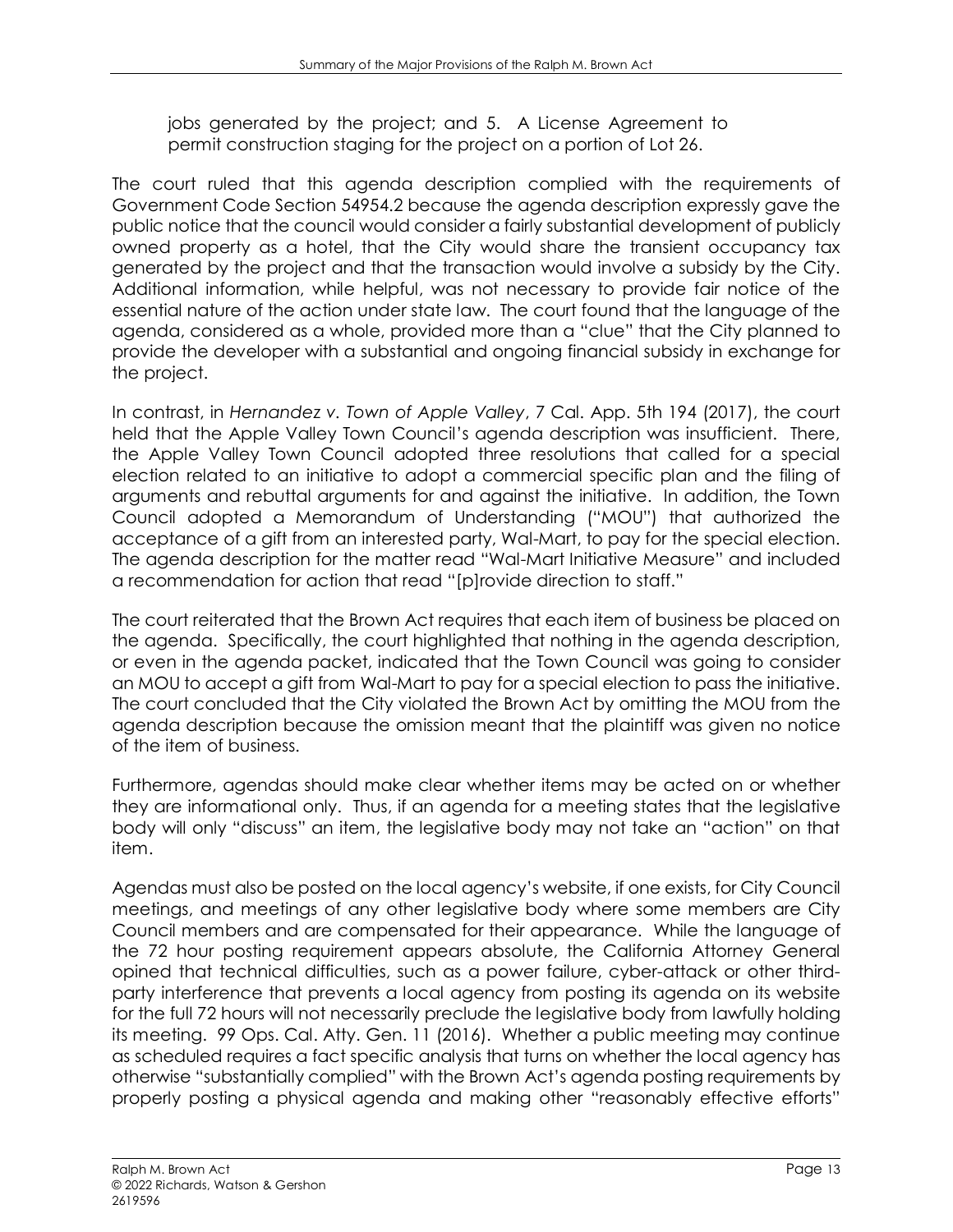jobs generated by the project; and 5. A License Agreement to permit construction staging for the project on a portion of Lot 26.

The court ruled that this agenda description complied with the requirements of Government Code Section 54954.2 because the agenda description expressly gave the public notice that the council would consider a fairly substantial development of publicly owned property as a hotel, that the City would share the transient occupancy tax generated by the project and that the transaction would involve a subsidy by the City. Additional information, while helpful, was not necessary to provide fair notice of the essential nature of the action under state law. The court found that the language of the agenda, considered as a whole, provided more than a "clue" that the City planned to provide the developer with a substantial and ongoing financial subsidy in exchange for the project.

In contrast, in *Hernandez v. Town of Apple Valley*, 7 Cal. App. 5th 194 (2017), the court held that the Apple Valley Town Council's agenda description was insufficient. There, the Apple Valley Town Council adopted three resolutions that called for a special election related to an initiative to adopt a commercial specific plan and the filing of arguments and rebuttal arguments for and against the initiative. In addition, the Town Council adopted a Memorandum of Understanding ("MOU") that authorized the acceptance of a gift from an interested party, Wal-Mart, to pay for the special election. The agenda description for the matter read "Wal-Mart Initiative Measure" and included a recommendation for action that read "[p]rovide direction to staff."

The court reiterated that the Brown Act requires that each item of business be placed on the agenda. Specifically, the court highlighted that nothing in the agenda description, or even in the agenda packet, indicated that the Town Council was going to consider an MOU to accept a gift from Wal-Mart to pay for a special election to pass the initiative. The court concluded that the City violated the Brown Act by omitting the MOU from the agenda description because the omission meant that the plaintiff was given no notice of the item of business.

Furthermore, agendas should make clear whether items may be acted on or whether they are informational only. Thus, if an agenda for a meeting states that the legislative body will only "discuss" an item, the legislative body may not take an "action" on that item.

Agendas must also be posted on the local agency's website, if one exists, for City Council meetings, and meetings of any other legislative body where some members are City Council members and are compensated for their appearance. While the language of the 72 hour posting requirement appears absolute, the California Attorney General opined that technical difficulties, such as a power failure, cyber-attack or other third-party interference that prevents a local agency from posting its agenda on its website for the full 72 hours will not necessarily preclude the legislative body from lawfully holding its meeting. 99 Ops. Cal. Atty. Gen. 11 (2016). Whether a public meeting may continue as scheduled requires a fact specific analysis that turns on whether the local agency has otherwise "substantially complied" with the Brown Act's agenda posting requirements by properly posting a physical agenda and making other "reasonably effective efforts"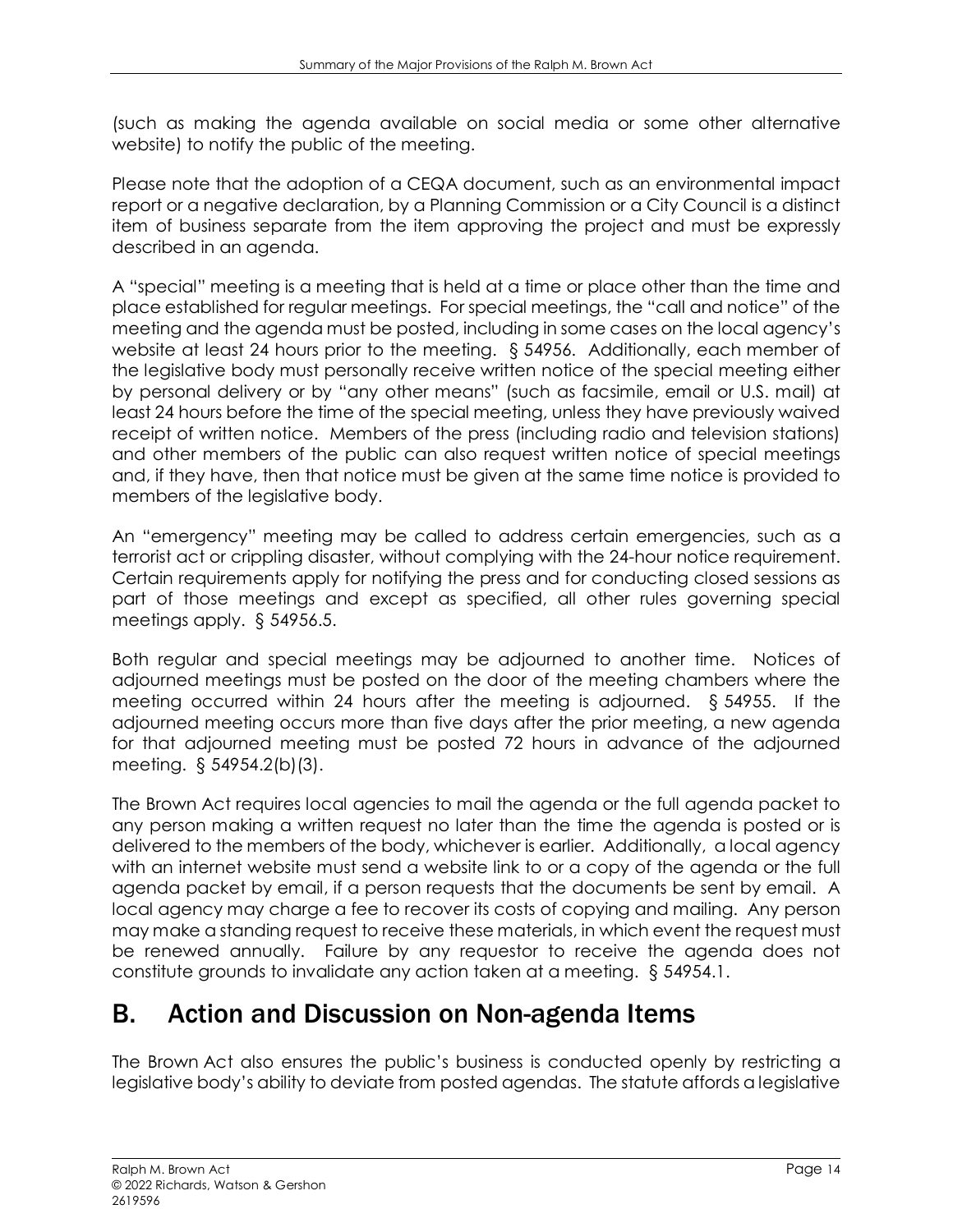(such as making the agenda available on social media or some other alternative website) to notify the public of the meeting.

Please note that the adoption of a CEQA document, such as an environmental impact report or a negative declaration, by a Planning Commission or a City Council is a distinct item of business separate from the item approving the project and must be expressly described in an agenda.

A "special" meeting is a meeting that is held at a time or place other than the time and place established for regular meetings. For special meetings, the "call and notice" of the meeting and the agenda must be posted, including in some cases on the local agency's website at least 24 hours prior to the meeting. § 54956. Additionally, each member of the legislative body must personally receive written notice of the special meeting either by personal delivery or by "any other means" (such as facsimile, email or U.S. mail) at least 24 hours before the time of the special meeting, unless they have previously waived receipt of written notice. Members of the press (including radio and television stations) and other members of the public can also request written notice of special meetings and, if they have, then that notice must be given at the same time notice is provided to members of the legislative body.

An "emergency" meeting may be called to address certain emergencies, such as a terrorist act or crippling disaster, without complying with the 24-hour notice requirement. Certain requirements apply for notifying the press and for conducting closed sessions as part of those meetings and except as specified, all other rules governing special meetings apply. § 54956.5.

Both regular and special meetings may be adjourned to another time. Notices of adjourned meetings must be posted on the door of the meeting chambers where the meeting occurred within 24 hours after the meeting is adjourned. § 54955. If the adjourned meeting occurs more than five days after the prior meeting, a new agenda for that adjourned meeting must be posted 72 hours in advance of the adjourned meeting. § 54954.2(b)(3).

The Brown Act requires local agencies to mail the agenda or the full agenda packet to any person making a written request no later than the time the agenda is posted or is delivered to the members of the body, whichever is earlier. Additionally, a local agency with an internet website must send a website link to or a copy of the agenda or the full agenda packet by email, if a person requests that the documents be sent by email. A local agency may charge a fee to recover its costs of copying and mailing. Any person may make a standing request to receive these materials, in which event the request must be renewed annually. Failure by any requestor to receive the agenda does not constitute grounds to invalidate any action taken at a meeting. § 54954.1.

## B. Action and Discussion on Non-agenda Items

The Brown Act also ensures the public's business is conducted openly by restricting a legislative body's ability to deviate from posted agendas. The statute affords a legislative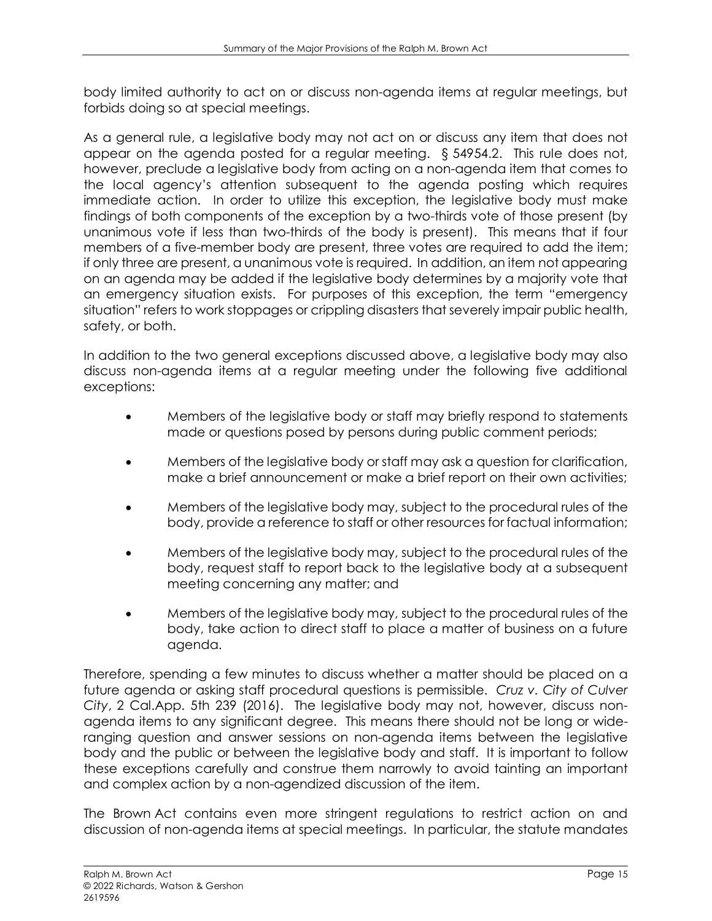body limited authority to act on or discuss non-agenda items at regular meetings, but forbids doing so at special meetings.

As a general rule, a legislative body may not act on or discuss any item that does not appear on the agenda posted for a regular meeting. § 54954.2. This rule does not, however, preclude a legislative body from acting on a non-agenda item that comes to the local agency's attention subsequent to the agenda posting which requires immediate action. In order to utilize this exception, the legislative body must make findings of both components of the exception by a two-thirds vote of those present (by unanimous vote if less than two-thirds of the body is present). This means that if four members of a five-member body are present, three votes are required to add the item; if only three are present, a unanimous vote is required. In addition, an item not appearing on an agenda may be added if the legislative body determines by a majority vote that an emergency situation exists. For purposes of this exception, the term "emergency situation" refers to work stoppages or crippling disasters that severely impair public health, safety, or both.

In addition to the two general exceptions discussed above, a legislative body may also discuss non-agenda items at a regular meeting under the following five additional exceptions:

- Members of the legislative body or staff may briefly respond to statements made or questions posed by persons during public comment periods;
- Members of the legislative body or staff may ask a question for clarification, make a brief announcement or make a brief report on their own activities;
- Members of the legislative body may, subject to the procedural rules of the body, provide a reference to staff or other resources for factual information;
- Members of the legislative body may, subject to the procedural rules of the body, request staff to report back to the legislative body at a subsequent meeting concerning any matter; and
- Members of the legislative body may, subject to the procedural rules of the body, take action to direct staff to place a matter of business on a future agenda.

Therefore, spending a few minutes to discuss whether a matter should be placed on a future agenda or asking staff procedural questions is permissible. *Cruz v. City of Culver City*, 2 Cal.App. 5th 239 (2016). The legislative body may not, however, discuss non-agenda items to any significant degree. This means there should not be long or wide-ranging question and answer sessions on non-agenda items between the legislative body and the public or between the legislative body and staff. It is important to follow these exceptions carefully and construe them narrowly to avoid tainting an important and complex action by a non-agendized discussion of the item.

The Brown Act contains even more stringent regulations to restrict action on and discussion of non-agenda items at special meetings. In particular, the statute mandates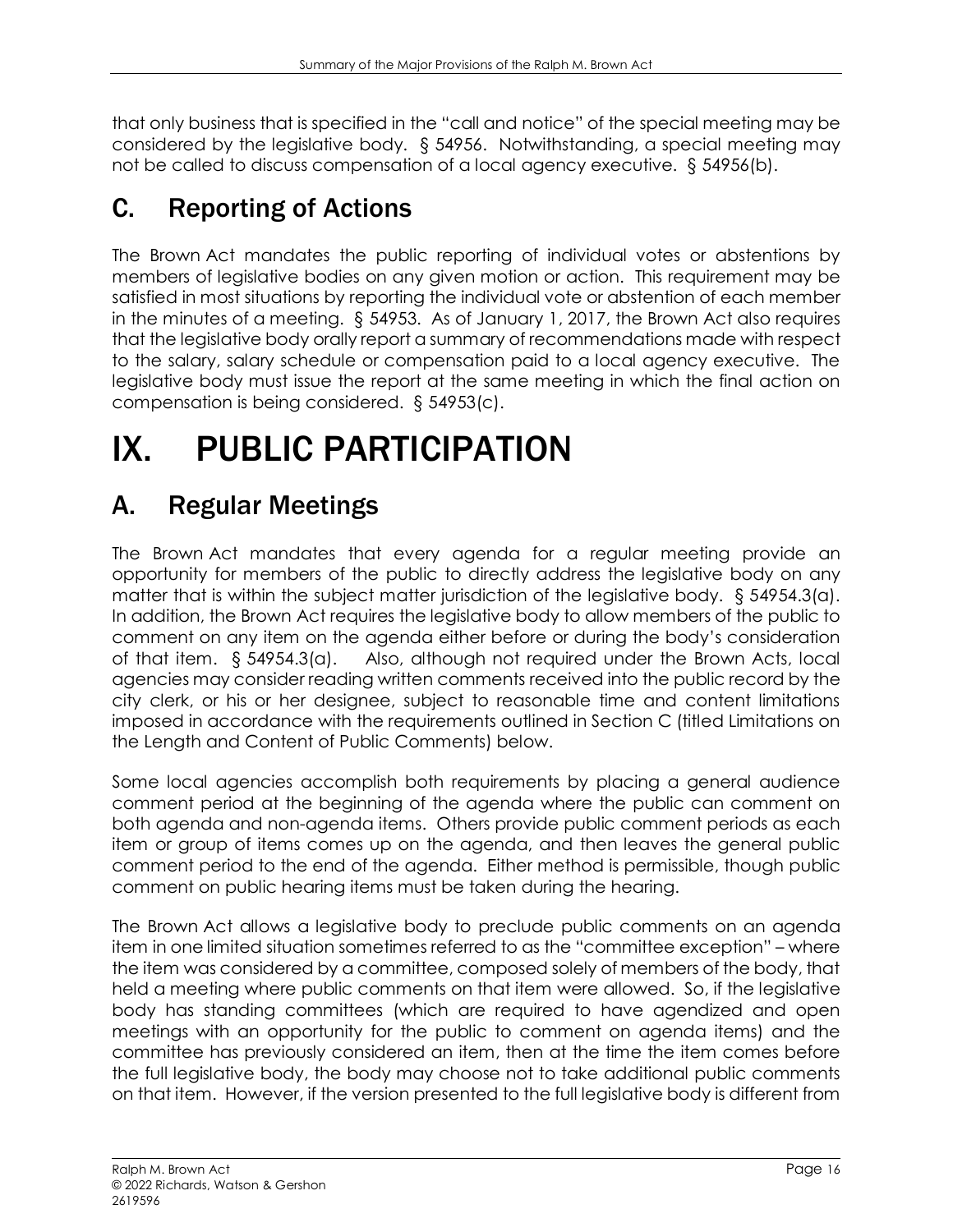that only business that is specified in the "call and notice" of the special meeting may be considered by the legislative body. § 54956. Notwithstanding, a special meeting may not be called to discuss compensation of a local agency executive. § 54956(b).

## C. Reporting of Actions

The Brown Act mandates the public reporting of individual votes or abstentions by members of legislative bodies on any given motion or action. This requirement may be satisfied in most situations by reporting the individual vote or abstention of each member in the minutes of a meeting. § 54953. As of January 1, 2017, the Brown Act also requires that the legislative body orally report a summary of recommendations made with respect to the salary, salary schedule or compensation paid to a local agency executive. The legislative body must issue the report at the same meeting in which the final action on compensation is being considered. § 54953(c).

# IX. PUBLIC PARTICIPATION

## A. Regular Meetings

The Brown Act mandates that every agenda for a regular meeting provide an opportunity for members of the public to directly address the legislative body on any matter that is within the subject matter jurisdiction of the legislative body. § 54954.3(a). In addition, the Brown Act requires the legislative body to allow members of the public to comment on any item on the agenda either before or during the body's consideration of that item. § 54954.3(a). Also, although not required under the Brown Acts, local agencies may consider reading written comments received into the public record by the city clerk, or his or her designee, subject to reasonable time and content limitations imposed in accordance with the requirements outlined in Section C (titled Limitations on the Length and Content of Public Comments) below.

Some local agencies accomplish both requirements by placing a general audience comment period at the beginning of the agenda where the public can comment on both agenda and non-agenda items. Others provide public comment periods as each item or group of items comes up on the agenda, and then leaves the general public comment period to the end of the agenda. Either method is permissible, though public comment on public hearing items must be taken during the hearing.

The Brown Act allows a legislative body to preclude public comments on an agenda item in one limited situation sometimes referred to as the "committee exception" – where the item was considered by a committee, composed solely of members of the body, that held a meeting where public comments on that item were allowed. So, if the legislative body has standing committees (which are required to have agendized and open meetings with an opportunity for the public to comment on agenda items) and the committee has previously considered an item, then at the time the item comes before the full legislative body, the body may choose not to take additional public comments on that item. However, if the version presented to the full legislative body is different from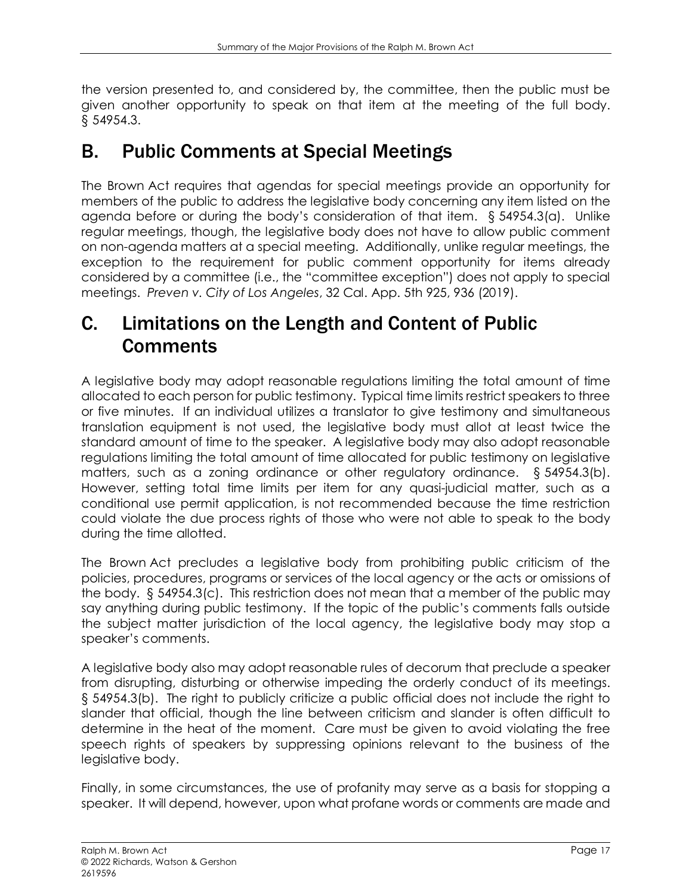the version presented to, and considered by, the committee, then the public must be given another opportunity to speak on that item at the meeting of the full body. § 54954.3.

## B. Public Comments at Special Meetings

The Brown Act requires that agendas for special meetings provide an opportunity for members of the public to address the legislative body concerning any item listed on the agenda before or during the body's consideration of that item. § 54954.3(a). Unlike regular meetings, though, the legislative body does not have to allow public comment on non-agenda matters at a special meeting. Additionally, unlike regular meetings, the exception to the requirement for public comment opportunity for items already considered by a committee (i.e., the "committee exception") does not apply to special meetings. *Preven v. City of Los Angeles*, 32 Cal. App. 5th 925, 936 (2019).

## C. Limitations on the Length and Content of Public Comments

A legislative body may adopt reasonable regulations limiting the total amount of time allocated to each person for public testimony. Typical time limits restrict speakers to three or five minutes. If an individual utilizes a translator to give testimony and simultaneous translation equipment is not used, the legislative body must allot at least twice the standard amount of time to the speaker. A legislative body may also adopt reasonable regulations limiting the total amount of time allocated for public testimony on legislative matters, such as a zoning ordinance or other regulatory ordinance. § 54954.3(b). However, setting total time limits per item for any quasi-judicial matter, such as a conditional use permit application, is not recommended because the time restriction could violate the due process rights of those who were not able to speak to the body during the time allotted.

The Brown Act precludes a legislative body from prohibiting public criticism of the policies, procedures, programs or services of the local agency or the acts or omissions of the body. § 54954.3(c). This restriction does not mean that a member of the public may say anything during public testimony. If the topic of the public's comments falls outside the subject matter jurisdiction of the local agency, the legislative body may stop a speaker's comments.

A legislative body also may adopt reasonable rules of decorum that preclude a speaker from disrupting, disturbing or otherwise impeding the orderly conduct of its meetings. § 54954.3(b). The right to publicly criticize a public official does not include the right to slander that official, though the line between criticism and slander is often difficult to determine in the heat of the moment. Care must be given to avoid violating the free speech rights of speakers by suppressing opinions relevant to the business of the legislative body.

Finally, in some circumstances, the use of profanity may serve as a basis for stopping a speaker. It will depend, however, upon what profane words or comments are made and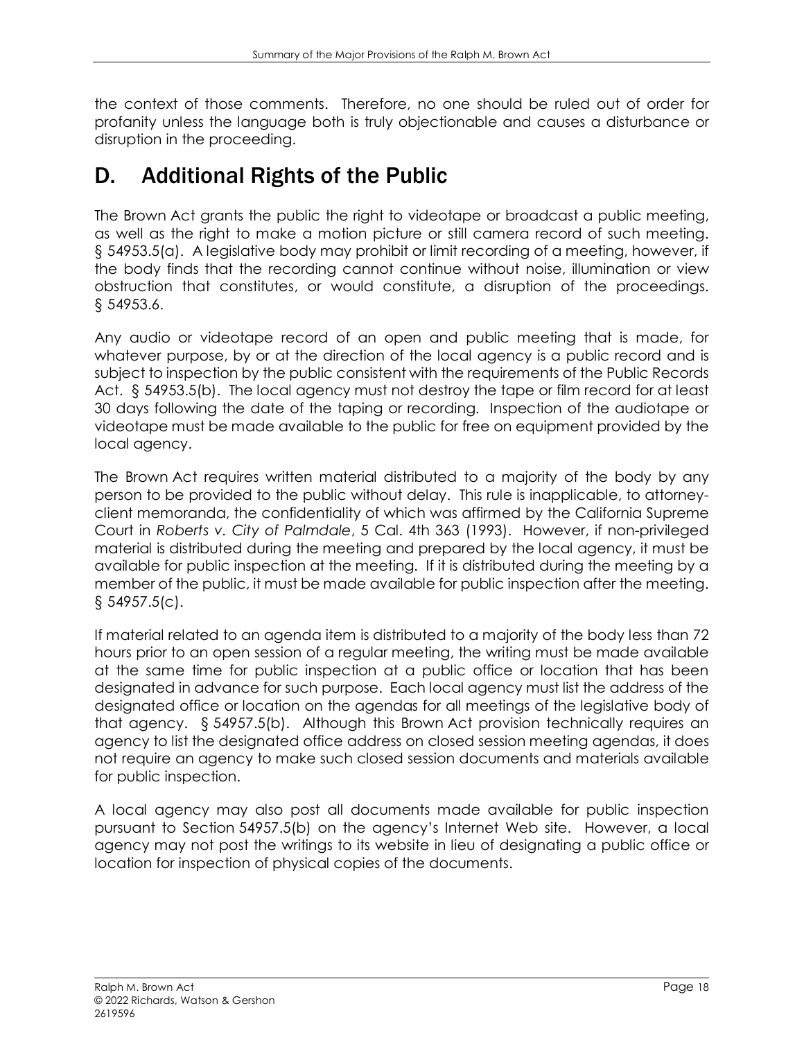the context of those comments. Therefore, no one should be ruled out of order for profanity unless the language both is truly objectionable and causes a disturbance or disruption in the proceeding.

## D. Additional Rights of the Public

The Brown Act grants the public the right to videotape or broadcast a public meeting, as well as the right to make a motion picture or still camera record of such meeting. § 54953.5(a). A legislative body may prohibit or limit recording of a meeting, however, if the body finds that the recording cannot continue without noise, illumination or view obstruction that constitutes, or would constitute, a disruption of the proceedings. § 54953.6.

Any audio or videotape record of an open and public meeting that is made, for whatever purpose, by or at the direction of the local agency is a public record and is subject to inspection by the public consistent with the requirements of the Public Records Act. § 54953.5(b). The local agency must not destroy the tape or film record for at least 30 days following the date of the taping or recording. Inspection of the audiotape or videotape must be made available to the public for free on equipment provided by the local agency.

The Brown Act requires written material distributed to a majority of the body by any person to be provided to the public without delay. This rule is inapplicable, to attorney-client memoranda, the confidentiality of which was affirmed by the California Supreme Court in *Roberts v. City of Palmdale*, 5 Cal. 4th 363 (1993). However, if non-privileged material is distributed during the meeting and prepared by the local agency, it must be available for public inspection at the meeting. If it is distributed during the meeting by a member of the public, it must be made available for public inspection after the meeting. § 54957.5(c).

If material related to an agenda item is distributed to a majority of the body less than 72 hours prior to an open session of a regular meeting, the writing must be made available at the same time for public inspection at a public office or location that has been designated in advance for such purpose. Each local agency must list the address of the designated office or location on the agendas for all meetings of the legislative body of that agency. § 54957.5(b). Although this Brown Act provision technically requires an agency to list the designated office address on closed session meeting agendas, it does not require an agency to make such closed session documents and materials available for public inspection.

A local agency may also post all documents made available for public inspection pursuant to Section 54957.5(b) on the agency's Internet Web site. However, a local agency may not post the writings to its website in lieu of designating a public office or location for inspection of physical copies of the documents.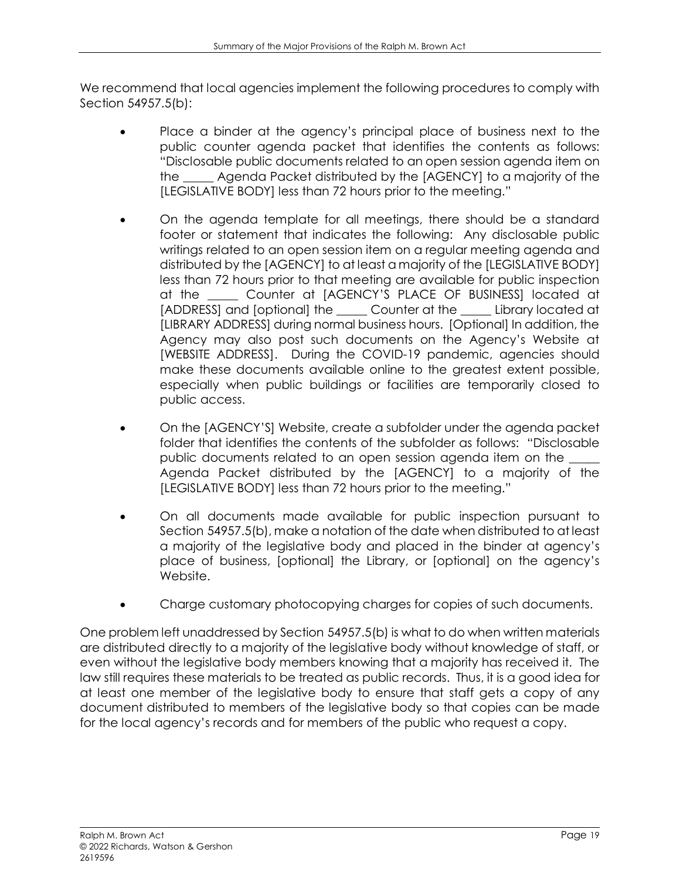We recommend that local agencies implement the following procedures to comply with Section 54957.5(b):

- Place a binder at the agency's principal place of business next to the public counter agenda packet that identifies the contents as follows: "Disclosable public documents related to an open session agenda item on the _____ Agenda Packet distributed by the [AGENCY] to a majority of the [LEGISLATIVE BODY] less than 72 hours prior to the meeting."

- On the agenda template for all meetings, there should be a standard footer or statement that indicates the following: Any disclosable public writings related to an open session item on a regular meeting agenda and distributed by the [AGENCY] to at least a majority of the [LEGISLATIVE BODY] less than 72 hours prior to that meeting are available for public inspection at the _____ Counter at [AGENCY'S PLACE OF BUSINESS] located at [ADDRESS] and [optional] the _____ Counter at the _____ Library located at [LIBRARY ADDRESS] during normal business hours. [Optional] In addition, the Agency may also post such documents on the Agency's Website at [WEBSITE ADDRESS]. During the COVID-19 pandemic, agencies should make these documents available online to the greatest extent possible, especially when public buildings or facilities are temporarily closed to public access.

- On the [AGENCY'S] Website, create a subfolder under the agenda packet folder that identifies the contents of the subfolder as follows: "Disclosable public documents related to an open session agenda item on the _____ Agenda Packet distributed by the [AGENCY] to a majority of the [LEGISLATIVE BODY] less than 72 hours prior to the meeting."

- On all documents made available for public inspection pursuant to Section 54957.5(b), make a notation of the date when distributed to at least a majority of the legislative body and placed in the binder at agency's place of business, [optional] the Library, or [optional] on the agency's Website.

- Charge customary photocopying charges for copies of such documents.

One problem left unaddressed by Section 54957.5(b) is what to do when written materials are distributed directly to a majority of the legislative body without knowledge of staff, or even without the legislative body members knowing that a majority has received it. The law still requires these materials to be treated as public records. Thus, it is a good idea for at least one member of the legislative body to ensure that staff gets a copy of any document distributed to members of the legislative body so that copies can be made for the local agency's records and for members of the public who request a copy.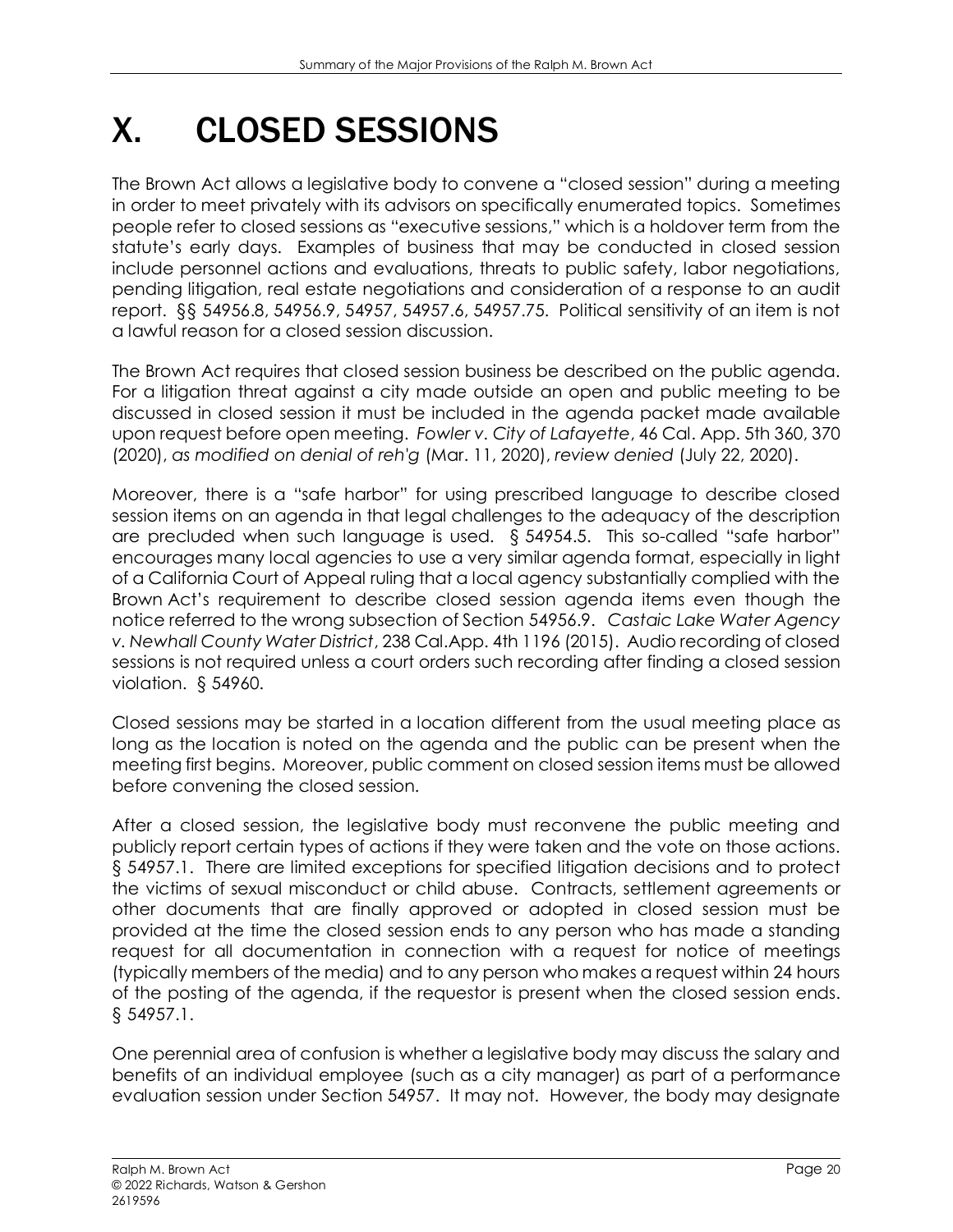# X. CLOSED SESSIONS

The Brown Act allows a legislative body to convene a "closed session" during a meeting in order to meet privately with its advisors on specifically enumerated topics. Sometimes people refer to closed sessions as "executive sessions," which is a holdover term from the statute's early days. Examples of business that may be conducted in closed session include personnel actions and evaluations, threats to public safety, labor negotiations, pending litigation, real estate negotiations and consideration of a response to an audit report. §§ 54956.8, 54956.9, 54957, 54957.6, 54957.75. Political sensitivity of an item is not a lawful reason for a closed session discussion.

The Brown Act requires that closed session business be described on the public agenda. For a litigation threat against a city made outside an open and public meeting to be discussed in closed session it must be included in the agenda packet made available upon request before open meeting. *Fowler v. City of Lafayette*, 46 Cal. App. 5th 360, 370 (2020), *as modified on denial of reh'g* (Mar. 11, 2020), *review denied* (July 22, 2020).

Moreover, there is a "safe harbor" for using prescribed language to describe closed session items on an agenda in that legal challenges to the adequacy of the description are precluded when such language is used. § 54954.5. This so-called "safe harbor" encourages many local agencies to use a very similar agenda format, especially in light of a California Court of Appeal ruling that a local agency substantially complied with the Brown Act's requirement to describe closed session agenda items even though the notice referred to the wrong subsection of Section 54956.9. *Castaic Lake Water Agency v. Newhall County Water District*, 238 Cal.App. 4th 1196 (2015). Audio recording of closed sessions is not required unless a court orders such recording after finding a closed session violation. § 54960.

Closed sessions may be started in a location different from the usual meeting place as long as the location is noted on the agenda and the public can be present when the meeting first begins. Moreover, public comment on closed session items must be allowed before convening the closed session.

After a closed session, the legislative body must reconvene the public meeting and publicly report certain types of actions if they were taken and the vote on those actions. § 54957.1. There are limited exceptions for specified litigation decisions and to protect the victims of sexual misconduct or child abuse. Contracts, settlement agreements or other documents that are finally approved or adopted in closed session must be provided at the time the closed session ends to any person who has made a standing request for all documentation in connection with a request for notice of meetings (typically members of the media) and to any person who makes a request within 24 hours of the posting of the agenda, if the requestor is present when the closed session ends. § 54957.1.

One perennial area of confusion is whether a legislative body may discuss the salary and benefits of an individual employee (such as a city manager) as part of a performance evaluation session under Section 54957. It may not. However, the body may designate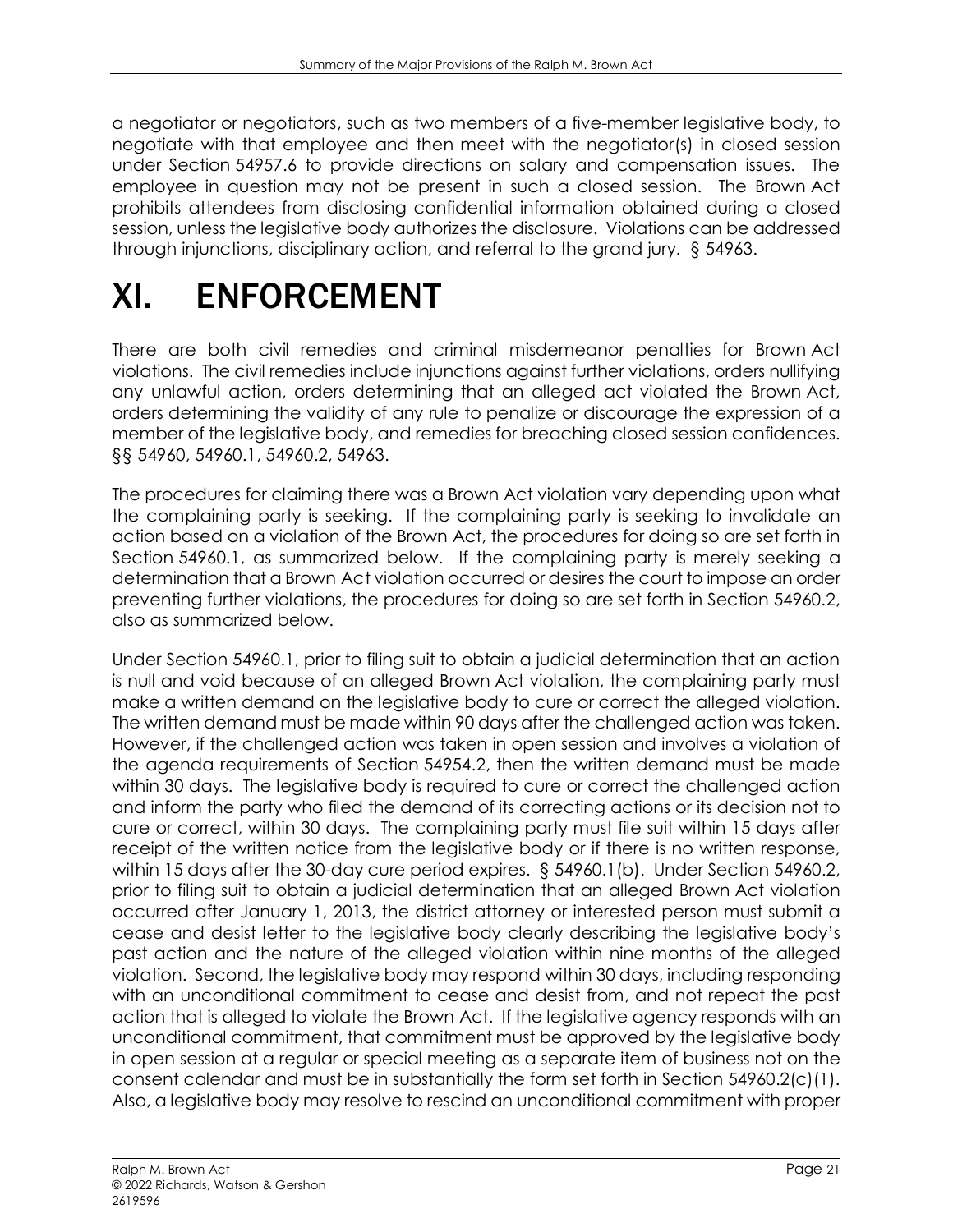a negotiator or negotiators, such as two members of a five-member legislative body, to negotiate with that employee and then meet with the negotiator(s) in closed session under Section 54957.6 to provide directions on salary and compensation issues. The employee in question may not be present in such a closed session. The Brown Act prohibits attendees from disclosing confidential information obtained during a closed session, unless the legislative body authorizes the disclosure. Violations can be addressed through injunctions, disciplinary action, and referral to the grand jury. § 54963.

# XI. ENFORCEMENT

There are both civil remedies and criminal misdemeanor penalties for Brown Act violations. The civil remedies include injunctions against further violations, orders nullifying any unlawful action, orders determining that an alleged act violated the Brown Act, orders determining the validity of any rule to penalize or discourage the expression of a member of the legislative body, and remedies for breaching closed session confidences. §§ 54960, 54960.1, 54960.2, 54963.

The procedures for claiming there was a Brown Act violation vary depending upon what the complaining party is seeking. If the complaining party is seeking to invalidate an action based on a violation of the Brown Act, the procedures for doing so are set forth in Section 54960.1, as summarized below. If the complaining party is merely seeking a determination that a Brown Act violation occurred or desires the court to impose an order preventing further violations, the procedures for doing so are set forth in Section 54960.2, also as summarized below.

Under Section 54960.1, prior to filing suit to obtain a judicial determination that an action is null and void because of an alleged Brown Act violation, the complaining party must make a written demand on the legislative body to cure or correct the alleged violation. The written demand must be made within 90 days after the challenged action was taken. However, if the challenged action was taken in open session and involves a violation of the agenda requirements of Section 54954.2, then the written demand must be made within 30 days. The legislative body is required to cure or correct the challenged action and inform the party who filed the demand of its correcting actions or its decision not to cure or correct, within 30 days. The complaining party must file suit within 15 days after receipt of the written notice from the legislative body or if there is no written response, within 15 days after the 30-day cure period expires. § 54960.1(b). Under Section 54960.2, prior to filing suit to obtain a judicial determination that an alleged Brown Act violation occurred after January 1, 2013, the district attorney or interested person must submit a cease and desist letter to the legislative body clearly describing the legislative body's past action and the nature of the alleged violation within nine months of the alleged violation. Second, the legislative body may respond within 30 days, including responding with an unconditional commitment to cease and desist from, and not repeat the past action that is alleged to violate the Brown Act. If the legislative agency responds with an unconditional commitment, that commitment must be approved by the legislative body in open session at a regular or special meeting as a separate item of business not on the consent calendar and must be in substantially the form set forth in Section 54960.2(c)(1). Also, a legislative body may resolve to rescind an unconditional commitment with proper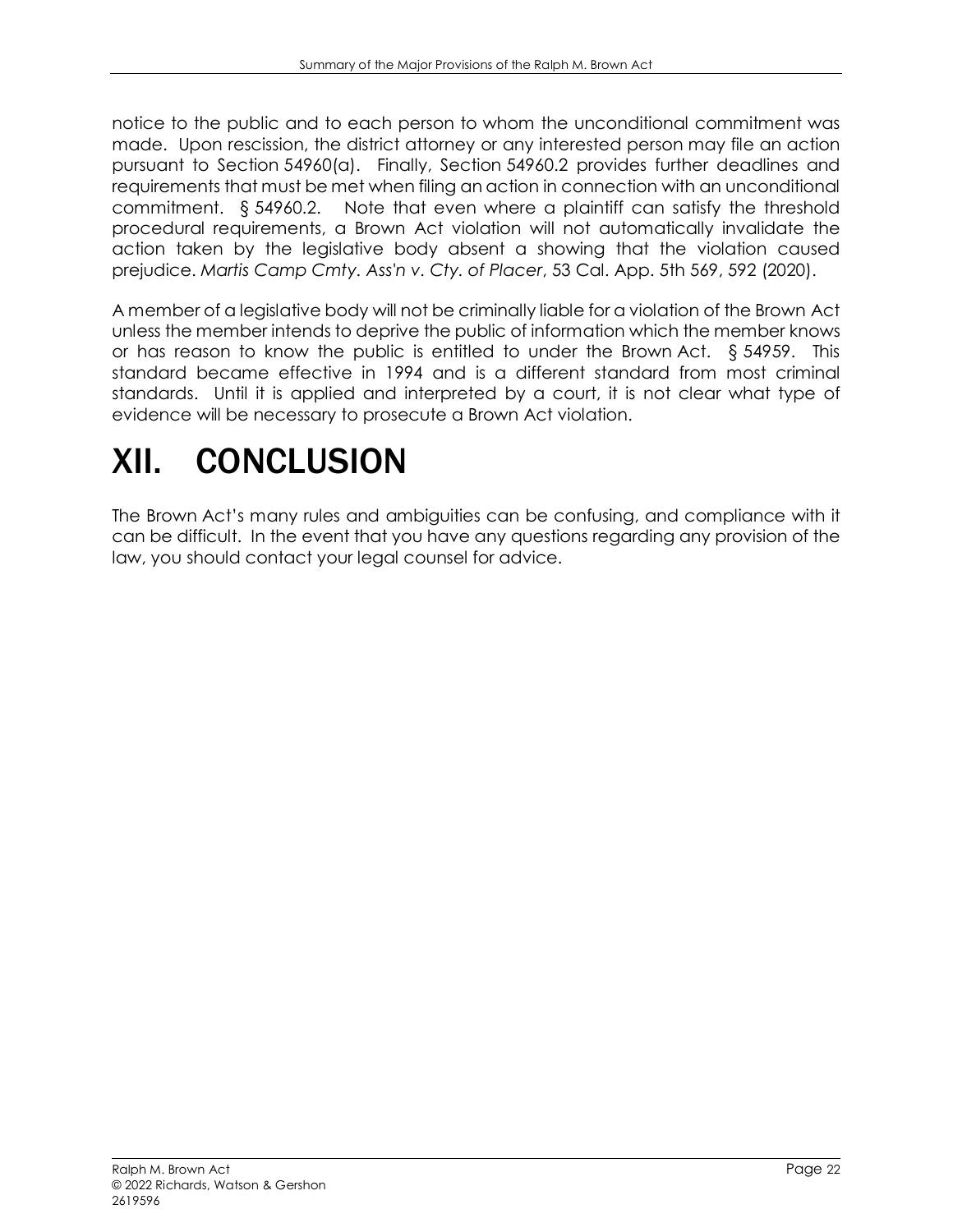notice to the public and to each person to whom the unconditional commitment was made. Upon rescission, the district attorney or any interested person may file an action pursuant to Section 54960(a). Finally, Section 54960.2 provides further deadlines and requirements that must be met when filing an action in connection with an unconditional commitment. § 54960.2. Note that even where a plaintiff can satisfy the threshold procedural requirements, a Brown Act violation will not automatically invalidate the action taken by the legislative body absent a showing that the violation caused prejudice. *Martis Camp Cmty. Ass'n v. Cty. of Placer*, 53 Cal. App. 5th 569, 592 (2020).

A member of a legislative body will not be criminally liable for a violation of the Brown Act unless the member intends to deprive the public of information which the member knows or has reason to know the public is entitled to under the Brown Act. § 54959. This standard became effective in 1994 and is a different standard from most criminal standards. Until it is applied and interpreted by a court, it is not clear what type of evidence will be necessary to prosecute a Brown Act violation.

# XII. CONCLUSION

The Brown Act's many rules and ambiguities can be confusing, and compliance with it can be difficult. In the event that you have any questions regarding any provision of the law, you should contact your legal counsel for advice.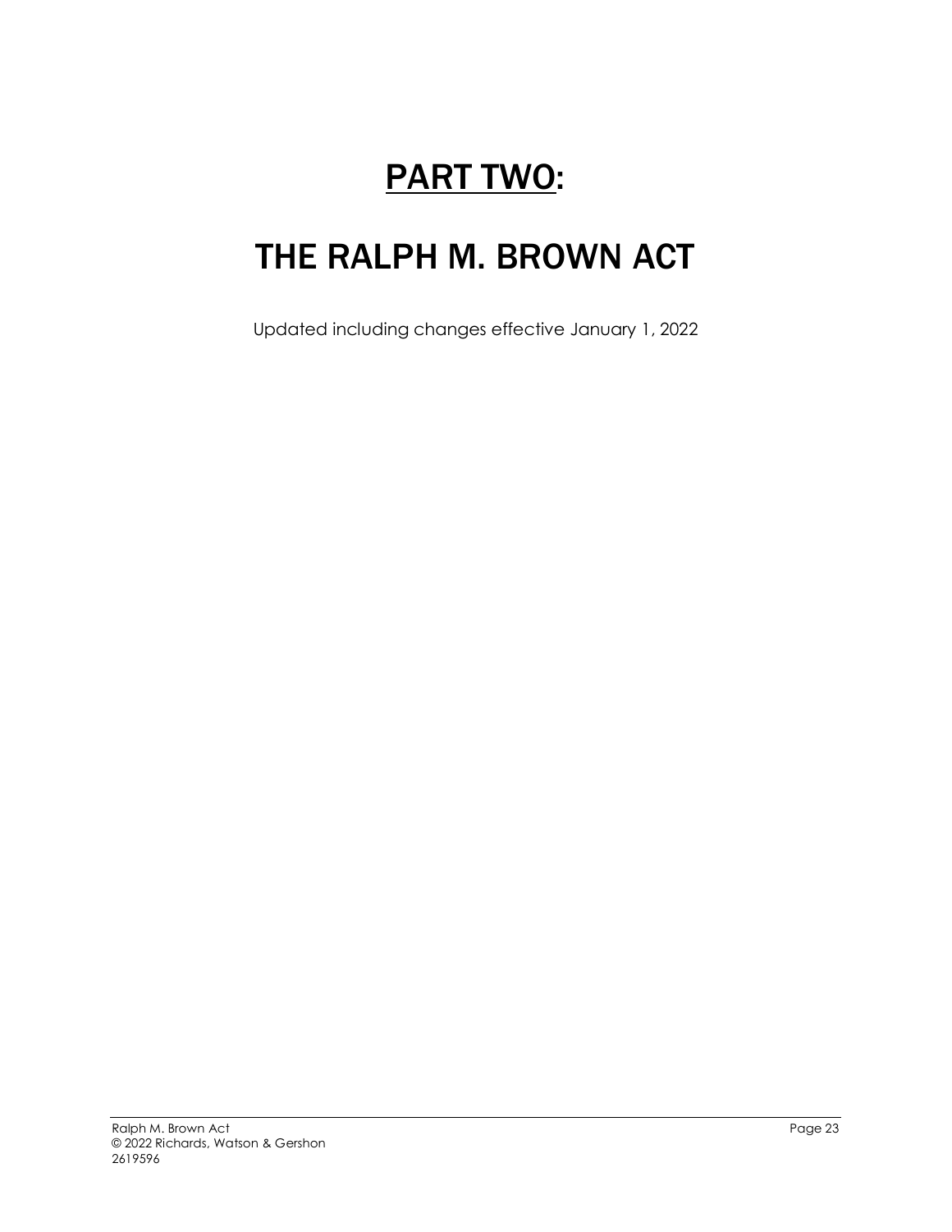# PART TWO:

# THE RALPH M. BROWN ACT

Updated including changes effective January 1, 2022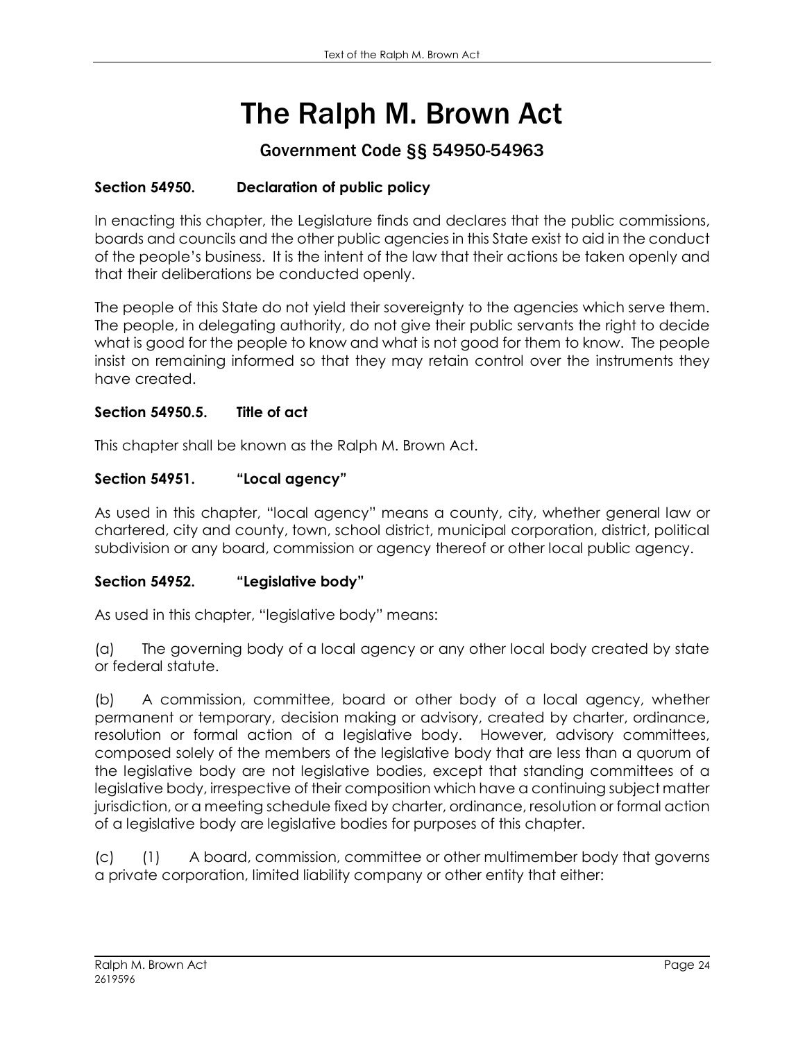# The Ralph M. Brown Act

## Government Code §§ 54950-54963

**Section 54950. Declaration of public policy**

In enacting this chapter, the Legislature finds and declares that the public commissions, boards and councils and the other public agencies in this State exist to aid in the conduct of the people's business. It is the intent of the law that their actions be taken openly and that their deliberations be conducted openly.

The people of this State do not yield their sovereignty to the agencies which serve them. The people, in delegating authority, do not give their public servants the right to decide what is good for the people to know and what is not good for them to know. The people insist on remaining informed so that they may retain control over the instruments they have created.

**Section 54950.5. Title of act**

This chapter shall be known as the Ralph M. Brown Act.

**Section 54951. "Local agency"**

As used in this chapter, "local agency" means a county, city, whether general law or chartered, city and county, town, school district, municipal corporation, district, political subdivision or any board, commission or agency thereof or other local public agency.

**Section 54952. "Legislative body"**

As used in this chapter, "legislative body" means:

(a) The governing body of a local agency or any other local body created by state or federal statute.

(b) A commission, committee, board or other body of a local agency, whether permanent or temporary, decision making or advisory, created by charter, ordinance, resolution or formal action of a legislative body. However, advisory committees, composed solely of the members of the legislative body that are less than a quorum of the legislative body are not legislative bodies, except that standing committees of a legislative body, irrespective of their composition which have a continuing subject matter jurisdiction, or a meeting schedule fixed by charter, ordinance, resolution or formal action of a legislative body are legislative bodies for purposes of this chapter.

(c) (1) A board, commission, committee or other multimember body that governs a private corporation, limited liability company or other entity that either: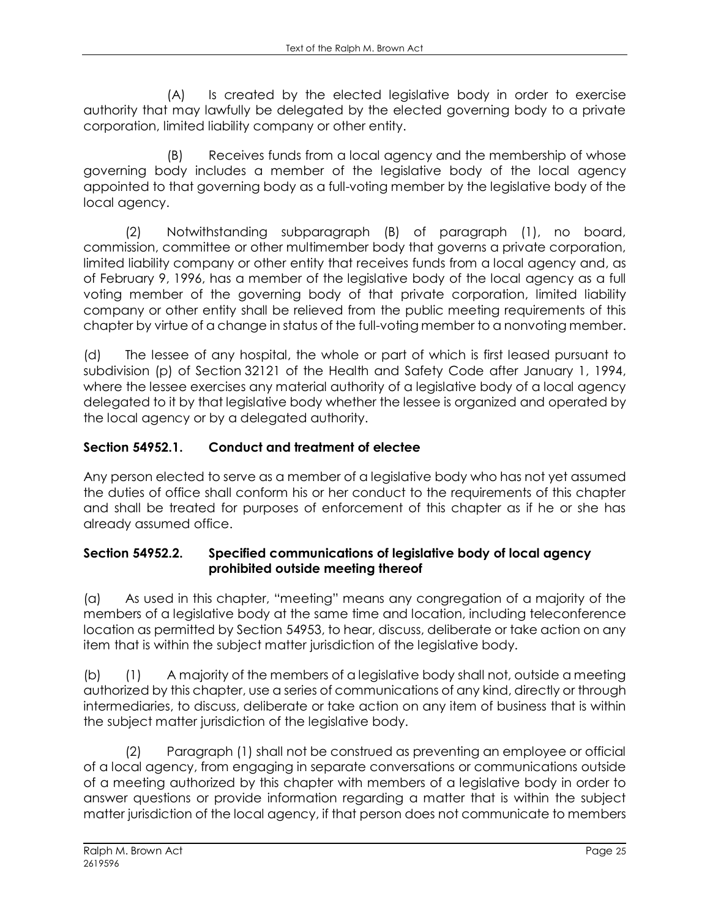(A) Is created by the elected legislative body in order to exercise authority that may lawfully be delegated by the elected governing body to a private corporation, limited liability company or other entity.

(B) Receives funds from a local agency and the membership of whose governing body includes a member of the legislative body of the local agency appointed to that governing body as a full-voting member by the legislative body of the local agency.

(2) Notwithstanding subparagraph (B) of paragraph (1), no board, commission, committee or other multimember body that governs a private corporation, limited liability company or other entity that receives funds from a local agency and, as of February 9, 1996, has a member of the legislative body of the local agency as a full voting member of the governing body of that private corporation, limited liability company or other entity shall be relieved from the public meeting requirements of this chapter by virtue of a change in status of the full-voting member to a nonvoting member.

(d) The lessee of any hospital, the whole or part of which is first leased pursuant to subdivision (p) of Section 32121 of the Health and Safety Code after January 1, 1994, where the lessee exercises any material authority of a legislative body of a local agency delegated to it by that legislative body whether the lessee is organized and operated by the local agency or by a delegated authority.

### Section 54952.1. Conduct and treatment of electee

Any person elected to serve as a member of a legislative body who has not yet assumed the duties of office shall conform his or her conduct to the requirements of this chapter and shall be treated for purposes of enforcement of this chapter as if he or she has already assumed office.

### Section 54952.2. Specified communications of legislative body of local agency prohibited outside meeting thereof

(a) As used in this chapter, "meeting" means any congregation of a majority of the members of a legislative body at the same time and location, including teleconference location as permitted by Section 54953, to hear, discuss, deliberate or take action on any item that is within the subject matter jurisdiction of the legislative body.

(b) (1) A majority of the members of a legislative body shall not, outside a meeting authorized by this chapter, use a series of communications of any kind, directly or through intermediaries, to discuss, deliberate or take action on any item of business that is within the subject matter jurisdiction of the legislative body.

(2) Paragraph (1) shall not be construed as preventing an employee or official of a local agency, from engaging in separate conversations or communications outside of a meeting authorized by this chapter with members of a legislative body in order to answer questions or provide information regarding a matter that is within the subject matter jurisdiction of the local agency, if that person does not communicate to members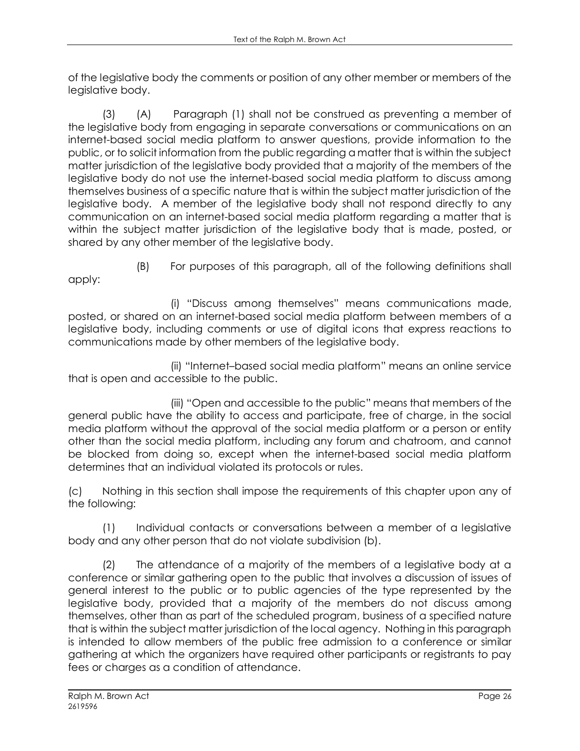of the legislative body the comments or position of any other member or members of the legislative body.

(3) (A) Paragraph (1) shall not be construed as preventing a member of the legislative body from engaging in separate conversations or communications on an internet-based social media platform to answer questions, provide information to the public, or to solicit information from the public regarding a matter that is within the subject matter jurisdiction of the legislative body provided that a majority of the members of the legislative body do not use the internet-based social media platform to discuss among themselves business of a specific nature that is within the subject matter jurisdiction of the legislative body. A member of the legislative body shall not respond directly to any communication on an internet-based social media platform regarding a matter that is within the subject matter jurisdiction of the legislative body that is made, posted, or shared by any other member of the legislative body.

(B) For purposes of this paragraph, all of the following definitions shall apply:

(i) "Discuss among themselves" means communications made, posted, or shared on an internet-based social media platform between members of a legislative body, including comments or use of digital icons that express reactions to communications made by other members of the legislative body.

(ii) "Internet–based social media platform" means an online service that is open and accessible to the public.

(iii) "Open and accessible to the public" means that members of the general public have the ability to access and participate, free of charge, in the social media platform without the approval of the social media platform or a person or entity other than the social media platform, including any forum and chatroom, and cannot be blocked from doing so, except when the internet-based social media platform determines that an individual violated its protocols or rules.

(c) Nothing in this section shall impose the requirements of this chapter upon any of the following:

(1) Individual contacts or conversations between a member of a legislative body and any other person that do not violate subdivision (b).

(2) The attendance of a majority of the members of a legislative body at a conference or similar gathering open to the public that involves a discussion of issues of general interest to the public or to public agencies of the type represented by the legislative body, provided that a majority of the members do not discuss among themselves, other than as part of the scheduled program, business of a specified nature that is within the subject matter jurisdiction of the local agency. Nothing in this paragraph is intended to allow members of the public free admission to a conference or similar gathering at which the organizers have required other participants or registrants to pay fees or charges as a condition of attendance.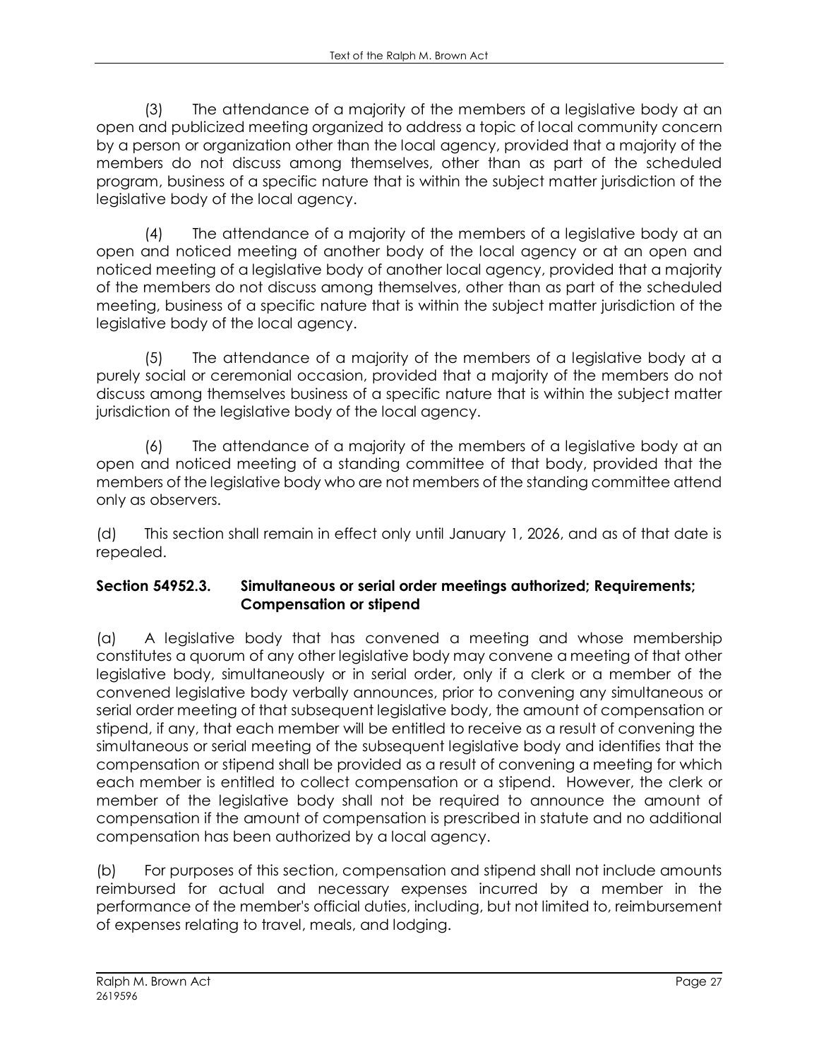(3) The attendance of a majority of the members of a legislative body at an open and publicized meeting organized to address a topic of local community concern by a person or organization other than the local agency, provided that a majority of the members do not discuss among themselves, other than as part of the scheduled program, business of a specific nature that is within the subject matter jurisdiction of the legislative body of the local agency.

(4) The attendance of a majority of the members of a legislative body at an open and noticed meeting of another body of the local agency or at an open and noticed meeting of a legislative body of another local agency, provided that a majority of the members do not discuss among themselves, other than as part of the scheduled meeting, business of a specific nature that is within the subject matter jurisdiction of the legislative body of the local agency.

(5) The attendance of a majority of the members of a legislative body at a purely social or ceremonial occasion, provided that a majority of the members do not discuss among themselves business of a specific nature that is within the subject matter jurisdiction of the legislative body of the local agency.

(6) The attendance of a majority of the members of a legislative body at an open and noticed meeting of a standing committee of that body, provided that the members of the legislative body who are not members of the standing committee attend only as observers.

(d) This section shall remain in effect only until January 1, 2026, and as of that date is repealed.

### Section 54952.3. Simultaneous or serial order meetings authorized; Requirements; Compensation or stipend

(a) A legislative body that has convened a meeting and whose membership constitutes a quorum of any other legislative body may convene a meeting of that other legislative body, simultaneously or in serial order, only if a clerk or a member of the convened legislative body verbally announces, prior to convening any simultaneous or serial order meeting of that subsequent legislative body, the amount of compensation or stipend, if any, that each member will be entitled to receive as a result of convening the simultaneous or serial meeting of the subsequent legislative body and identifies that the compensation or stipend shall be provided as a result of convening a meeting for which each member is entitled to collect compensation or a stipend. However, the clerk or member of the legislative body shall not be required to announce the amount of compensation if the amount of compensation is prescribed in statute and no additional compensation has been authorized by a local agency.

(b) For purposes of this section, compensation and stipend shall not include amounts reimbursed for actual and necessary expenses incurred by a member in the performance of the member's official duties, including, but not limited to, reimbursement of expenses relating to travel, meals, and lodging.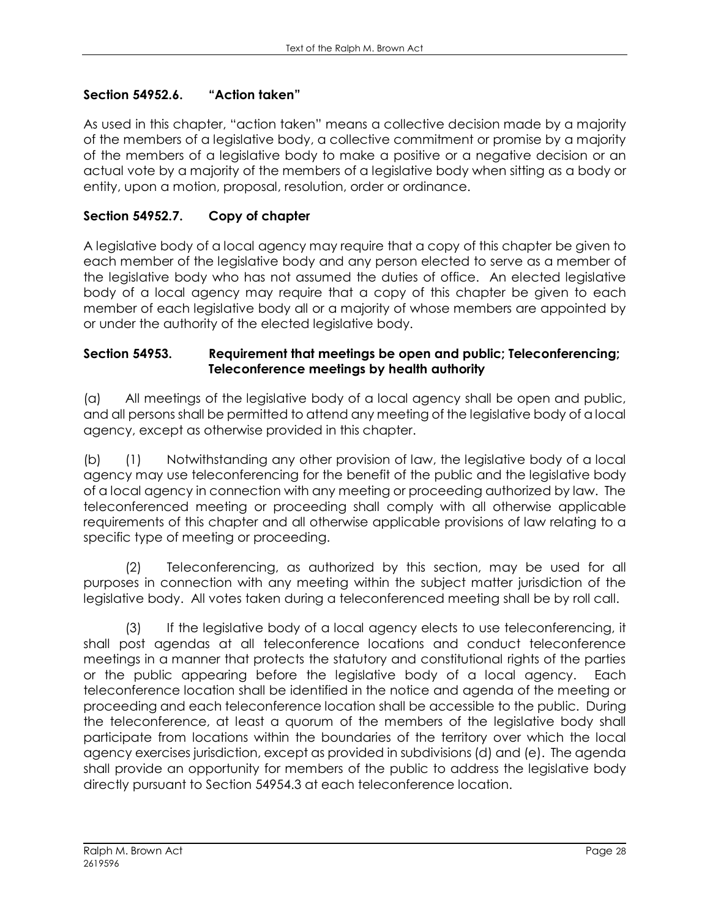### Section 54952.6. "Action taken"

As used in this chapter, "action taken" means a collective decision made by a majority of the members of a legislative body, a collective commitment or promise by a majority of the members of a legislative body to make a positive or a negative decision or an actual vote by a majority of the members of a legislative body when sitting as a body or entity, upon a motion, proposal, resolution, order or ordinance.

### Section 54952.7. Copy of chapter

A legislative body of a local agency may require that a copy of this chapter be given to each member of the legislative body and any person elected to serve as a member of the legislative body who has not assumed the duties of office. An elected legislative body of a local agency may require that a copy of this chapter be given to each member of each legislative body all or a majority of whose members are appointed by or under the authority of the elected legislative body.

### Section 54953. Requirement that meetings be open and public; Teleconferencing; Teleconference meetings by health authority

(a) All meetings of the legislative body of a local agency shall be open and public, and all persons shall be permitted to attend any meeting of the legislative body of a local agency, except as otherwise provided in this chapter.

(b) (1) Notwithstanding any other provision of law, the legislative body of a local agency may use teleconferencing for the benefit of the public and the legislative body of a local agency in connection with any meeting or proceeding authorized by law. The teleconferenced meeting or proceeding shall comply with all otherwise applicable requirements of this chapter and all otherwise applicable provisions of law relating to a specific type of meeting or proceeding.

(2) Teleconferencing, as authorized by this section, may be used for all purposes in connection with any meeting within the subject matter jurisdiction of the legislative body. All votes taken during a teleconferenced meeting shall be by roll call.

(3) If the legislative body of a local agency elects to use teleconferencing, it shall post agendas at all teleconference locations and conduct teleconference meetings in a manner that protects the statutory and constitutional rights of the parties or the public appearing before the legislative body of a local agency. Each teleconference location shall be identified in the notice and agenda of the meeting or proceeding and each teleconference location shall be accessible to the public. During the teleconference, at least a quorum of the members of the legislative body shall participate from locations within the boundaries of the territory over which the local agency exercises jurisdiction, except as provided in subdivisions (d) and (e). The agenda shall provide an opportunity for members of the public to address the legislative body directly pursuant to Section 54954.3 at each teleconference location.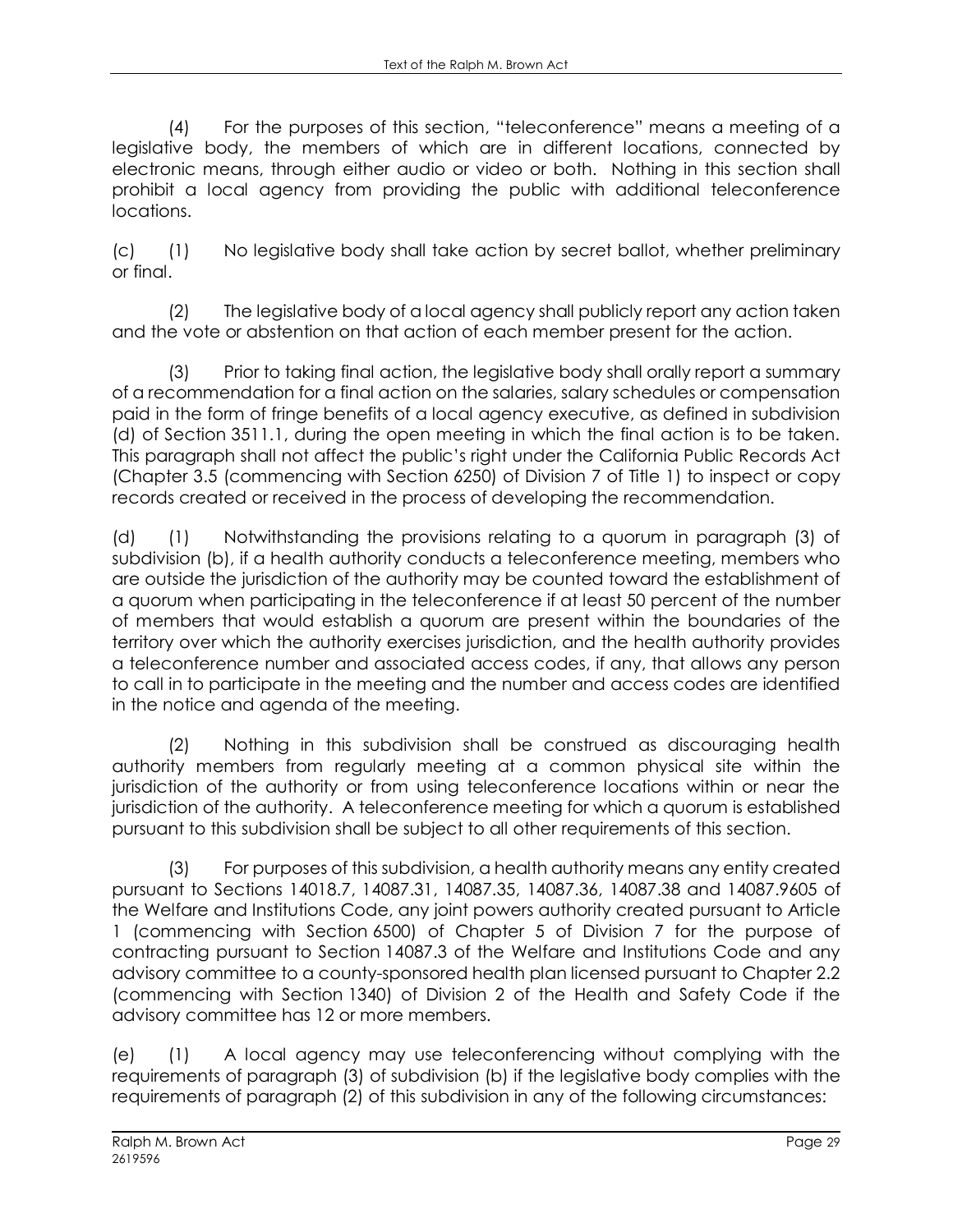(4) For the purposes of this section, "teleconference" means a meeting of a legislative body, the members of which are in different locations, connected by electronic means, through either audio or video or both. Nothing in this section shall prohibit a local agency from providing the public with additional teleconference locations.

(c) (1) No legislative body shall take action by secret ballot, whether preliminary or final.

(2) The legislative body of a local agency shall publicly report any action taken and the vote or abstention on that action of each member present for the action.

(3) Prior to taking final action, the legislative body shall orally report a summary of a recommendation for a final action on the salaries, salary schedules or compensation paid in the form of fringe benefits of a local agency executive, as defined in subdivision (d) of Section 3511.1, during the open meeting in which the final action is to be taken. This paragraph shall not affect the public's right under the California Public Records Act (Chapter 3.5 (commencing with Section 6250) of Division 7 of Title 1) to inspect or copy records created or received in the process of developing the recommendation.

(d) (1) Notwithstanding the provisions relating to a quorum in paragraph (3) of subdivision (b), if a health authority conducts a teleconference meeting, members who are outside the jurisdiction of the authority may be counted toward the establishment of a quorum when participating in the teleconference if at least 50 percent of the number of members that would establish a quorum are present within the boundaries of the territory over which the authority exercises jurisdiction, and the health authority provides a teleconference number and associated access codes, if any, that allows any person to call in to participate in the meeting and the number and access codes are identified in the notice and agenda of the meeting.

(2) Nothing in this subdivision shall be construed as discouraging health authority members from regularly meeting at a common physical site within the jurisdiction of the authority or from using teleconference locations within or near the jurisdiction of the authority. A teleconference meeting for which a quorum is established pursuant to this subdivision shall be subject to all other requirements of this section.

(3) For purposes of this subdivision, a health authority means any entity created pursuant to Sections 14018.7, 14087.31, 14087.35, 14087.36, 14087.38 and 14087.9605 of the Welfare and Institutions Code, any joint powers authority created pursuant to Article 1 (commencing with Section 6500) of Chapter 5 of Division 7 for the purpose of contracting pursuant to Section 14087.3 of the Welfare and Institutions Code and any advisory committee to a county-sponsored health plan licensed pursuant to Chapter 2.2 (commencing with Section 1340) of Division 2 of the Health and Safety Code if the advisory committee has 12 or more members.

(e) (1) A local agency may use teleconferencing without complying with the requirements of paragraph (3) of subdivision (b) if the legislative body complies with the requirements of paragraph (2) of this subdivision in any of the following circumstances: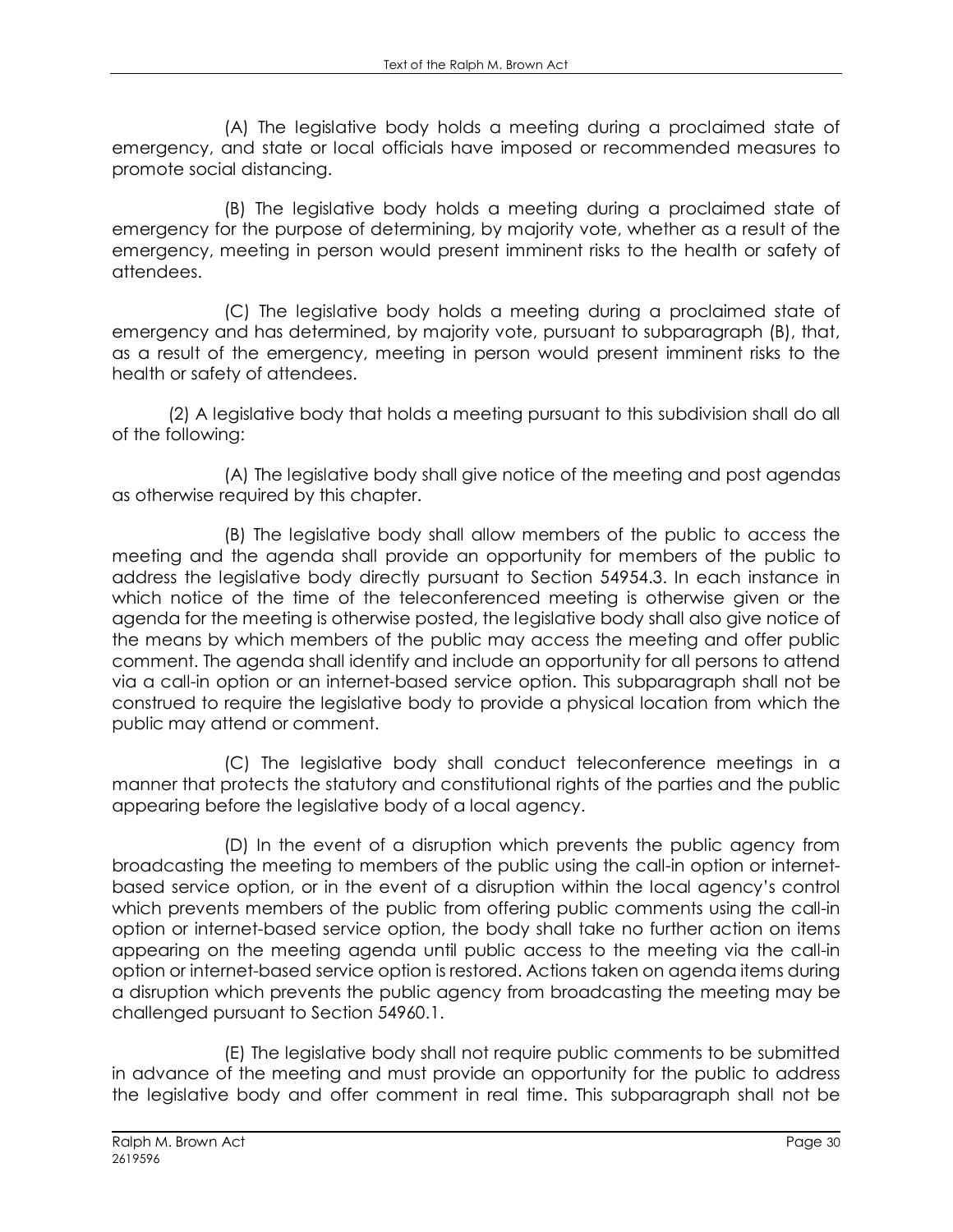(A) The legislative body holds a meeting during a proclaimed state of emergency, and state or local officials have imposed or recommended measures to promote social distancing.

(B) The legislative body holds a meeting during a proclaimed state of emergency for the purpose of determining, by majority vote, whether as a result of the emergency, meeting in person would present imminent risks to the health or safety of attendees.

(C) The legislative body holds a meeting during a proclaimed state of emergency and has determined, by majority vote, pursuant to subparagraph (B), that, as a result of the emergency, meeting in person would present imminent risks to the health or safety of attendees.

(2) A legislative body that holds a meeting pursuant to this subdivision shall do all of the following:

(A) The legislative body shall give notice of the meeting and post agendas as otherwise required by this chapter.

(B) The legislative body shall allow members of the public to access the meeting and the agenda shall provide an opportunity for members of the public to address the legislative body directly pursuant to Section 54954.3. In each instance in which notice of the time of the teleconferenced meeting is otherwise given or the agenda for the meeting is otherwise posted, the legislative body shall also give notice of the means by which members of the public may access the meeting and offer public comment. The agenda shall identify and include an opportunity for all persons to attend via a call-in option or an internet-based service option. This subparagraph shall not be construed to require the legislative body to provide a physical location from which the public may attend or comment.

(C) The legislative body shall conduct teleconference meetings in a manner that protects the statutory and constitutional rights of the parties and the public appearing before the legislative body of a local agency.

(D) In the event of a disruption which prevents the public agency from broadcasting the meeting to members of the public using the call-in option or internet-based service option, or in the event of a disruption within the local agency's control which prevents members of the public from offering public comments using the call-in option or internet-based service option, the body shall take no further action on items appearing on the meeting agenda until public access to the meeting via the call-in option or internet-based service option is restored. Actions taken on agenda items during a disruption which prevents the public agency from broadcasting the meeting may be challenged pursuant to Section 54960.1.

(E) The legislative body shall not require public comments to be submitted in advance of the meeting and must provide an opportunity for the public to address the legislative body and offer comment in real time. This subparagraph shall not be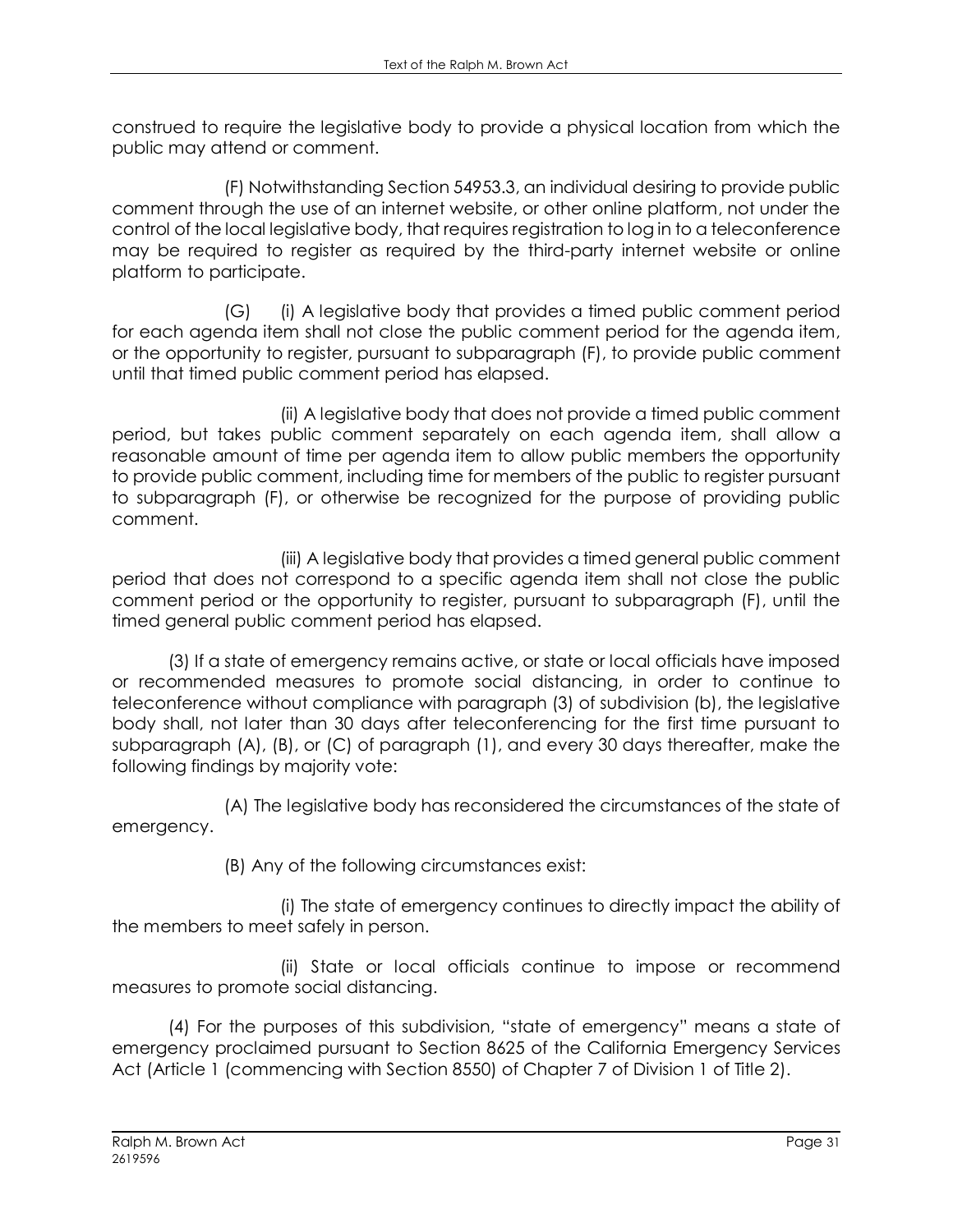construed to require the legislative body to provide a physical location from which the public may attend or comment.

(F) Notwithstanding Section 54953.3, an individual desiring to provide public comment through the use of an internet website, or other online platform, not under the control of the local legislative body, that requires registration to log in to a teleconference may be required to register as required by the third-party internet website or online platform to participate.

(G) (i) A legislative body that provides a timed public comment period for each agenda item shall not close the public comment period for the agenda item, or the opportunity to register, pursuant to subparagraph (F), to provide public comment until that timed public comment period has elapsed.

(ii) A legislative body that does not provide a timed public comment period, but takes public comment separately on each agenda item, shall allow a reasonable amount of time per agenda item to allow public members the opportunity to provide public comment, including time for members of the public to register pursuant to subparagraph (F), or otherwise be recognized for the purpose of providing public comment.

(iii) A legislative body that provides a timed general public comment period that does not correspond to a specific agenda item shall not close the public comment period or the opportunity to register, pursuant to subparagraph (F), until the timed general public comment period has elapsed.

(3) If a state of emergency remains active, or state or local officials have imposed or recommended measures to promote social distancing, in order to continue to teleconference without compliance with paragraph (3) of subdivision (b), the legislative body shall, not later than 30 days after teleconferencing for the first time pursuant to subparagraph (A), (B), or (C) of paragraph (1), and every 30 days thereafter, make the following findings by majority vote:

(A) The legislative body has reconsidered the circumstances of the state of emergency.

(B) Any of the following circumstances exist:

(i) The state of emergency continues to directly impact the ability of the members to meet safely in person.

(ii) State or local officials continue to impose or recommend measures to promote social distancing.

(4) For the purposes of this subdivision, "state of emergency" means a state of emergency proclaimed pursuant to Section 8625 of the California Emergency Services Act (Article 1 (commencing with Section 8550) of Chapter 7 of Division 1 of Title 2).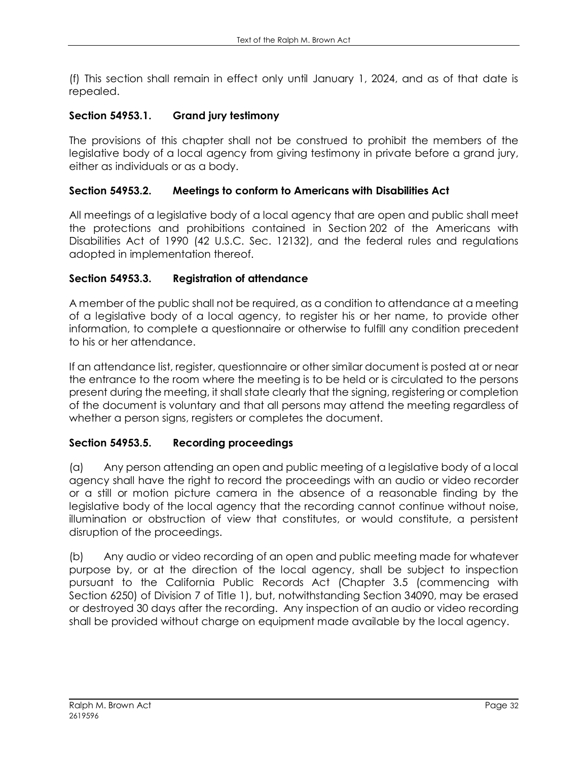(f) This section shall remain in effect only until January 1, 2024, and as of that date is repealed.

### Section 54953.1. Grand jury testimony

The provisions of this chapter shall not be construed to prohibit the members of the legislative body of a local agency from giving testimony in private before a grand jury, either as individuals or as a body.

### Section 54953.2. Meetings to conform to Americans with Disabilities Act

All meetings of a legislative body of a local agency that are open and public shall meet the protections and prohibitions contained in Section 202 of the Americans with Disabilities Act of 1990 (42 U.S.C. Sec. 12132), and the federal rules and regulations adopted in implementation thereof.

### Section 54953.3. Registration of attendance

A member of the public shall not be required, as a condition to attendance at a meeting of a legislative body of a local agency, to register his or her name, to provide other information, to complete a questionnaire or otherwise to fulfill any condition precedent to his or her attendance.

If an attendance list, register, questionnaire or other similar document is posted at or near the entrance to the room where the meeting is to be held or is circulated to the persons present during the meeting, it shall state clearly that the signing, registering or completion of the document is voluntary and that all persons may attend the meeting regardless of whether a person signs, registers or completes the document.

### Section 54953.5. Recording proceedings

(a) Any person attending an open and public meeting of a legislative body of a local agency shall have the right to record the proceedings with an audio or video recorder or a still or motion picture camera in the absence of a reasonable finding by the legislative body of the local agency that the recording cannot continue without noise, illumination or obstruction of view that constitutes, or would constitute, a persistent disruption of the proceedings.

(b) Any audio or video recording of an open and public meeting made for whatever purpose by, or at the direction of the local agency, shall be subject to inspection pursuant to the California Public Records Act (Chapter 3.5 (commencing with Section 6250) of Division 7 of Title 1), but, notwithstanding Section 34090, may be erased or destroyed 30 days after the recording. Any inspection of an audio or video recording shall be provided without charge on equipment made available by the local agency.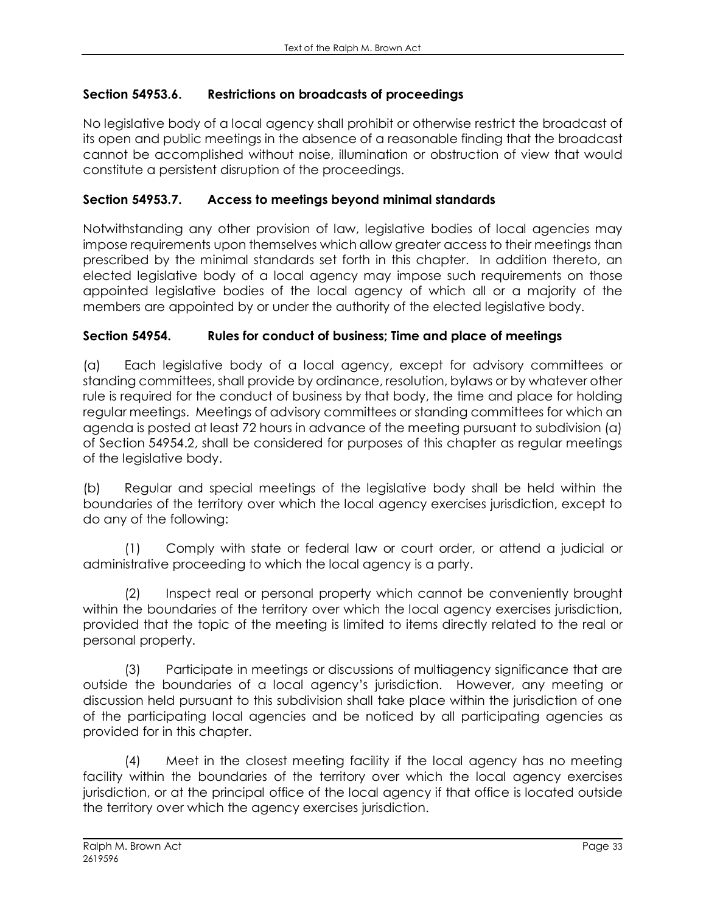### Section 54953.6. Restrictions on broadcasts of proceedings

No legislative body of a local agency shall prohibit or otherwise restrict the broadcast of its open and public meetings in the absence of a reasonable finding that the broadcast cannot be accomplished without noise, illumination or obstruction of view that would constitute a persistent disruption of the proceedings.

### Section 54953.7. Access to meetings beyond minimal standards

Notwithstanding any other provision of law, legislative bodies of local agencies may impose requirements upon themselves which allow greater access to their meetings than prescribed by the minimal standards set forth in this chapter. In addition thereto, an elected legislative body of a local agency may impose such requirements on those appointed legislative bodies of the local agency of which all or a majority of the members are appointed by or under the authority of the elected legislative body.

### Section 54954. Rules for conduct of business; Time and place of meetings

(a) Each legislative body of a local agency, except for advisory committees or standing committees, shall provide by ordinance, resolution, bylaws or by whatever other rule is required for the conduct of business by that body, the time and place for holding regular meetings. Meetings of advisory committees or standing committees for which an agenda is posted at least 72 hours in advance of the meeting pursuant to subdivision (a) of Section 54954.2, shall be considered for purposes of this chapter as regular meetings of the legislative body.

(b) Regular and special meetings of the legislative body shall be held within the boundaries of the territory over which the local agency exercises jurisdiction, except to do any of the following:

(1) Comply with state or federal law or court order, or attend a judicial or administrative proceeding to which the local agency is a party.

(2) Inspect real or personal property which cannot be conveniently brought within the boundaries of the territory over which the local agency exercises jurisdiction, provided that the topic of the meeting is limited to items directly related to the real or personal property.

(3) Participate in meetings or discussions of multiagency significance that are outside the boundaries of a local agency's jurisdiction. However, any meeting or discussion held pursuant to this subdivision shall take place within the jurisdiction of one of the participating local agencies and be noticed by all participating agencies as provided for in this chapter.

(4) Meet in the closest meeting facility if the local agency has no meeting facility within the boundaries of the territory over which the local agency exercises jurisdiction, or at the principal office of the local agency if that office is located outside the territory over which the agency exercises jurisdiction.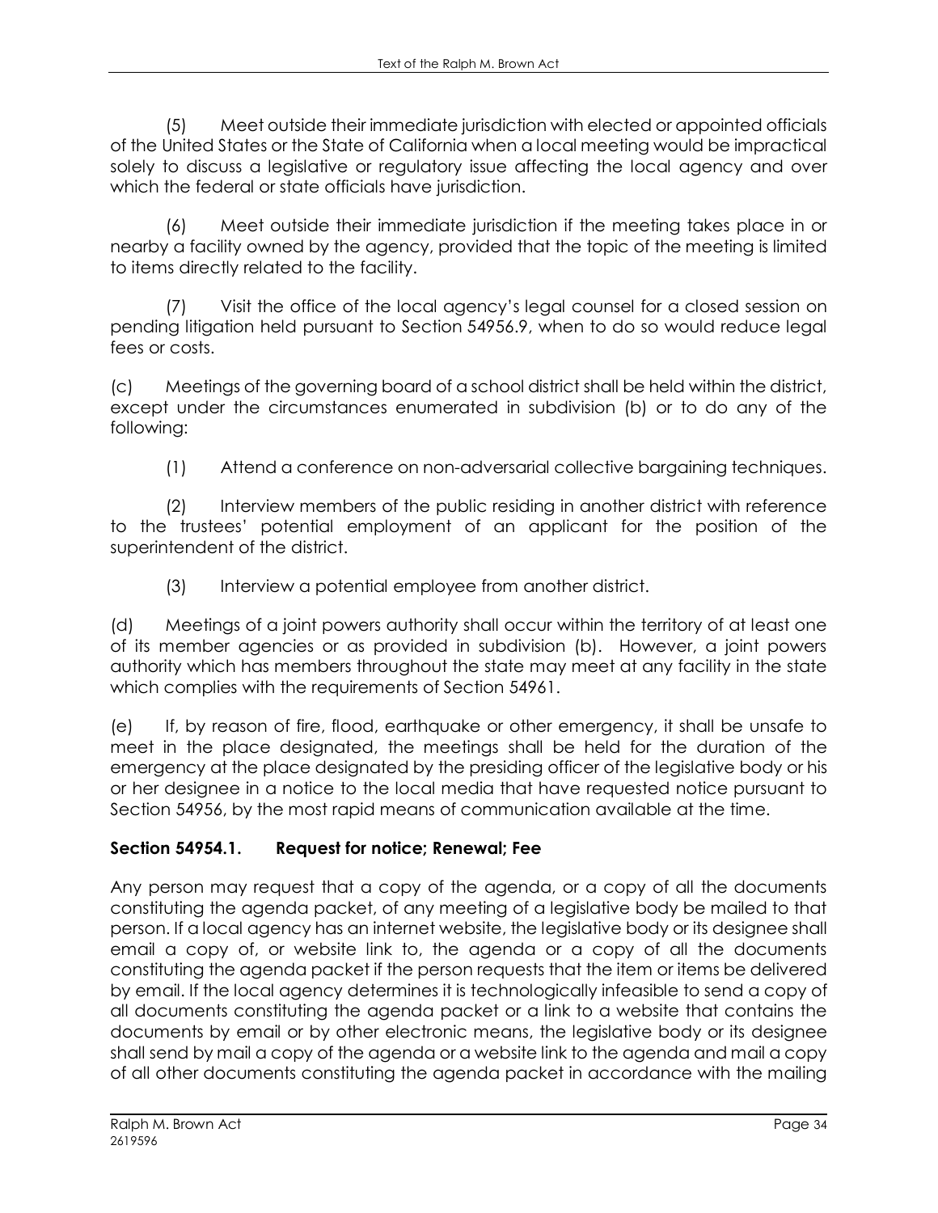(5) Meet outside their immediate jurisdiction with elected or appointed officials of the United States or the State of California when a local meeting would be impractical solely to discuss a legislative or regulatory issue affecting the local agency and over which the federal or state officials have jurisdiction.

(6) Meet outside their immediate jurisdiction if the meeting takes place in or nearby a facility owned by the agency, provided that the topic of the meeting is limited to items directly related to the facility.

(7) Visit the office of the local agency's legal counsel for a closed session on pending litigation held pursuant to Section 54956.9, when to do so would reduce legal fees or costs.

(c) Meetings of the governing board of a school district shall be held within the district, except under the circumstances enumerated in subdivision (b) or to do any of the following:

(1) Attend a conference on non-adversarial collective bargaining techniques.

(2) Interview members of the public residing in another district with reference to the trustees' potential employment of an applicant for the position of the superintendent of the district.

(3) Interview a potential employee from another district.

(d) Meetings of a joint powers authority shall occur within the territory of at least one of its member agencies or as provided in subdivision (b). However, a joint powers authority which has members throughout the state may meet at any facility in the state which complies with the requirements of Section 54961.

(e) If, by reason of fire, flood, earthquake or other emergency, it shall be unsafe to meet in the place designated, the meetings shall be held for the duration of the emergency at the place designated by the presiding officer of the legislative body or his or her designee in a notice to the local media that have requested notice pursuant to Section 54956, by the most rapid means of communication available at the time.

### Section 54954.1. Request for notice; Renewal; Fee

Any person may request that a copy of the agenda, or a copy of all the documents constituting the agenda packet, of any meeting of a legislative body be mailed to that person. If a local agency has an internet website, the legislative body or its designee shall email a copy of, or website link to, the agenda or a copy of all the documents constituting the agenda packet if the person requests that the item or items be delivered by email. If the local agency determines it is technologically infeasible to send a copy of all documents constituting the agenda packet or a link to a website that contains the documents by email or by other electronic means, the legislative body or its designee shall send by mail a copy of the agenda or a website link to the agenda and mail a copy of all other documents constituting the agenda packet in accordance with the mailing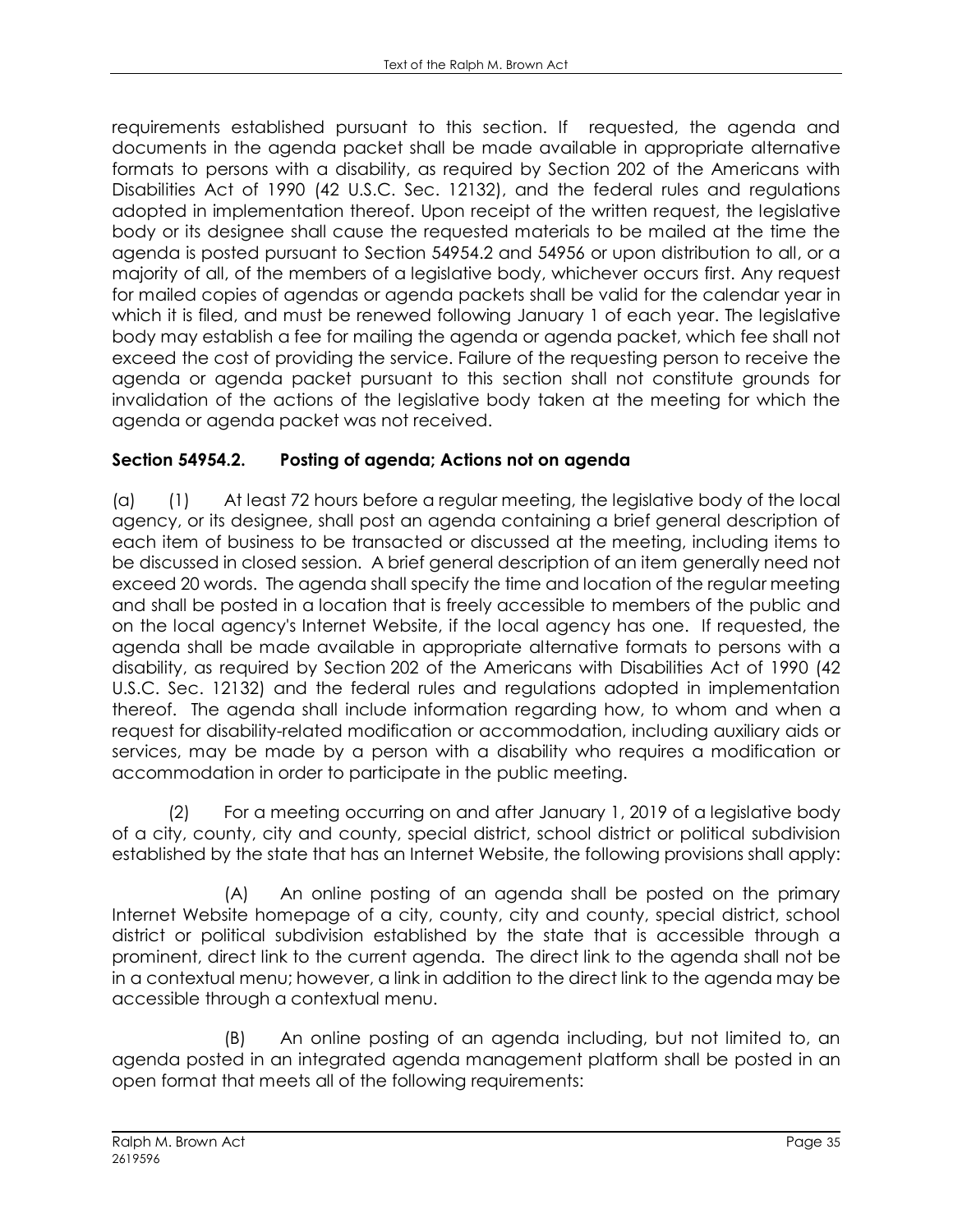requirements established pursuant to this section. If requested, the agenda and documents in the agenda packet shall be made available in appropriate alternative formats to persons with a disability, as required by Section 202 of the Americans with Disabilities Act of 1990 (42 U.S.C. Sec. 12132), and the federal rules and regulations adopted in implementation thereof. Upon receipt of the written request, the legislative body or its designee shall cause the requested materials to be mailed at the time the agenda is posted pursuant to Section 54954.2 and 54956 or upon distribution to all, or a majority of all, of the members of a legislative body, whichever occurs first. Any request for mailed copies of agendas or agenda packets shall be valid for the calendar year in which it is filed, and must be renewed following January 1 of each year. The legislative body may establish a fee for mailing the agenda or agenda packet, which fee shall not exceed the cost of providing the service. Failure of the requesting person to receive the agenda or agenda packet pursuant to this section shall not constitute grounds for invalidation of the actions of the legislative body taken at the meeting for which the agenda or agenda packet was not received.

**Section 54954.2. Posting of agenda; Actions not on agenda**

(a) (1) At least 72 hours before a regular meeting, the legislative body of the local agency, or its designee, shall post an agenda containing a brief general description of each item of business to be transacted or discussed at the meeting, including items to be discussed in closed session. A brief general description of an item generally need not exceed 20 words. The agenda shall specify the time and location of the regular meeting and shall be posted in a location that is freely accessible to members of the public and on the local agency's Internet Website, if the local agency has one. If requested, the agenda shall be made available in appropriate alternative formats to persons with a disability, as required by Section 202 of the Americans with Disabilities Act of 1990 (42 U.S.C. Sec. 12132) and the federal rules and regulations adopted in implementation thereof. The agenda shall include information regarding how, to whom and when a request for disability-related modification or accommodation, including auxiliary aids or services, may be made by a person with a disability who requires a modification or accommodation in order to participate in the public meeting.

(2) For a meeting occurring on and after January 1, 2019 of a legislative body of a city, county, city and county, special district, school district or political subdivision established by the state that has an Internet Website, the following provisions shall apply:

(A) An online posting of an agenda shall be posted on the primary Internet Website homepage of a city, county, city and county, special district, school district or political subdivision established by the state that is accessible through a prominent, direct link to the current agenda. The direct link to the agenda shall not be in a contextual menu; however, a link in addition to the direct link to the agenda may be accessible through a contextual menu.

(B) An online posting of an agenda including, but not limited to, an agenda posted in an integrated agenda management platform shall be posted in an open format that meets all of the following requirements: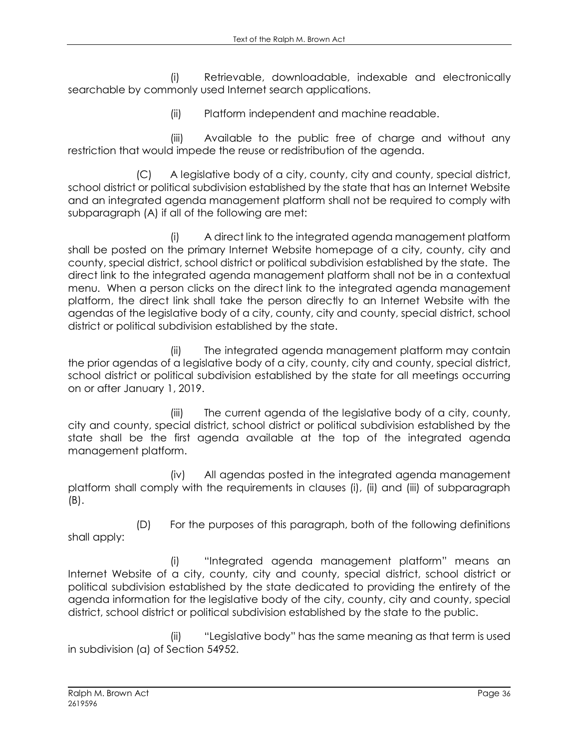(i) Retrievable, downloadable, indexable and electronically searchable by commonly used Internet search applications.

(ii) Platform independent and machine readable.

(iii) Available to the public free of charge and without any restriction that would impede the reuse or redistribution of the agenda.

(C) A legislative body of a city, county, city and county, special district, school district or political subdivision established by the state that has an Internet Website and an integrated agenda management platform shall not be required to comply with subparagraph (A) if all of the following are met:

(i) A direct link to the integrated agenda management platform shall be posted on the primary Internet Website homepage of a city, county, city and county, special district, school district or political subdivision established by the state. The direct link to the integrated agenda management platform shall not be in a contextual menu. When a person clicks on the direct link to the integrated agenda management platform, the direct link shall take the person directly to an Internet Website with the agendas of the legislative body of a city, county, city and county, special district, school district or political subdivision established by the state.

(ii) The integrated agenda management platform may contain the prior agendas of a legislative body of a city, county, city and county, special district, school district or political subdivision established by the state for all meetings occurring on or after January 1, 2019.

(iii) The current agenda of the legislative body of a city, county, city and county, special district, school district or political subdivision established by the state shall be the first agenda available at the top of the integrated agenda management platform.

(iv) All agendas posted in the integrated agenda management platform shall comply with the requirements in clauses (i), (ii) and (iii) of subparagraph (B).

(D) For the purposes of this paragraph, both of the following definitions shall apply:

(i) "Integrated agenda management platform" means an Internet Website of a city, county, city and county, special district, school district or political subdivision established by the state dedicated to providing the entirety of the agenda information for the legislative body of the city, county, city and county, special district, school district or political subdivision established by the state to the public.

(ii) "Legislative body" has the same meaning as that term is used in subdivision (a) of Section 54952.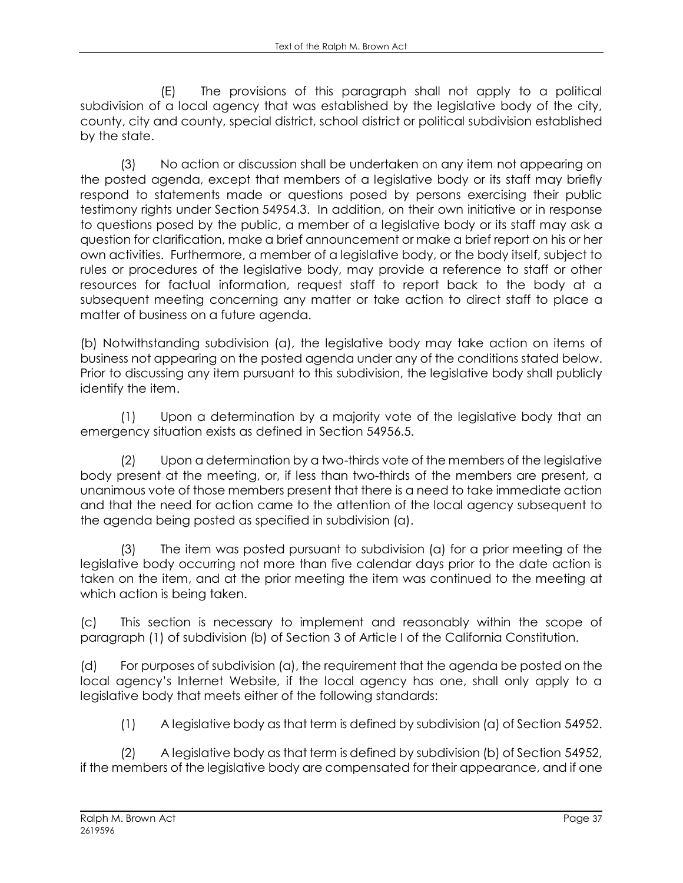(E) The provisions of this paragraph shall not apply to a political subdivision of a local agency that was established by the legislative body of the city, county, city and county, special district, school district or political subdivision established by the state.

(3) No action or discussion shall be undertaken on any item not appearing on the posted agenda, except that members of a legislative body or its staff may briefly respond to statements made or questions posed by persons exercising their public testimony rights under Section 54954.3. In addition, on their own initiative or in response to questions posed by the public, a member of a legislative body or its staff may ask a question for clarification, make a brief announcement or make a brief report on his or her own activities. Furthermore, a member of a legislative body, or the body itself, subject to rules or procedures of the legislative body, may provide a reference to staff or other resources for factual information, request staff to report back to the body at a subsequent meeting concerning any matter or take action to direct staff to place a matter of business on a future agenda.

(b) Notwithstanding subdivision (a), the legislative body may take action on items of business not appearing on the posted agenda under any of the conditions stated below. Prior to discussing any item pursuant to this subdivision, the legislative body shall publicly identify the item.

(1) Upon a determination by a majority vote of the legislative body that an emergency situation exists as defined in Section 54956.5.

(2) Upon a determination by a two-thirds vote of the members of the legislative body present at the meeting, or, if less than two-thirds of the members are present, a unanimous vote of those members present that there is a need to take immediate action and that the need for action came to the attention of the local agency subsequent to the agenda being posted as specified in subdivision (a).

(3) The item was posted pursuant to subdivision (a) for a prior meeting of the legislative body occurring not more than five calendar days prior to the date action is taken on the item, and at the prior meeting the item was continued to the meeting at which action is being taken.

(c) This section is necessary to implement and reasonably within the scope of paragraph (1) of subdivision (b) of Section 3 of Article I of the California Constitution.

(d) For purposes of subdivision (a), the requirement that the agenda be posted on the local agency's Internet Website, if the local agency has one, shall only apply to a legislative body that meets either of the following standards:

(1) A legislative body as that term is defined by subdivision (a) of Section 54952.

(2) A legislative body as that term is defined by subdivision (b) of Section 54952, if the members of the legislative body are compensated for their appearance, and if one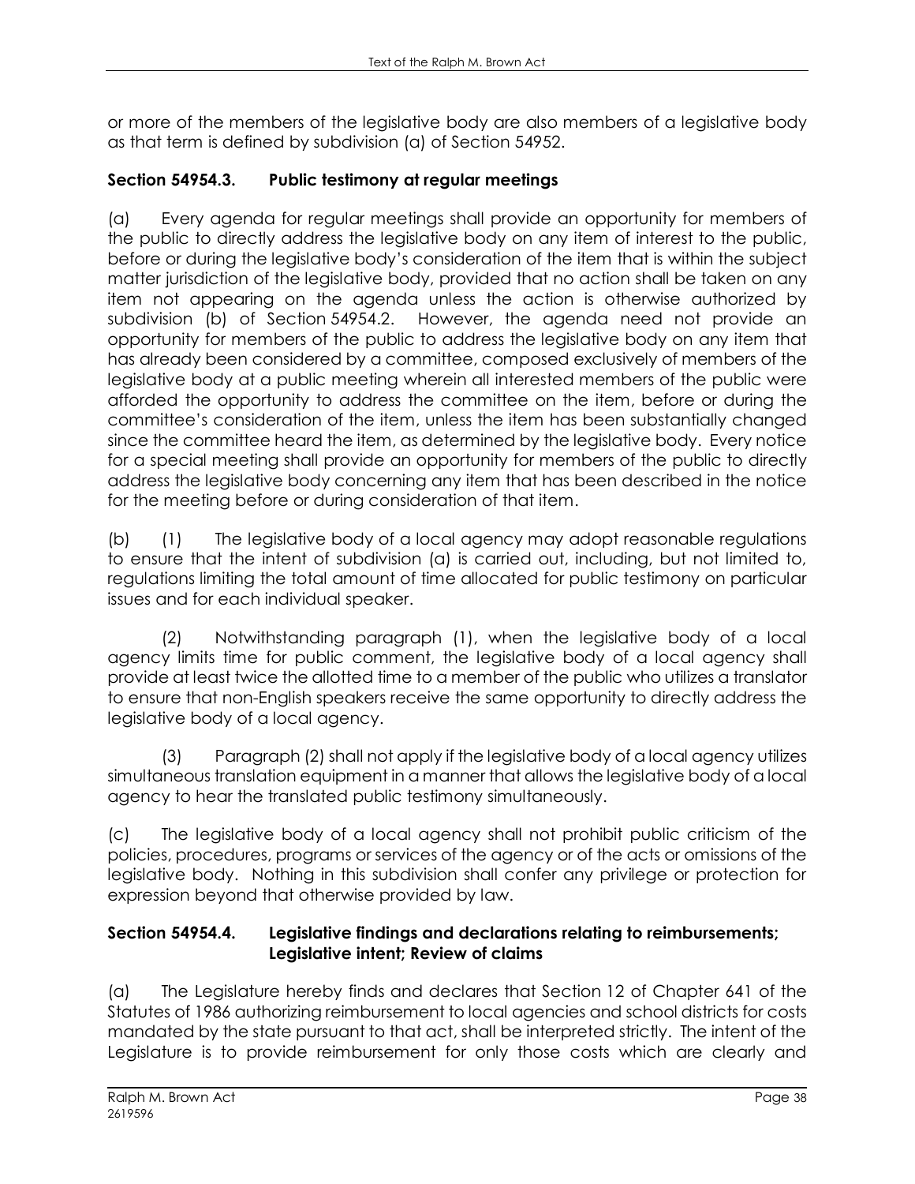or more of the members of the legislative body are also members of a legislative body as that term is defined by subdivision (a) of Section 54952.

### Section 54954.3. Public testimony at regular meetings

(a) Every agenda for regular meetings shall provide an opportunity for members of the public to directly address the legislative body on any item of interest to the public, before or during the legislative body's consideration of the item that is within the subject matter jurisdiction of the legislative body, provided that no action shall be taken on any item not appearing on the agenda unless the action is otherwise authorized by subdivision (b) of Section 54954.2. However, the agenda need not provide an opportunity for members of the public to address the legislative body on any item that has already been considered by a committee, composed exclusively of members of the legislative body at a public meeting wherein all interested members of the public were afforded the opportunity to address the committee on the item, before or during the committee's consideration of the item, unless the item has been substantially changed since the committee heard the item, as determined by the legislative body. Every notice for a special meeting shall provide an opportunity for members of the public to directly address the legislative body concerning any item that has been described in the notice for the meeting before or during consideration of that item.

(b) (1) The legislative body of a local agency may adopt reasonable regulations to ensure that the intent of subdivision (a) is carried out, including, but not limited to, regulations limiting the total amount of time allocated for public testimony on particular issues and for each individual speaker.

(2) Notwithstanding paragraph (1), when the legislative body of a local agency limits time for public comment, the legislative body of a local agency shall provide at least twice the allotted time to a member of the public who utilizes a translator to ensure that non-English speakers receive the same opportunity to directly address the legislative body of a local agency.

(3) Paragraph (2) shall not apply if the legislative body of a local agency utilizes simultaneous translation equipment in a manner that allows the legislative body of a local agency to hear the translated public testimony simultaneously.

(c) The legislative body of a local agency shall not prohibit public criticism of the policies, procedures, programs or services of the agency or of the acts or omissions of the legislative body. Nothing in this subdivision shall confer any privilege or protection for expression beyond that otherwise provided by law.

### Section 54954.4. Legislative findings and declarations relating to reimbursements; Legislative intent; Review of claims

(a) The Legislature hereby finds and declares that Section 12 of Chapter 641 of the Statutes of 1986 authorizing reimbursement to local agencies and school districts for costs mandated by the state pursuant to that act, shall be interpreted strictly. The intent of the Legislature is to provide reimbursement for only those costs which are clearly and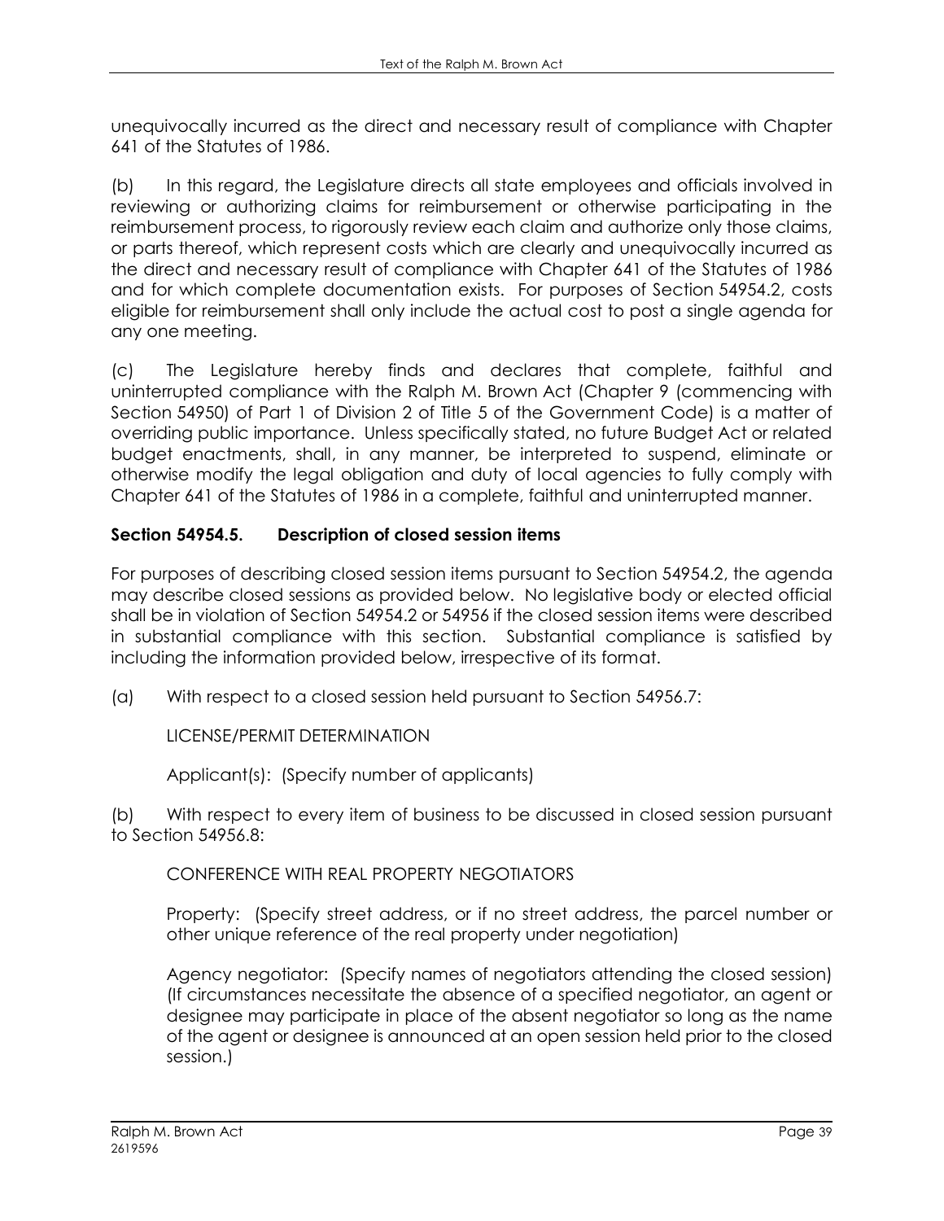unequivocally incurred as the direct and necessary result of compliance with Chapter 641 of the Statutes of 1986.

(b) In this regard, the Legislature directs all state employees and officials involved in reviewing or authorizing claims for reimbursement or otherwise participating in the reimbursement process, to rigorously review each claim and authorize only those claims, or parts thereof, which represent costs which are clearly and unequivocally incurred as the direct and necessary result of compliance with Chapter 641 of the Statutes of 1986 and for which complete documentation exists. For purposes of Section 54954.2, costs eligible for reimbursement shall only include the actual cost to post a single agenda for any one meeting.

(c) The Legislature hereby finds and declares that complete, faithful and uninterrupted compliance with the Ralph M. Brown Act (Chapter 9 (commencing with Section 54950) of Part 1 of Division 2 of Title 5 of the Government Code) is a matter of overriding public importance. Unless specifically stated, no future Budget Act or related budget enactments, shall, in any manner, be interpreted to suspend, eliminate or otherwise modify the legal obligation and duty of local agencies to fully comply with Chapter 641 of the Statutes of 1986 in a complete, faithful and uninterrupted manner.

### Section 54954.5. Description of closed session items

For purposes of describing closed session items pursuant to Section 54954.2, the agenda may describe closed sessions as provided below. No legislative body or elected official shall be in violation of Section 54954.2 or 54956 if the closed session items were described in substantial compliance with this section. Substantial compliance is satisfied by including the information provided below, irrespective of its format.

(a) With respect to a closed session held pursuant to Section 54956.7:

LICENSE/PERMIT DETERMINATION

Applicant(s): (Specify number of applicants)

(b) With respect to every item of business to be discussed in closed session pursuant to Section 54956.8:

CONFERENCE WITH REAL PROPERTY NEGOTIATORS

Property: (Specify street address, or if no street address, the parcel number or other unique reference of the real property under negotiation)

Agency negotiator: (Specify names of negotiators attending the closed session) (If circumstances necessitate the absence of a specified negotiator, an agent or designee may participate in place of the absent negotiator so long as the name of the agent or designee is announced at an open session held prior to the closed session.)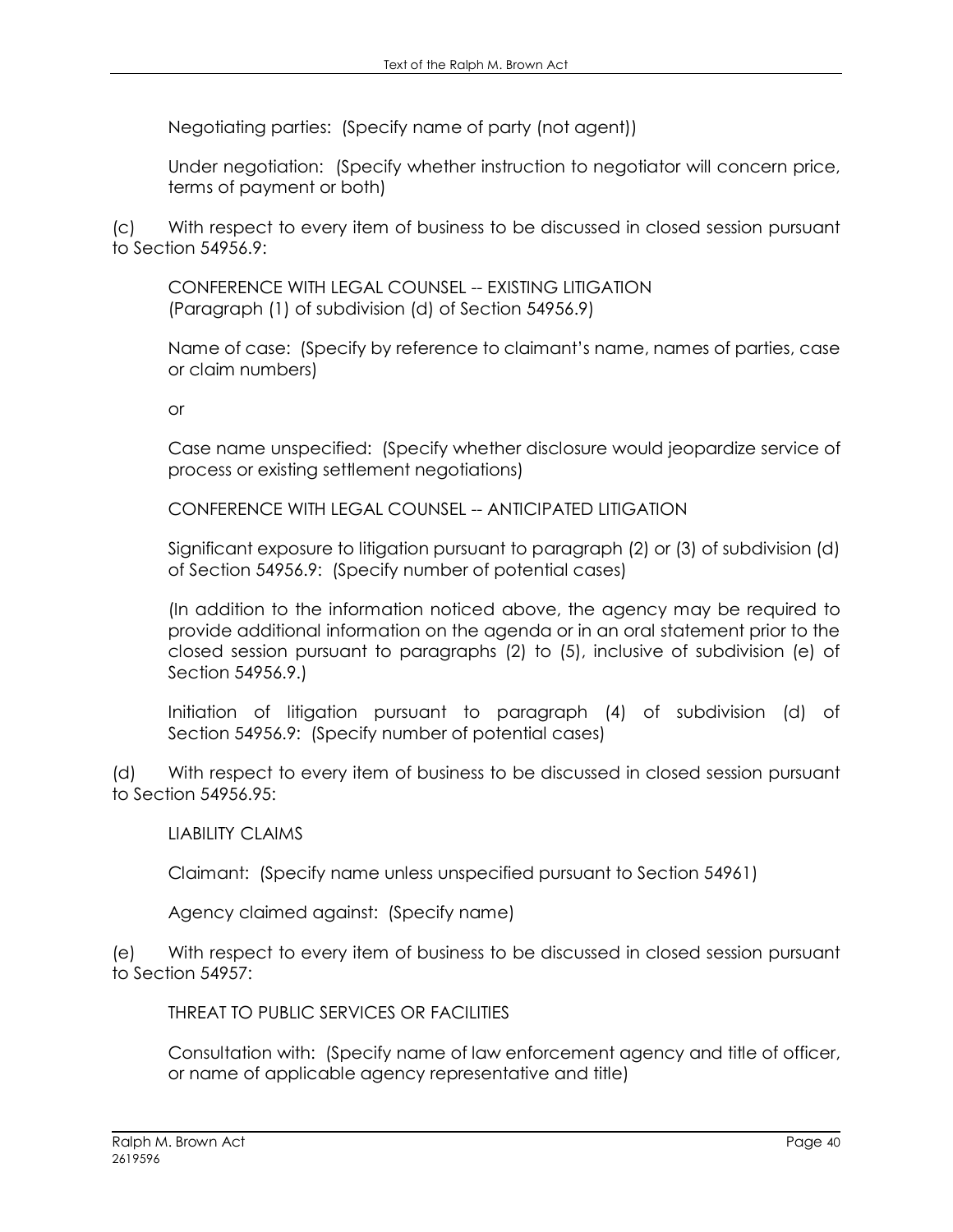Negotiating parties: (Specify name of party (not agent))

Under negotiation: (Specify whether instruction to negotiator will concern price, terms of payment or both)

(c) With respect to every item of business to be discussed in closed session pursuant to Section 54956.9:

CONFERENCE WITH LEGAL COUNSEL -- EXISTING LITIGATION
(Paragraph (1) of subdivision (d) of Section 54956.9)

Name of case: (Specify by reference to claimant's name, names of parties, case or claim numbers)

or

Case name unspecified: (Specify whether disclosure would jeopardize service of process or existing settlement negotiations)

CONFERENCE WITH LEGAL COUNSEL -- ANTICIPATED LITIGATION

Significant exposure to litigation pursuant to paragraph (2) or (3) of subdivision (d) of Section 54956.9: (Specify number of potential cases)

(In addition to the information noticed above, the agency may be required to provide additional information on the agenda or in an oral statement prior to the closed session pursuant to paragraphs (2) to (5), inclusive of subdivision (e) of Section 54956.9.)

Initiation of litigation pursuant to paragraph (4) of subdivision (d) of Section 54956.9: (Specify number of potential cases)

(d) With respect to every item of business to be discussed in closed session pursuant to Section 54956.95:

LIABILITY CLAIMS

Claimant: (Specify name unless unspecified pursuant to Section 54961)

Agency claimed against: (Specify name)

(e) With respect to every item of business to be discussed in closed session pursuant to Section 54957:

THREAT TO PUBLIC SERVICES OR FACILITIES

Consultation with: (Specify name of law enforcement agency and title of officer, or name of applicable agency representative and title)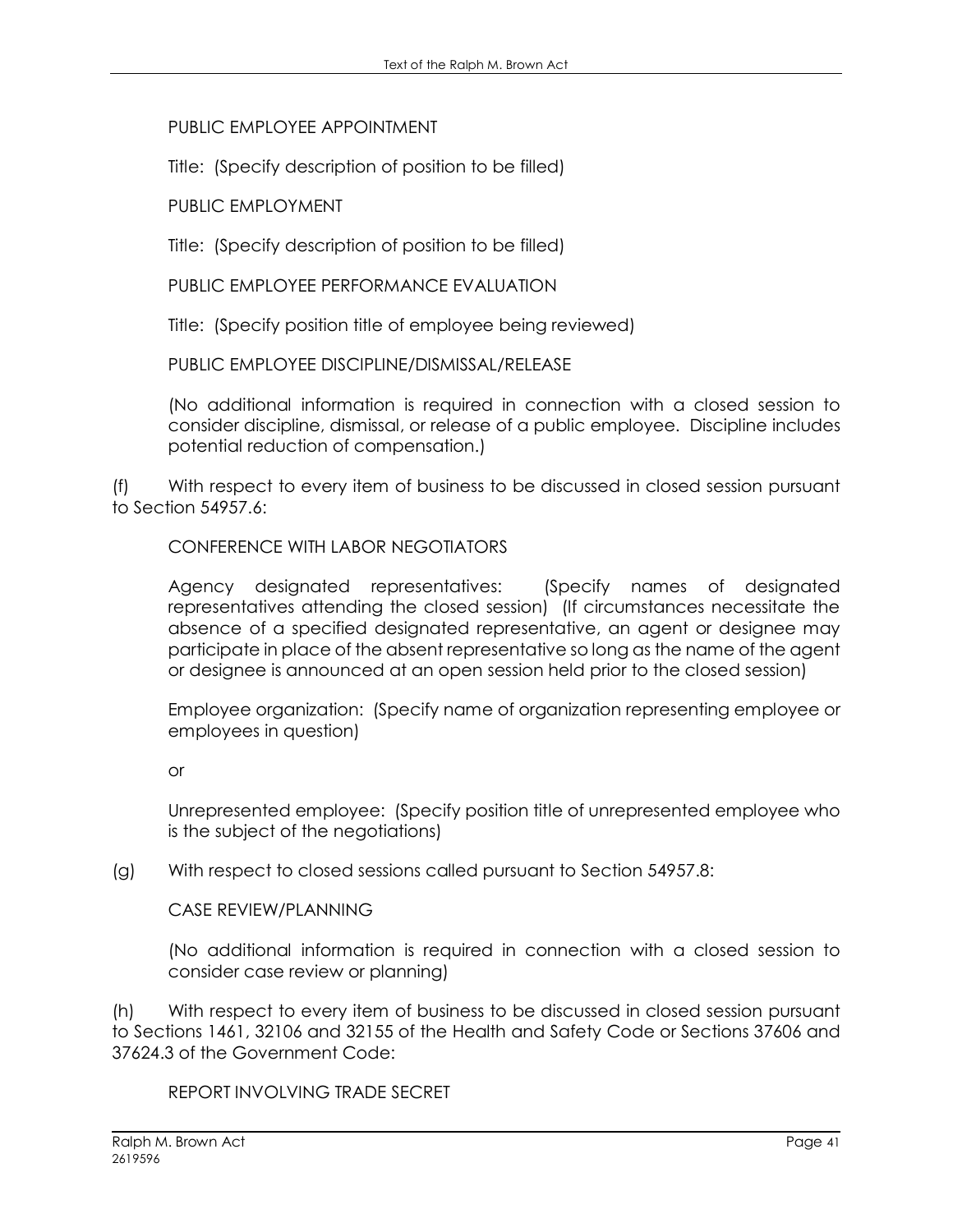PUBLIC EMPLOYEE APPOINTMENT

Title: (Specify description of position to be filled)

PUBLIC EMPLOYMENT

Title: (Specify description of position to be filled)

PUBLIC EMPLOYEE PERFORMANCE EVALUATION

Title: (Specify position title of employee being reviewed)

PUBLIC EMPLOYEE DISCIPLINE/DISMISSAL/RELEASE

(No additional information is required in connection with a closed session to consider discipline, dismissal, or release of a public employee. Discipline includes potential reduction of compensation.)

(f) With respect to every item of business to be discussed in closed session pursuant to Section 54957.6:

CONFERENCE WITH LABOR NEGOTIATORS

Agency designated representatives: (Specify names of designated representatives attending the closed session) (If circumstances necessitate the absence of a specified designated representative, an agent or designee may participate in place of the absent representative so long as the name of the agent or designee is announced at an open session held prior to the closed session)

Employee organization: (Specify name of organization representing employee or employees in question)

or

Unrepresented employee: (Specify position title of unrepresented employee who is the subject of the negotiations)

(g) With respect to closed sessions called pursuant to Section 54957.8:

CASE REVIEW/PLANNING

(No additional information is required in connection with a closed session to consider case review or planning)

(h) With respect to every item of business to be discussed in closed session pursuant to Sections 1461, 32106 and 32155 of the Health and Safety Code or Sections 37606 and 37624.3 of the Government Code:

REPORT INVOLVING TRADE SECRET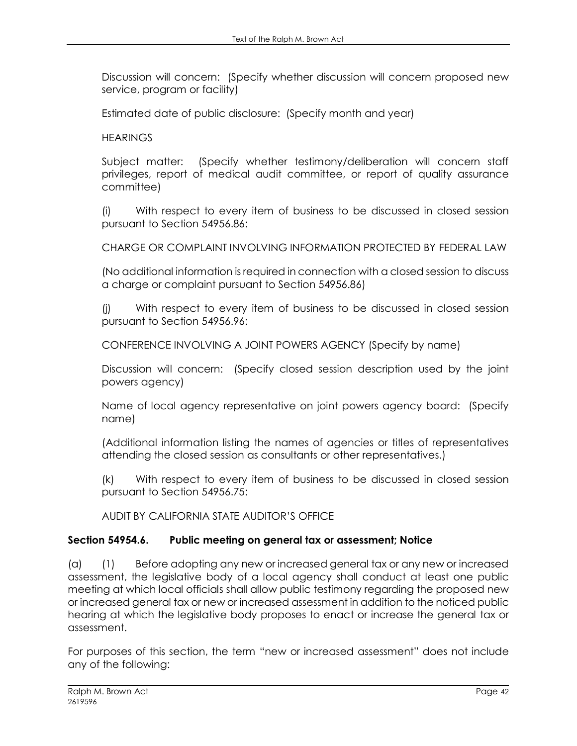Discussion will concern: (Specify whether discussion will concern proposed new service, program or facility)

Estimated date of public disclosure: (Specify month and year)

HEARINGS

Subject matter: (Specify whether testimony/deliberation will concern staff privileges, report of medical audit committee, or report of quality assurance committee)

(i) With respect to every item of business to be discussed in closed session pursuant to Section 54956.86:

CHARGE OR COMPLAINT INVOLVING INFORMATION PROTECTED BY FEDERAL LAW

(No additional information is required in connection with a closed session to discuss a charge or complaint pursuant to Section 54956.86)

(j) With respect to every item of business to be discussed in closed session pursuant to Section 54956.96:

CONFERENCE INVOLVING A JOINT POWERS AGENCY (Specify by name)

Discussion will concern: (Specify closed session description used by the joint powers agency)

Name of local agency representative on joint powers agency board: (Specify name)

(Additional information listing the names of agencies or titles of representatives attending the closed session as consultants or other representatives.)

(k) With respect to every item of business to be discussed in closed session pursuant to Section 54956.75:

AUDIT BY CALIFORNIA STATE AUDITOR'S OFFICE

**Section 54954.6. Public meeting on general tax or assessment; Notice**

(a) (1) Before adopting any new or increased general tax or any new or increased assessment, the legislative body of a local agency shall conduct at least one public meeting at which local officials shall allow public testimony regarding the proposed new or increased general tax or new or increased assessment in addition to the noticed public hearing at which the legislative body proposes to enact or increase the general tax or assessment.

For purposes of this section, the term "new or increased assessment" does not include any of the following: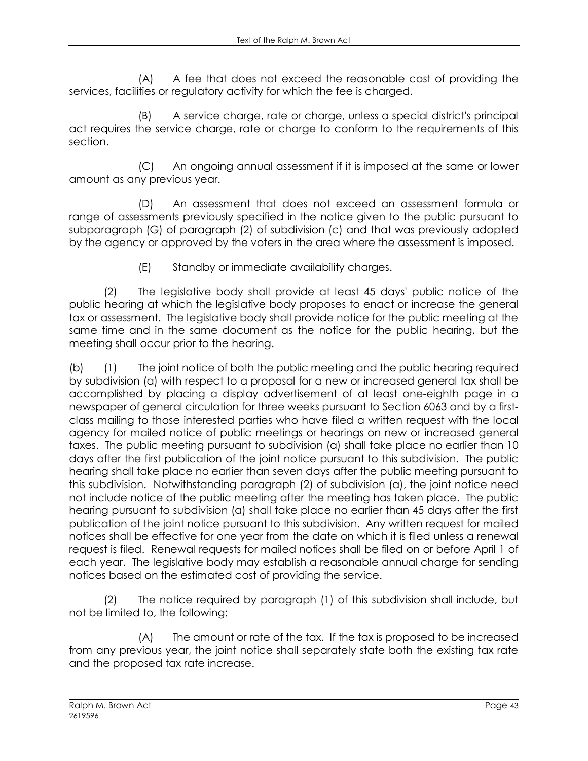(A) A fee that does not exceed the reasonable cost of providing the services, facilities or regulatory activity for which the fee is charged.

(B) A service charge, rate or charge, unless a special district's principal act requires the service charge, rate or charge to conform to the requirements of this section.

(C) An ongoing annual assessment if it is imposed at the same or lower amount as any previous year.

(D) An assessment that does not exceed an assessment formula or range of assessments previously specified in the notice given to the public pursuant to subparagraph (G) of paragraph (2) of subdivision (c) and that was previously adopted by the agency or approved by the voters in the area where the assessment is imposed.

(E) Standby or immediate availability charges.

(2) The legislative body shall provide at least 45 days' public notice of the public hearing at which the legislative body proposes to enact or increase the general tax or assessment. The legislative body shall provide notice for the public meeting at the same time and in the same document as the notice for the public hearing, but the meeting shall occur prior to the hearing.

(b) (1) The joint notice of both the public meeting and the public hearing required by subdivision (a) with respect to a proposal for a new or increased general tax shall be accomplished by placing a display advertisement of at least one-eighth page in a newspaper of general circulation for three weeks pursuant to Section 6063 and by a first-class mailing to those interested parties who have filed a written request with the local agency for mailed notice of public meetings or hearings on new or increased general taxes. The public meeting pursuant to subdivision (a) shall take place no earlier than 10 days after the first publication of the joint notice pursuant to this subdivision. The public hearing shall take place no earlier than seven days after the public meeting pursuant to this subdivision. Notwithstanding paragraph (2) of subdivision (a), the joint notice need not include notice of the public meeting after the meeting has taken place. The public hearing pursuant to subdivision (a) shall take place no earlier than 45 days after the first publication of the joint notice pursuant to this subdivision. Any written request for mailed notices shall be effective for one year from the date on which it is filed unless a renewal request is filed. Renewal requests for mailed notices shall be filed on or before April 1 of each year. The legislative body may establish a reasonable annual charge for sending notices based on the estimated cost of providing the service.

(2) The notice required by paragraph (1) of this subdivision shall include, but not be limited to, the following:

(A) The amount or rate of the tax. If the tax is proposed to be increased from any previous year, the joint notice shall separately state both the existing tax rate and the proposed tax rate increase.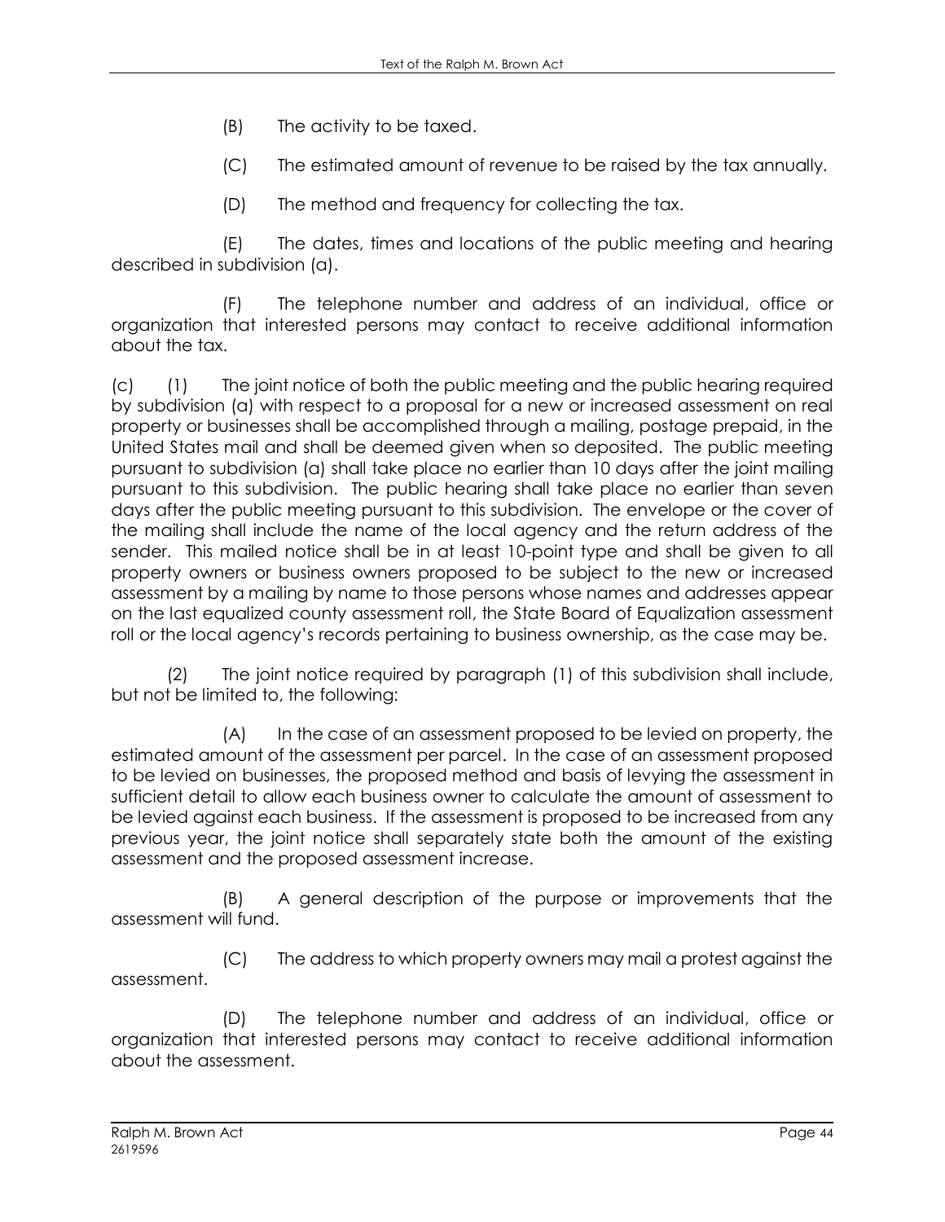(B) The activity to be taxed.

(C) The estimated amount of revenue to be raised by the tax annually.

(D) The method and frequency for collecting the tax.

(E) The dates, times and locations of the public meeting and hearing described in subdivision (a).

(F) The telephone number and address of an individual, office or organization that interested persons may contact to receive additional information about the tax.

(c) (1) The joint notice of both the public meeting and the public hearing required by subdivision (a) with respect to a proposal for a new or increased assessment on real property or businesses shall be accomplished through a mailing, postage prepaid, in the United States mail and shall be deemed given when so deposited. The public meeting pursuant to subdivision (a) shall take place no earlier than 10 days after the joint mailing pursuant to this subdivision. The public hearing shall take place no earlier than seven days after the public meeting pursuant to this subdivision. The envelope or the cover of the mailing shall include the name of the local agency and the return address of the sender. This mailed notice shall be in at least 10-point type and shall be given to all property owners or business owners proposed to be subject to the new or increased assessment by a mailing by name to those persons whose names and addresses appear on the last equalized county assessment roll, the State Board of Equalization assessment roll or the local agency's records pertaining to business ownership, as the case may be.

(2) The joint notice required by paragraph (1) of this subdivision shall include, but not be limited to, the following:

(A) In the case of an assessment proposed to be levied on property, the estimated amount of the assessment per parcel. In the case of an assessment proposed to be levied on businesses, the proposed method and basis of levying the assessment in sufficient detail to allow each business owner to calculate the amount of assessment to be levied against each business. If the assessment is proposed to be increased from any previous year, the joint notice shall separately state both the amount of the existing assessment and the proposed assessment increase.

(B) A general description of the purpose or improvements that the assessment will fund.

(C) The address to which property owners may mail a protest against the assessment.

(D) The telephone number and address of an individual, office or organization that interested persons may contact to receive additional information about the assessment.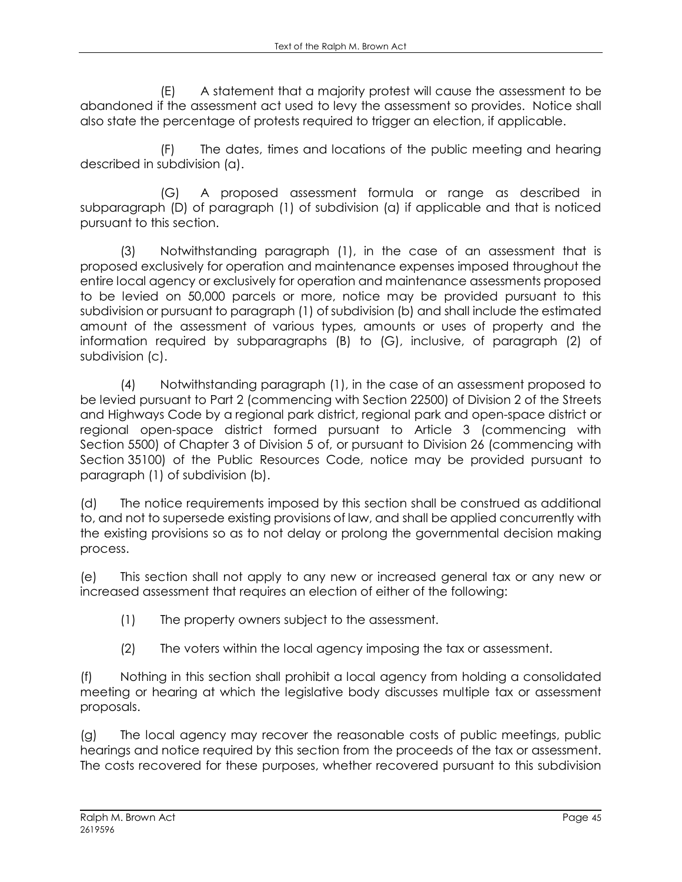(E) A statement that a majority protest will cause the assessment to be abandoned if the assessment act used to levy the assessment so provides. Notice shall also state the percentage of protests required to trigger an election, if applicable.

(F) The dates, times and locations of the public meeting and hearing described in subdivision (a).

(G) A proposed assessment formula or range as described in subparagraph (D) of paragraph (1) of subdivision (a) if applicable and that is noticed pursuant to this section.

(3) Notwithstanding paragraph (1), in the case of an assessment that is proposed exclusively for operation and maintenance expenses imposed throughout the entire local agency or exclusively for operation and maintenance assessments proposed to be levied on 50,000 parcels or more, notice may be provided pursuant to this subdivision or pursuant to paragraph (1) of subdivision (b) and shall include the estimated amount of the assessment of various types, amounts or uses of property and the information required by subparagraphs (B) to (G), inclusive, of paragraph (2) of subdivision (c).

(4) Notwithstanding paragraph (1), in the case of an assessment proposed to be levied pursuant to Part 2 (commencing with Section 22500) of Division 2 of the Streets and Highways Code by a regional park district, regional park and open-space district or regional open-space district formed pursuant to Article 3 (commencing with Section 5500) of Chapter 3 of Division 5 of, or pursuant to Division 26 (commencing with Section 35100) of the Public Resources Code, notice may be provided pursuant to paragraph (1) of subdivision (b).

(d) The notice requirements imposed by this section shall be construed as additional to, and not to supersede existing provisions of law, and shall be applied concurrently with the existing provisions so as to not delay or prolong the governmental decision making process.

(e) This section shall not apply to any new or increased general tax or any new or increased assessment that requires an election of either of the following:

(1) The property owners subject to the assessment.

(2) The voters within the local agency imposing the tax or assessment.

(f) Nothing in this section shall prohibit a local agency from holding a consolidated meeting or hearing at which the legislative body discusses multiple tax or assessment proposals.

(g) The local agency may recover the reasonable costs of public meetings, public hearings and notice required by this section from the proceeds of the tax or assessment. The costs recovered for these purposes, whether recovered pursuant to this subdivision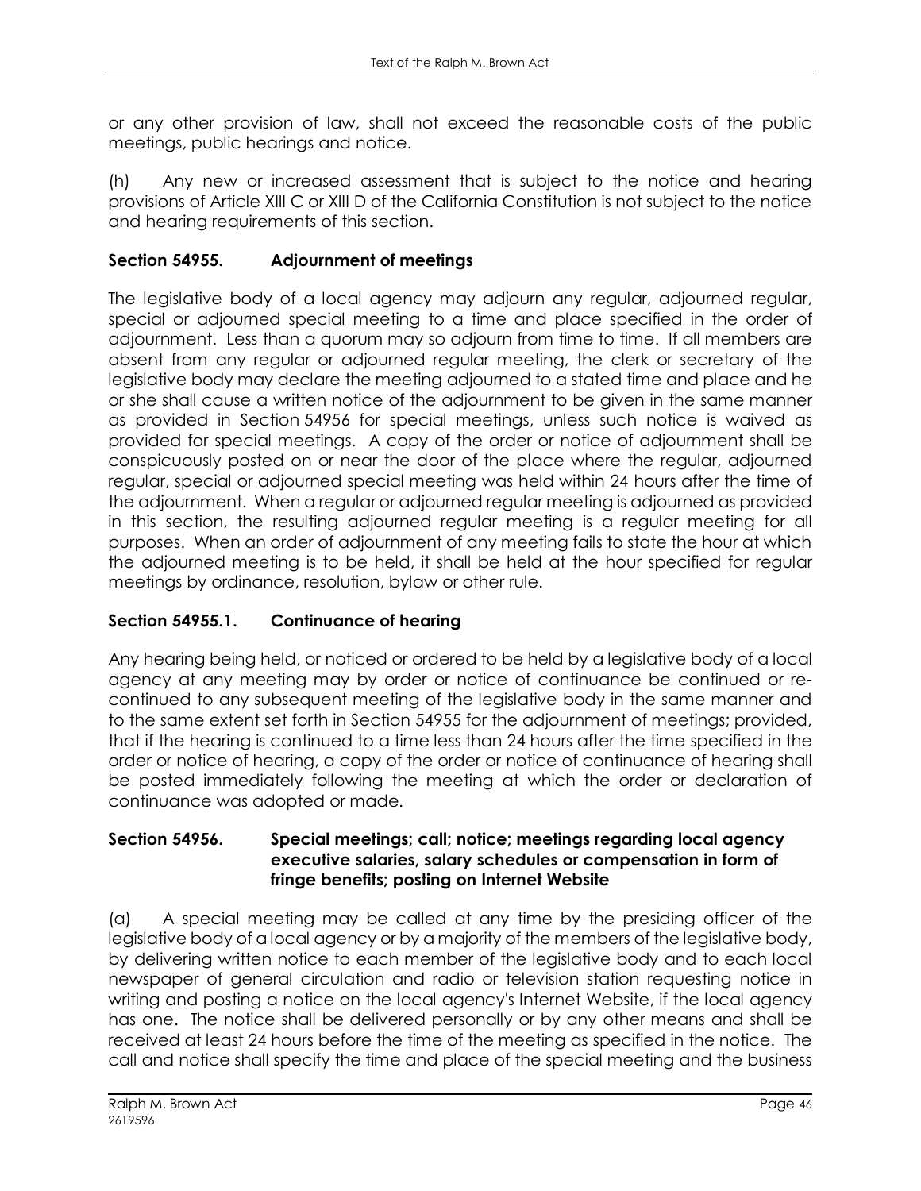or any other provision of law, shall not exceed the reasonable costs of the public meetings, public hearings and notice.

(h) Any new or increased assessment that is subject to the notice and hearing provisions of Article XIII C or XIII D of the California Constitution is not subject to the notice and hearing requirements of this section.

### Section 54955. Adjournment of meetings

The legislative body of a local agency may adjourn any regular, adjourned regular, special or adjourned special meeting to a time and place specified in the order of adjournment. Less than a quorum may so adjourn from time to time. If all members are absent from any regular or adjourned regular meeting, the clerk or secretary of the legislative body may declare the meeting adjourned to a stated time and place and he or she shall cause a written notice of the adjournment to be given in the same manner as provided in Section 54956 for special meetings, unless such notice is waived as provided for special meetings. A copy of the order or notice of adjournment shall be conspicuously posted on or near the door of the place where the regular, adjourned regular, special or adjourned special meeting was held within 24 hours after the time of the adjournment. When a regular or adjourned regular meeting is adjourned as provided in this section, the resulting adjourned regular meeting is a regular meeting for all purposes. When an order of adjournment of any meeting fails to state the hour at which the adjourned meeting is to be held, it shall be held at the hour specified for regular meetings by ordinance, resolution, bylaw or other rule.

### Section 54955.1. Continuance of hearing

Any hearing being held, or noticed or ordered to be held by a legislative body of a local agency at any meeting may by order or notice of continuance be continued or re-continued to any subsequent meeting of the legislative body in the same manner and to the same extent set forth in Section 54955 for the adjournment of meetings; provided, that if the hearing is continued to a time less than 24 hours after the time specified in the order or notice of hearing, a copy of the order or notice of continuance of hearing shall be posted immediately following the meeting at which the order or declaration of continuance was adopted or made.

### Section 54956. Special meetings; call; notice; meetings regarding local agency executive salaries, salary schedules or compensation in form of fringe benefits; posting on Internet Website

(a) A special meeting may be called at any time by the presiding officer of the legislative body of a local agency or by a majority of the members of the legislative body, by delivering written notice to each member of the legislative body and to each local newspaper of general circulation and radio or television station requesting notice in writing and posting a notice on the local agency's Internet Website, if the local agency has one. The notice shall be delivered personally or by any other means and shall be received at least 24 hours before the time of the meeting as specified in the notice. The call and notice shall specify the time and place of the special meeting and the business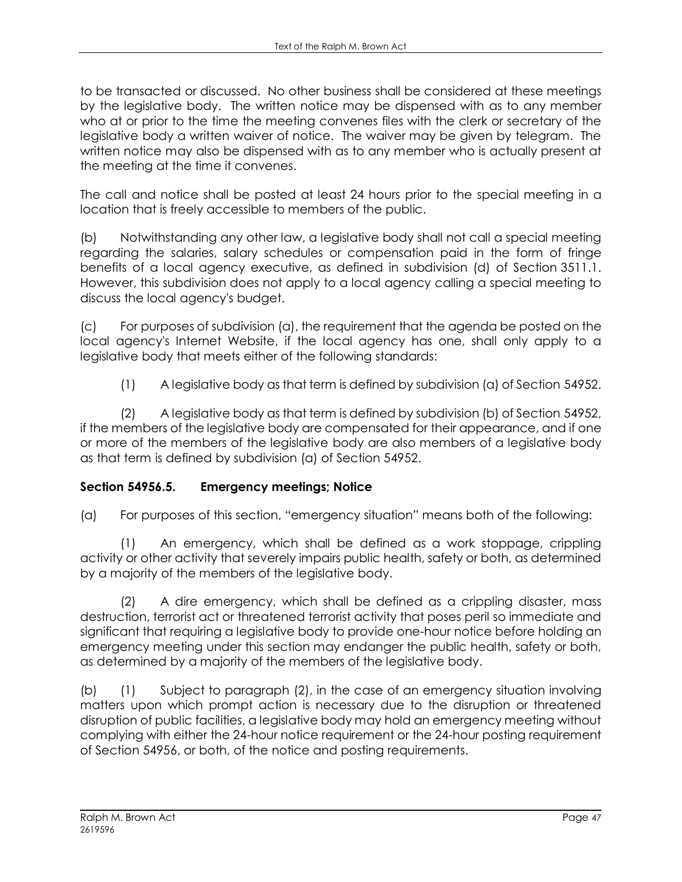to be transacted or discussed. No other business shall be considered at these meetings by the legislative body. The written notice may be dispensed with as to any member who at or prior to the time the meeting convenes files with the clerk or secretary of the legislative body a written waiver of notice. The waiver may be given by telegram. The written notice may also be dispensed with as to any member who is actually present at the meeting at the time it convenes.

The call and notice shall be posted at least 24 hours prior to the special meeting in a location that is freely accessible to members of the public.

(b) Notwithstanding any other law, a legislative body shall not call a special meeting regarding the salaries, salary schedules or compensation paid in the form of fringe benefits of a local agency executive, as defined in subdivision (d) of Section 3511.1. However, this subdivision does not apply to a local agency calling a special meeting to discuss the local agency's budget.

(c) For purposes of subdivision (a), the requirement that the agenda be posted on the local agency's Internet Website, if the local agency has one, shall only apply to a legislative body that meets either of the following standards:

(1) A legislative body as that term is defined by subdivision (a) of Section 54952.

(2) A legislative body as that term is defined by subdivision (b) of Section 54952, if the members of the legislative body are compensated for their appearance, and if one or more of the members of the legislative body are also members of a legislative body as that term is defined by subdivision (a) of Section 54952.

### Section 54956.5. Emergency meetings; Notice

(a) For purposes of this section, "emergency situation" means both of the following:

(1) An emergency, which shall be defined as a work stoppage, crippling activity or other activity that severely impairs public health, safety or both, as determined by a majority of the members of the legislative body.

(2) A dire emergency, which shall be defined as a crippling disaster, mass destruction, terrorist act or threatened terrorist activity that poses peril so immediate and significant that requiring a legislative body to provide one-hour notice before holding an emergency meeting under this section may endanger the public health, safety or both, as determined by a majority of the members of the legislative body.

(b) (1) Subject to paragraph (2), in the case of an emergency situation involving matters upon which prompt action is necessary due to the disruption or threatened disruption of public facilities, a legislative body may hold an emergency meeting without complying with either the 24-hour notice requirement or the 24-hour posting requirement of Section 54956, or both, of the notice and posting requirements.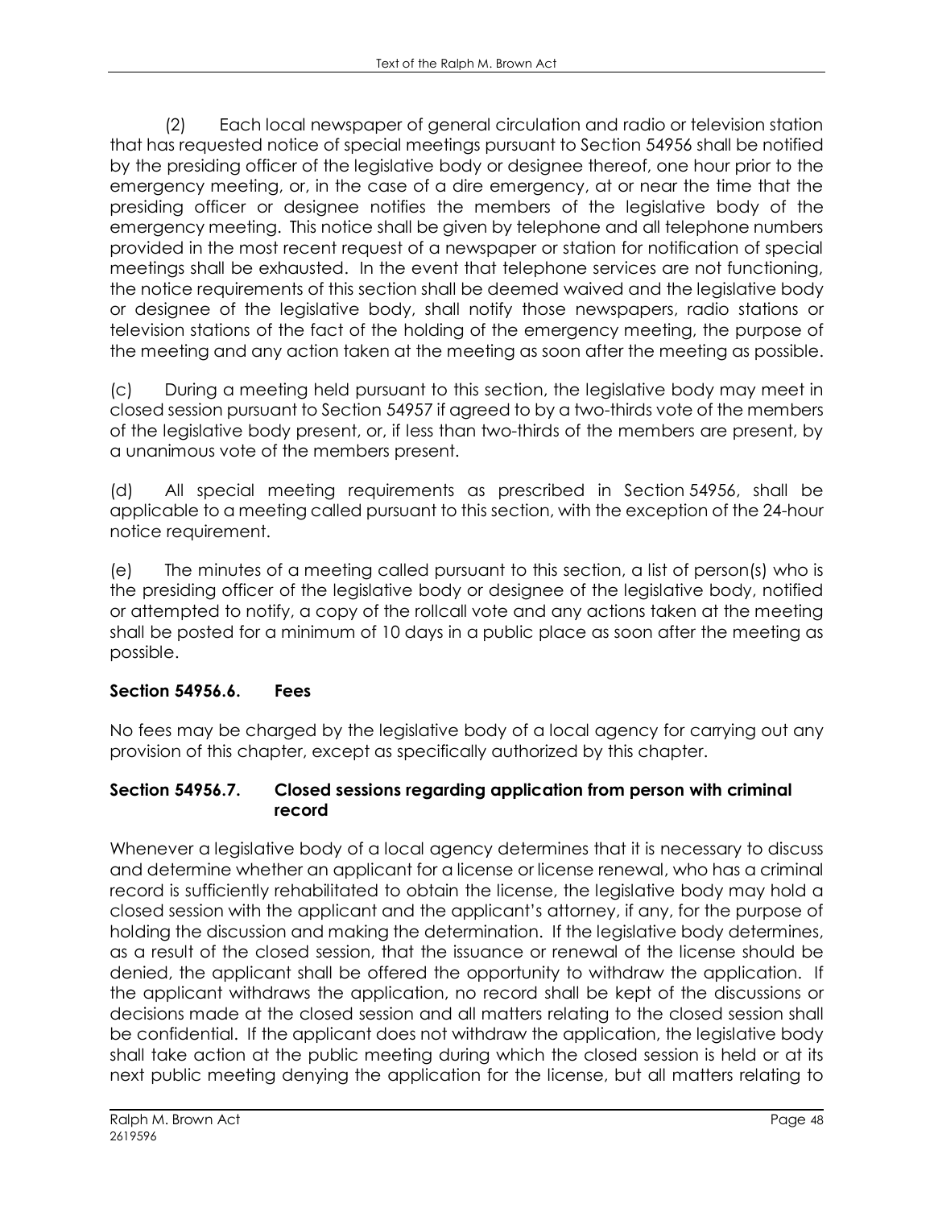(2) Each local newspaper of general circulation and radio or television station that has requested notice of special meetings pursuant to Section 54956 shall be notified by the presiding officer of the legislative body or designee thereof, one hour prior to the emergency meeting, or, in the case of a dire emergency, at or near the time that the presiding officer or designee notifies the members of the legislative body of the emergency meeting. This notice shall be given by telephone and all telephone numbers provided in the most recent request of a newspaper or station for notification of special meetings shall be exhausted. In the event that telephone services are not functioning, the notice requirements of this section shall be deemed waived and the legislative body or designee of the legislative body, shall notify those newspapers, radio stations or television stations of the fact of the holding of the emergency meeting, the purpose of the meeting and any action taken at the meeting as soon after the meeting as possible.

(c) During a meeting held pursuant to this section, the legislative body may meet in closed session pursuant to Section 54957 if agreed to by a two-thirds vote of the members of the legislative body present, or, if less than two-thirds of the members are present, by a unanimous vote of the members present.

(d) All special meeting requirements as prescribed in Section 54956, shall be applicable to a meeting called pursuant to this section, with the exception of the 24-hour notice requirement.

(e) The minutes of a meeting called pursuant to this section, a list of person(s) who is the presiding officer of the legislative body or designee of the legislative body, notified or attempted to notify, a copy of the rollcall vote and any actions taken at the meeting shall be posted for a minimum of 10 days in a public place as soon after the meeting as possible.

### Section 54956.6. Fees

No fees may be charged by the legislative body of a local agency for carrying out any provision of this chapter, except as specifically authorized by this chapter.

### Section 54956.7. Closed sessions regarding application from person with criminal record

Whenever a legislative body of a local agency determines that it is necessary to discuss and determine whether an applicant for a license or license renewal, who has a criminal record is sufficiently rehabilitated to obtain the license, the legislative body may hold a closed session with the applicant and the applicant's attorney, if any, for the purpose of holding the discussion and making the determination. If the legislative body determines, as a result of the closed session, that the issuance or renewal of the license should be denied, the applicant shall be offered the opportunity to withdraw the application. If the applicant withdraws the application, no record shall be kept of the discussions or decisions made at the closed session and all matters relating to the closed session shall be confidential. If the applicant does not withdraw the application, the legislative body shall take action at the public meeting during which the closed session is held or at its next public meeting denying the application for the license, but all matters relating to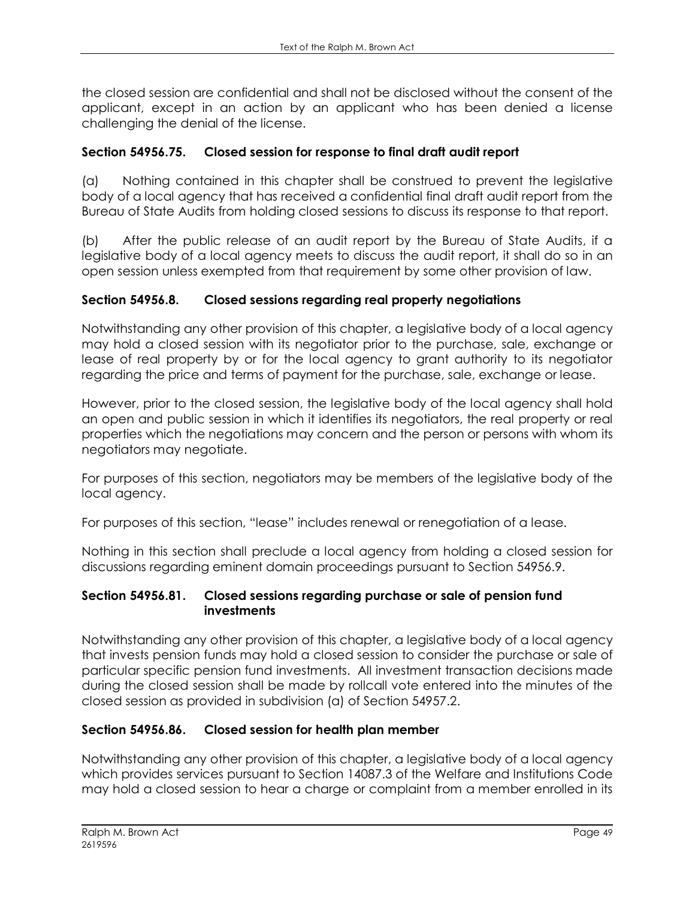the closed session are confidential and shall not be disclosed without the consent of the applicant, except in an action by an applicant who has been denied a license challenging the denial of the license.

### Section 54956.75. Closed session for response to final draft audit report

(a) Nothing contained in this chapter shall be construed to prevent the legislative body of a local agency that has received a confidential final draft audit report from the Bureau of State Audits from holding closed sessions to discuss its response to that report.

(b) After the public release of an audit report by the Bureau of State Audits, if a legislative body of a local agency meets to discuss the audit report, it shall do so in an open session unless exempted from that requirement by some other provision of law.

### Section 54956.8. Closed sessions regarding real property negotiations

Notwithstanding any other provision of this chapter, a legislative body of a local agency may hold a closed session with its negotiator prior to the purchase, sale, exchange or lease of real property by or for the local agency to grant authority to its negotiator regarding the price and terms of payment for the purchase, sale, exchange or lease.

However, prior to the closed session, the legislative body of the local agency shall hold an open and public session in which it identifies its negotiators, the real property or real properties which the negotiations may concern and the person or persons with whom its negotiators may negotiate.

For purposes of this section, negotiators may be members of the legislative body of the local agency.

For purposes of this section, "lease" includes renewal or renegotiation of a lease.

Nothing in this section shall preclude a local agency from holding a closed session for discussions regarding eminent domain proceedings pursuant to Section 54956.9.

### Section 54956.81. Closed sessions regarding purchase or sale of pension fund investments

Notwithstanding any other provision of this chapter, a legislative body of a local agency that invests pension funds may hold a closed session to consider the purchase or sale of particular specific pension fund investments. All investment transaction decisions made during the closed session shall be made by rollcall vote entered into the minutes of the closed session as provided in subdivision (a) of Section 54957.2.

### Section 54956.86. Closed session for health plan member

Notwithstanding any other provision of this chapter, a legislative body of a local agency which provides services pursuant to Section 14087.3 of the Welfare and Institutions Code may hold a closed session to hear a charge or complaint from a member enrolled in its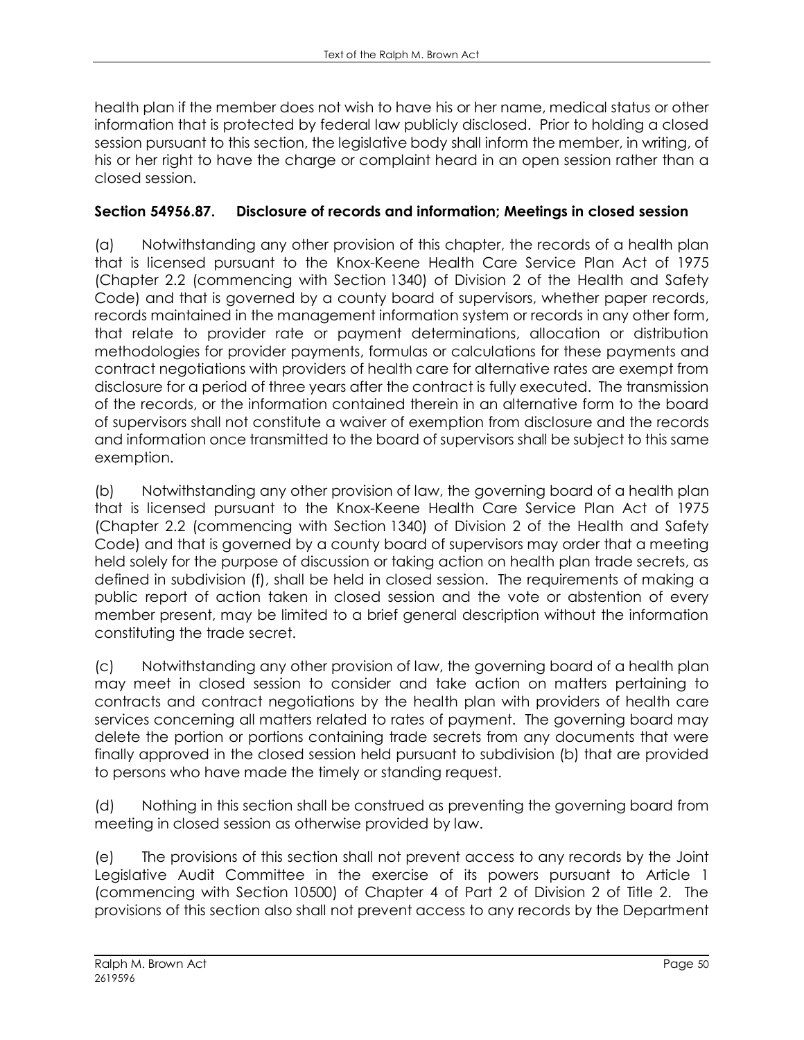health plan if the member does not wish to have his or her name, medical status or other information that is protected by federal law publicly disclosed. Prior to holding a closed session pursuant to this section, the legislative body shall inform the member, in writing, of his or her right to have the charge or complaint heard in an open session rather than a closed session.

### Section 54956.87. Disclosure of records and information; Meetings in closed session

(a) Notwithstanding any other provision of this chapter, the records of a health plan that is licensed pursuant to the Knox-Keene Health Care Service Plan Act of 1975 (Chapter 2.2 (commencing with Section 1340) of Division 2 of the Health and Safety Code) and that is governed by a county board of supervisors, whether paper records, records maintained in the management information system or records in any other form, that relate to provider rate or payment determinations, allocation or distribution methodologies for provider payments, formulas or calculations for these payments and contract negotiations with providers of health care for alternative rates are exempt from disclosure for a period of three years after the contract is fully executed. The transmission of the records, or the information contained therein in an alternative form to the board of supervisors shall not constitute a waiver of exemption from disclosure and the records and information once transmitted to the board of supervisors shall be subject to this same exemption.

(b) Notwithstanding any other provision of law, the governing board of a health plan that is licensed pursuant to the Knox-Keene Health Care Service Plan Act of 1975 (Chapter 2.2 (commencing with Section 1340) of Division 2 of the Health and Safety Code) and that is governed by a county board of supervisors may order that a meeting held solely for the purpose of discussion or taking action on health plan trade secrets, as defined in subdivision (f), shall be held in closed session. The requirements of making a public report of action taken in closed session and the vote or abstention of every member present, may be limited to a brief general description without the information constituting the trade secret.

(c) Notwithstanding any other provision of law, the governing board of a health plan may meet in closed session to consider and take action on matters pertaining to contracts and contract negotiations by the health plan with providers of health care services concerning all matters related to rates of payment. The governing board may delete the portion or portions containing trade secrets from any documents that were finally approved in the closed session held pursuant to subdivision (b) that are provided to persons who have made the timely or standing request.

(d) Nothing in this section shall be construed as preventing the governing board from meeting in closed session as otherwise provided by law.

(e) The provisions of this section shall not prevent access to any records by the Joint Legislative Audit Committee in the exercise of its powers pursuant to Article 1 (commencing with Section 10500) of Chapter 4 of Part 2 of Division 2 of Title 2. The provisions of this section also shall not prevent access to any records by the Department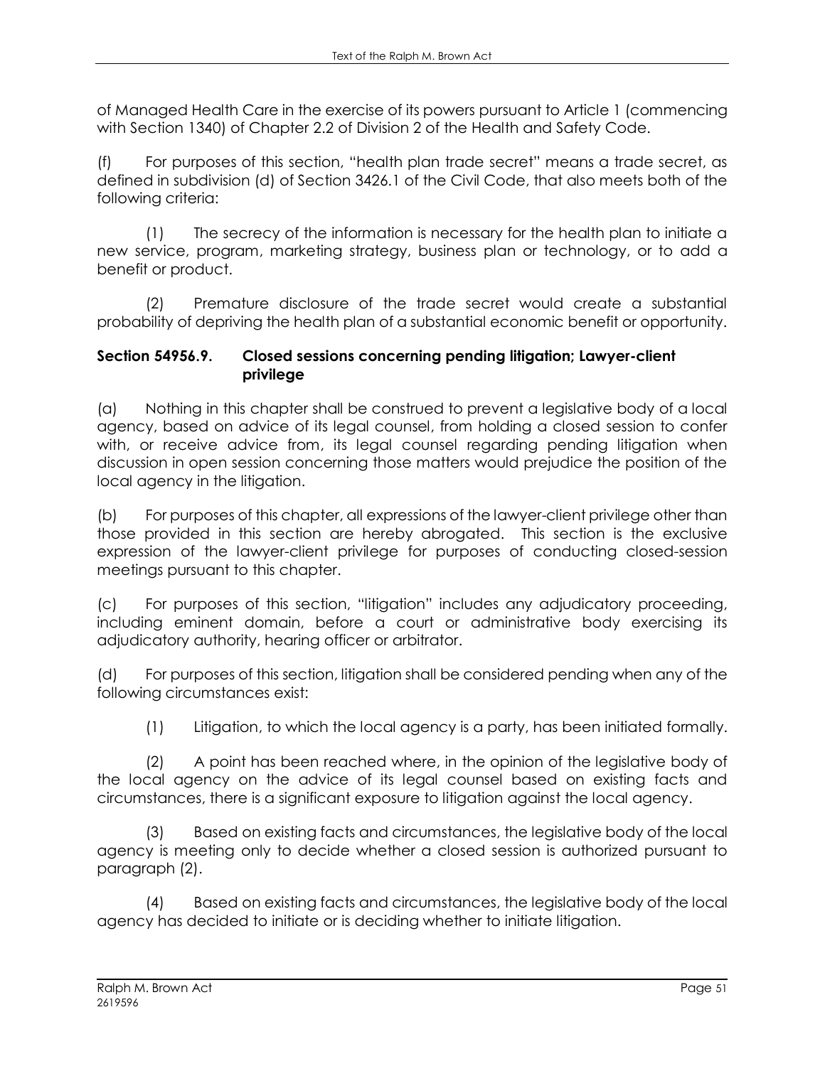of Managed Health Care in the exercise of its powers pursuant to Article 1 (commencing with Section 1340) of Chapter 2.2 of Division 2 of the Health and Safety Code.

(f) For purposes of this section, "health plan trade secret" means a trade secret, as defined in subdivision (d) of Section 3426.1 of the Civil Code, that also meets both of the following criteria:

(1) The secrecy of the information is necessary for the health plan to initiate a new service, program, marketing strategy, business plan or technology, or to add a benefit or product.

(2) Premature disclosure of the trade secret would create a substantial probability of depriving the health plan of a substantial economic benefit or opportunity.

**Section 54956.9. Closed sessions concerning pending litigation; Lawyer-client privilege**

(a) Nothing in this chapter shall be construed to prevent a legislative body of a local agency, based on advice of its legal counsel, from holding a closed session to confer with, or receive advice from, its legal counsel regarding pending litigation when discussion in open session concerning those matters would prejudice the position of the local agency in the litigation.

(b) For purposes of this chapter, all expressions of the lawyer-client privilege other than those provided in this section are hereby abrogated. This section is the exclusive expression of the lawyer-client privilege for purposes of conducting closed-session meetings pursuant to this chapter.

(c) For purposes of this section, "litigation" includes any adjudicatory proceeding, including eminent domain, before a court or administrative body exercising its adjudicatory authority, hearing officer or arbitrator.

(d) For purposes of this section, litigation shall be considered pending when any of the following circumstances exist:

(1) Litigation, to which the local agency is a party, has been initiated formally.

(2) A point has been reached where, in the opinion of the legislative body of the local agency on the advice of its legal counsel based on existing facts and circumstances, there is a significant exposure to litigation against the local agency.

(3) Based on existing facts and circumstances, the legislative body of the local agency is meeting only to decide whether a closed session is authorized pursuant to paragraph (2).

(4) Based on existing facts and circumstances, the legislative body of the local agency has decided to initiate or is deciding whether to initiate litigation.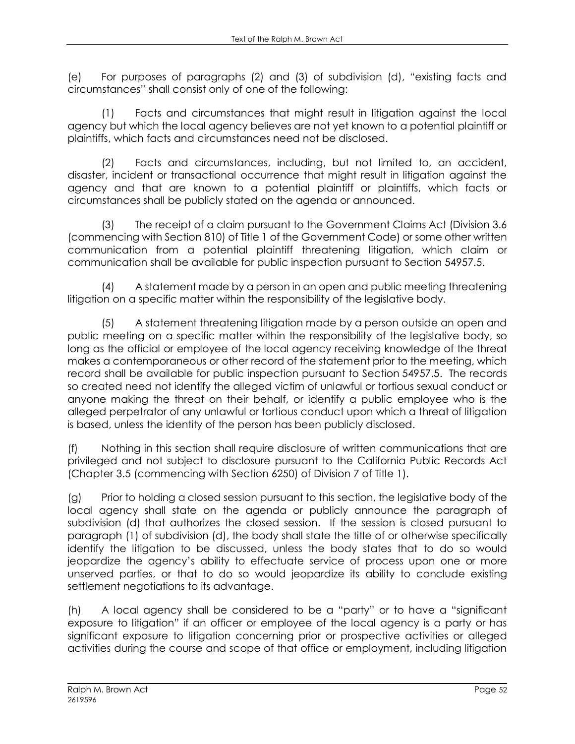(e) For purposes of paragraphs (2) and (3) of subdivision (d), "existing facts and circumstances" shall consist only of one of the following:

(1) Facts and circumstances that might result in litigation against the local agency but which the local agency believes are not yet known to a potential plaintiff or plaintiffs, which facts and circumstances need not be disclosed.

(2) Facts and circumstances, including, but not limited to, an accident, disaster, incident or transactional occurrence that might result in litigation against the agency and that are known to a potential plaintiff or plaintiffs, which facts or circumstances shall be publicly stated on the agenda or announced.

(3) The receipt of a claim pursuant to the Government Claims Act (Division 3.6 (commencing with Section 810) of Title 1 of the Government Code) or some other written communication from a potential plaintiff threatening litigation, which claim or communication shall be available for public inspection pursuant to Section 54957.5.

(4) A statement made by a person in an open and public meeting threatening litigation on a specific matter within the responsibility of the legislative body.

(5) A statement threatening litigation made by a person outside an open and public meeting on a specific matter within the responsibility of the legislative body, so long as the official or employee of the local agency receiving knowledge of the threat makes a contemporaneous or other record of the statement prior to the meeting, which record shall be available for public inspection pursuant to Section 54957.5. The records so created need not identify the alleged victim of unlawful or tortious sexual conduct or anyone making the threat on their behalf, or identify a public employee who is the alleged perpetrator of any unlawful or tortious conduct upon which a threat of litigation is based, unless the identity of the person has been publicly disclosed.

(f) Nothing in this section shall require disclosure of written communications that are privileged and not subject to disclosure pursuant to the California Public Records Act (Chapter 3.5 (commencing with Section 6250) of Division 7 of Title 1).

(g) Prior to holding a closed session pursuant to this section, the legislative body of the local agency shall state on the agenda or publicly announce the paragraph of subdivision (d) that authorizes the closed session. If the session is closed pursuant to paragraph (1) of subdivision (d), the body shall state the title of or otherwise specifically identify the litigation to be discussed, unless the body states that to do so would jeopardize the agency's ability to effectuate service of process upon one or more unserved parties, or that to do so would jeopardize its ability to conclude existing settlement negotiations to its advantage.

(h) A local agency shall be considered to be a "party" or to have a "significant exposure to litigation" if an officer or employee of the local agency is a party or has significant exposure to litigation concerning prior or prospective activities or alleged activities during the course and scope of that office or employment, including litigation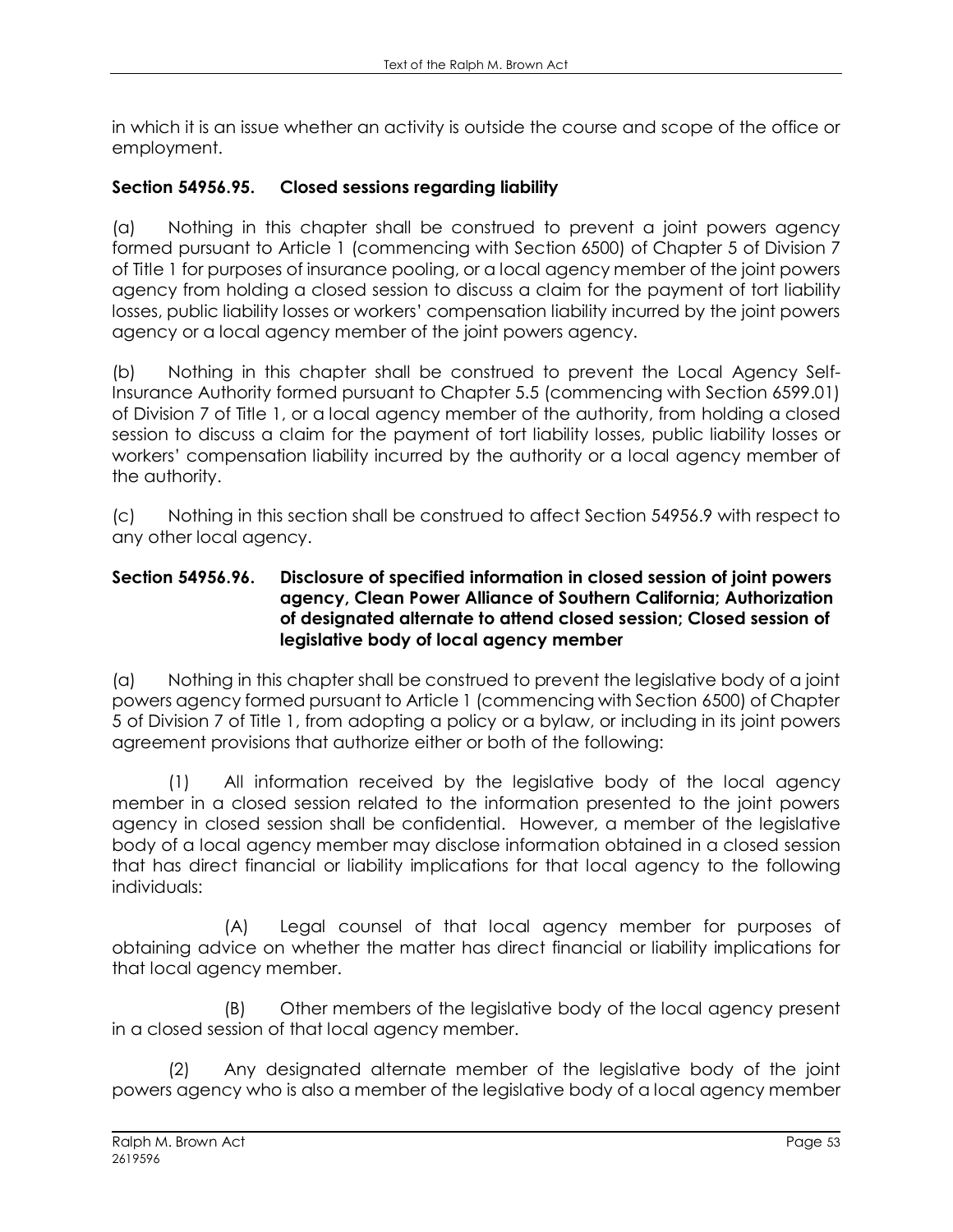in which it is an issue whether an activity is outside the course and scope of the office or employment.

### Section 54956.95. Closed sessions regarding liability

(a) Nothing in this chapter shall be construed to prevent a joint powers agency formed pursuant to Article 1 (commencing with Section 6500) of Chapter 5 of Division 7 of Title 1 for purposes of insurance pooling, or a local agency member of the joint powers agency from holding a closed session to discuss a claim for the payment of tort liability losses, public liability losses or workers' compensation liability incurred by the joint powers agency or a local agency member of the joint powers agency.

(b) Nothing in this chapter shall be construed to prevent the Local Agency Self-Insurance Authority formed pursuant to Chapter 5.5 (commencing with Section 6599.01) of Division 7 of Title 1, or a local agency member of the authority, from holding a closed session to discuss a claim for the payment of tort liability losses, public liability losses or workers' compensation liability incurred by the authority or a local agency member of the authority.

(c) Nothing in this section shall be construed to affect Section 54956.9 with respect to any other local agency.

### Section 54956.96. Disclosure of specified information in closed session of joint powers agency, Clean Power Alliance of Southern California; Authorization of designated alternate to attend closed session; Closed session of legislative body of local agency member

(a) Nothing in this chapter shall be construed to prevent the legislative body of a joint powers agency formed pursuant to Article 1 (commencing with Section 6500) of Chapter 5 of Division 7 of Title 1, from adopting a policy or a bylaw, or including in its joint powers agreement provisions that authorize either or both of the following:

(1) All information received by the legislative body of the local agency member in a closed session related to the information presented to the joint powers agency in closed session shall be confidential. However, a member of the legislative body of a local agency member may disclose information obtained in a closed session that has direct financial or liability implications for that local agency to the following individuals:

(A) Legal counsel of that local agency member for purposes of obtaining advice on whether the matter has direct financial or liability implications for that local agency member.

(B) Other members of the legislative body of the local agency present in a closed session of that local agency member.

(2) Any designated alternate member of the legislative body of the joint powers agency who is also a member of the legislative body of a local agency member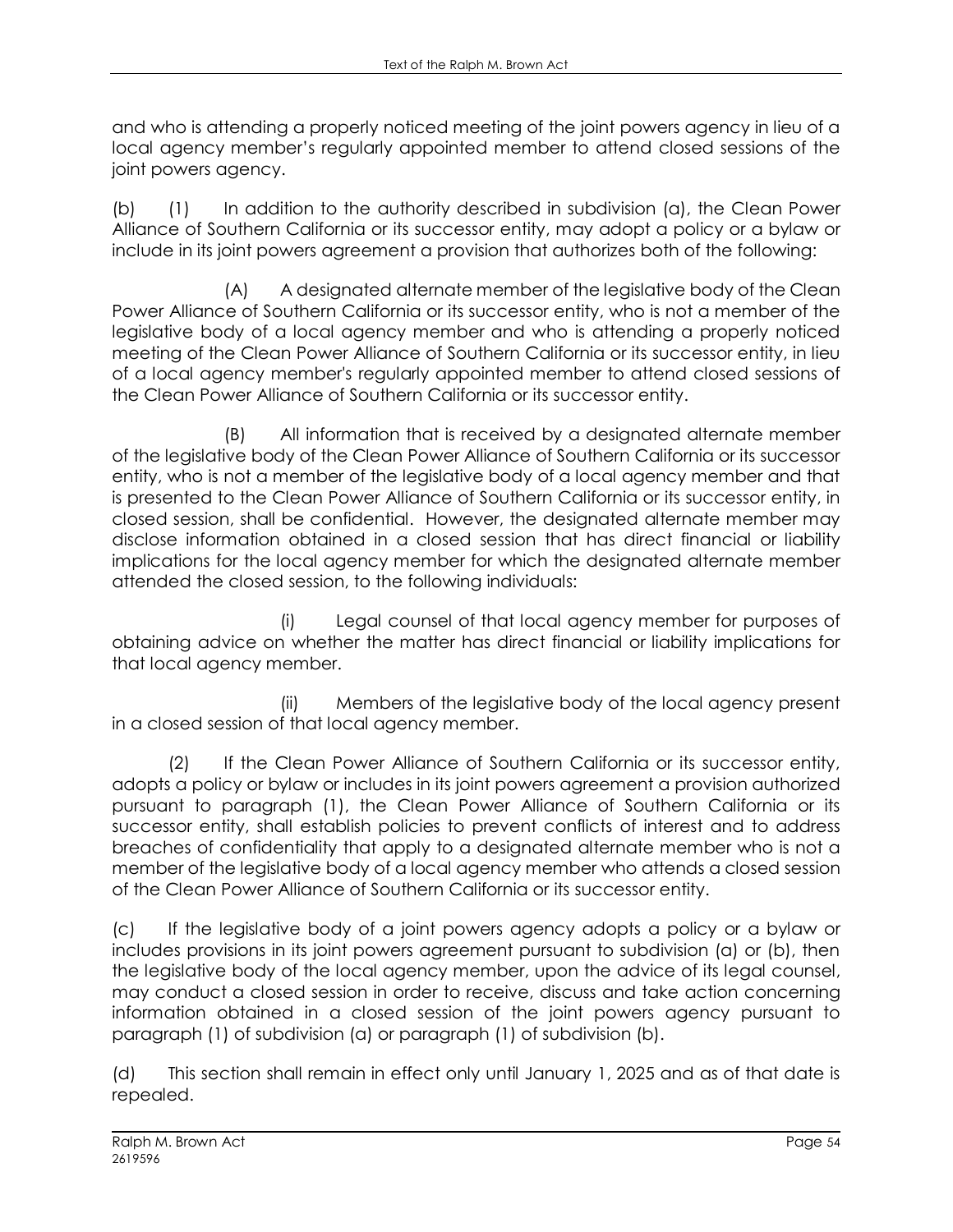and who is attending a properly noticed meeting of the joint powers agency in lieu of a local agency member's regularly appointed member to attend closed sessions of the joint powers agency.

(b) (1) In addition to the authority described in subdivision (a), the Clean Power Alliance of Southern California or its successor entity, may adopt a policy or a bylaw or include in its joint powers agreement a provision that authorizes both of the following:

(A) A designated alternate member of the legislative body of the Clean Power Alliance of Southern California or its successor entity, who is not a member of the legislative body of a local agency member and who is attending a properly noticed meeting of the Clean Power Alliance of Southern California or its successor entity, in lieu of a local agency member's regularly appointed member to attend closed sessions of the Clean Power Alliance of Southern California or its successor entity.

(B) All information that is received by a designated alternate member of the legislative body of the Clean Power Alliance of Southern California or its successor entity, who is not a member of the legislative body of a local agency member and that is presented to the Clean Power Alliance of Southern California or its successor entity, in closed session, shall be confidential. However, the designated alternate member may disclose information obtained in a closed session that has direct financial or liability implications for the local agency member for which the designated alternate member attended the closed session, to the following individuals:

(i) Legal counsel of that local agency member for purposes of obtaining advice on whether the matter has direct financial or liability implications for that local agency member.

(ii) Members of the legislative body of the local agency present in a closed session of that local agency member.

(2) If the Clean Power Alliance of Southern California or its successor entity, adopts a policy or bylaw or includes in its joint powers agreement a provision authorized pursuant to paragraph (1), the Clean Power Alliance of Southern California or its successor entity, shall establish policies to prevent conflicts of interest and to address breaches of confidentiality that apply to a designated alternate member who is not a member of the legislative body of a local agency member who attends a closed session of the Clean Power Alliance of Southern California or its successor entity.

(c) If the legislative body of a joint powers agency adopts a policy or a bylaw or includes provisions in its joint powers agreement pursuant to subdivision (a) or (b), then the legislative body of the local agency member, upon the advice of its legal counsel, may conduct a closed session in order to receive, discuss and take action concerning information obtained in a closed session of the joint powers agency pursuant to paragraph (1) of subdivision (a) or paragraph (1) of subdivision (b).

(d) This section shall remain in effect only until January 1, 2025 and as of that date is repealed.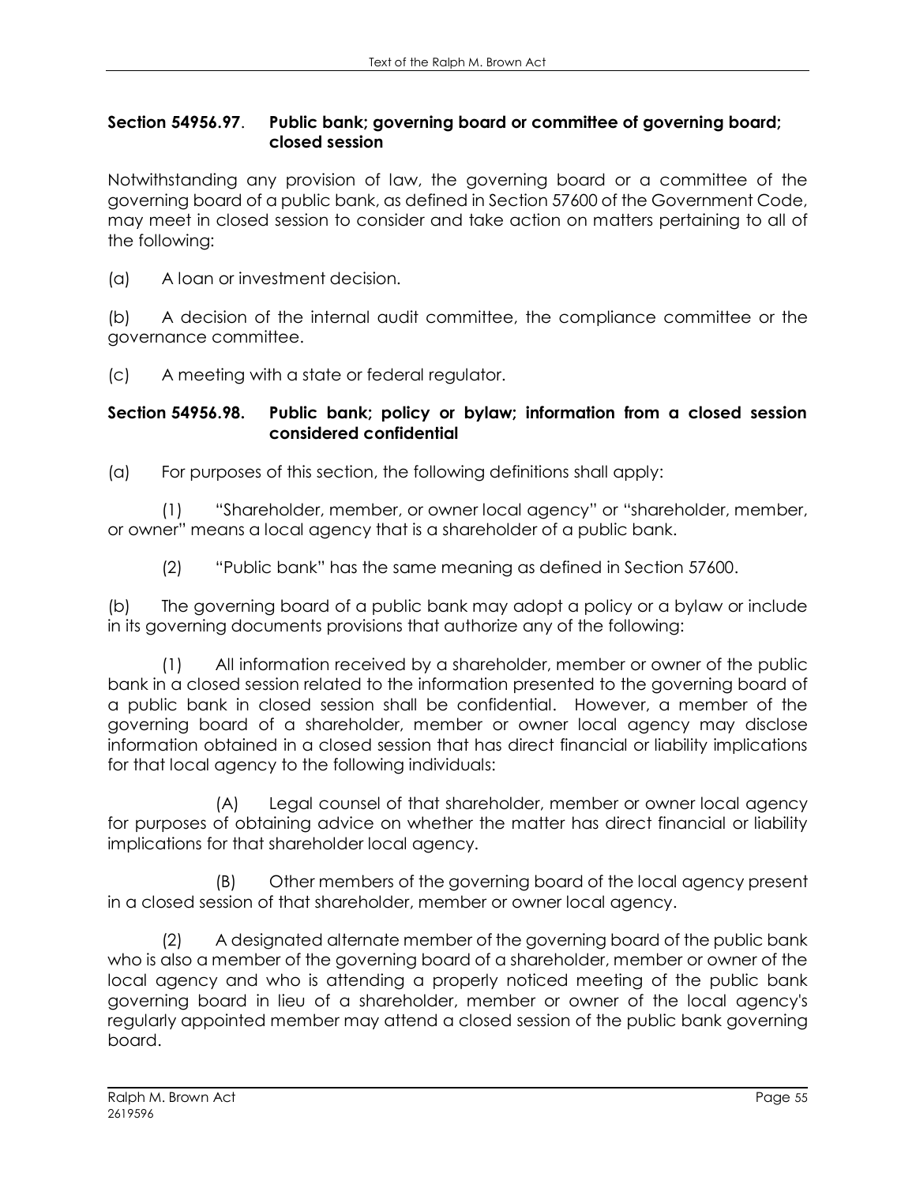### Section 54956.97. Public bank; governing board or committee of governing board; closed session

Notwithstanding any provision of law, the governing board or a committee of the governing board of a public bank, as defined in Section 57600 of the Government Code, may meet in closed session to consider and take action on matters pertaining to all of the following:

(a) A loan or investment decision.

(b) A decision of the internal audit committee, the compliance committee or the governance committee.

(c) A meeting with a state or federal regulator.

### Section 54956.98. Public bank; policy or bylaw; information from a closed session considered confidential

(a) For purposes of this section, the following definitions shall apply:

(1) "Shareholder, member, or owner local agency" or "shareholder, member, or owner" means a local agency that is a shareholder of a public bank.

(2) "Public bank" has the same meaning as defined in Section 57600.

(b) The governing board of a public bank may adopt a policy or a bylaw or include in its governing documents provisions that authorize any of the following:

(1) All information received by a shareholder, member or owner of the public bank in a closed session related to the information presented to the governing board of a public bank in closed session shall be confidential. However, a member of the governing board of a shareholder, member or owner local agency may disclose information obtained in a closed session that has direct financial or liability implications for that local agency to the following individuals:

(A) Legal counsel of that shareholder, member or owner local agency for purposes of obtaining advice on whether the matter has direct financial or liability implications for that shareholder local agency.

(B) Other members of the governing board of the local agency present in a closed session of that shareholder, member or owner local agency.

(2) A designated alternate member of the governing board of the public bank who is also a member of the governing board of a shareholder, member or owner of the local agency and who is attending a properly noticed meeting of the public bank governing board in lieu of a shareholder, member or owner of the local agency's regularly appointed member may attend a closed session of the public bank governing board.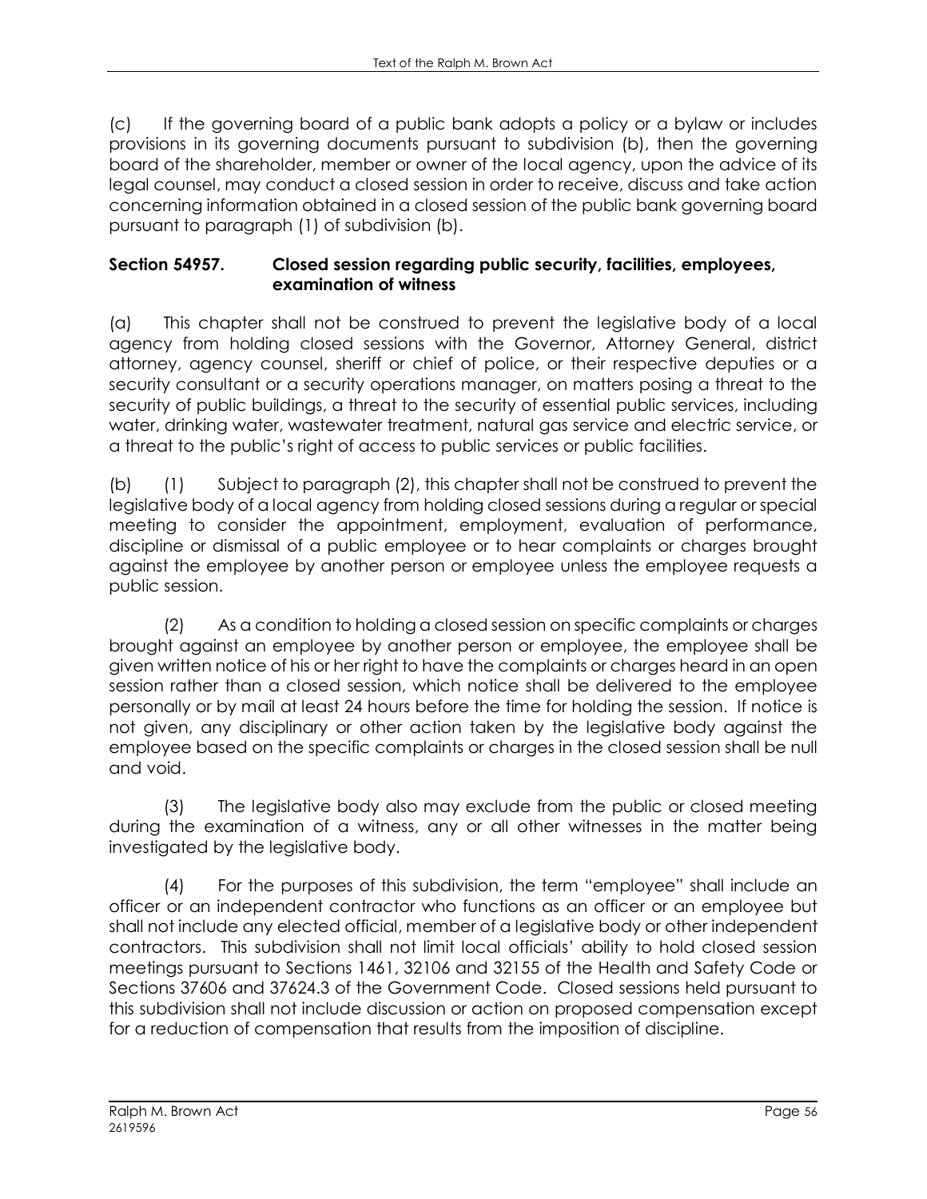(c) If the governing board of a public bank adopts a policy or a bylaw or includes provisions in its governing documents pursuant to subdivision (b), then the governing board of the shareholder, member or owner of the local agency, upon the advice of its legal counsel, may conduct a closed session in order to receive, discuss and take action concerning information obtained in a closed session of the public bank governing board pursuant to paragraph (1) of subdivision (b).

### Section 54957. Closed session regarding public security, facilities, employees, examination of witness

(a) This chapter shall not be construed to prevent the legislative body of a local agency from holding closed sessions with the Governor, Attorney General, district attorney, agency counsel, sheriff or chief of police, or their respective deputies or a security consultant or a security operations manager, on matters posing a threat to the security of public buildings, a threat to the security of essential public services, including water, drinking water, wastewater treatment, natural gas service and electric service, or a threat to the public's right of access to public services or public facilities.

(b) (1) Subject to paragraph (2), this chapter shall not be construed to prevent the legislative body of a local agency from holding closed sessions during a regular or special meeting to consider the appointment, employment, evaluation of performance, discipline or dismissal of a public employee or to hear complaints or charges brought against the employee by another person or employee unless the employee requests a public session.

(2) As a condition to holding a closed session on specific complaints or charges brought against an employee by another person or employee, the employee shall be given written notice of his or her right to have the complaints or charges heard in an open session rather than a closed session, which notice shall be delivered to the employee personally or by mail at least 24 hours before the time for holding the session. If notice is not given, any disciplinary or other action taken by the legislative body against the employee based on the specific complaints or charges in the closed session shall be null and void.

(3) The legislative body also may exclude from the public or closed meeting during the examination of a witness, any or all other witnesses in the matter being investigated by the legislative body.

(4) For the purposes of this subdivision, the term "employee" shall include an officer or an independent contractor who functions as an officer or an employee but shall not include any elected official, member of a legislative body or other independent contractors. This subdivision shall not limit local officials' ability to hold closed session meetings pursuant to Sections 1461, 32106 and 32155 of the Health and Safety Code or Sections 37606 and 37624.3 of the Government Code. Closed sessions held pursuant to this subdivision shall not include discussion or action on proposed compensation except for a reduction of compensation that results from the imposition of discipline.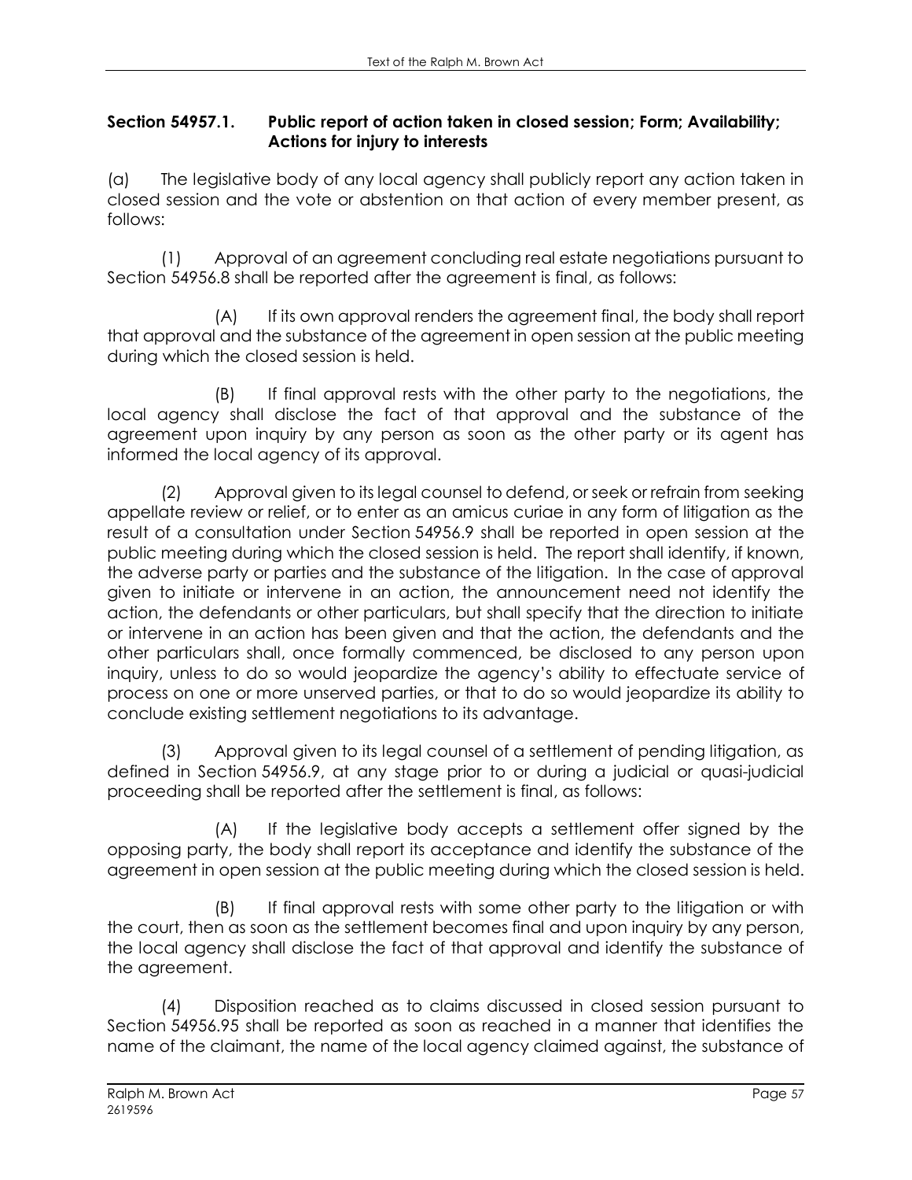**Section 54957.1. Public report of action taken in closed session; Form; Availability; Actions for injury to interests**

(a) The legislative body of any local agency shall publicly report any action taken in closed session and the vote or abstention on that action of every member present, as follows:

(1) Approval of an agreement concluding real estate negotiations pursuant to Section 54956.8 shall be reported after the agreement is final, as follows:

(A) If its own approval renders the agreement final, the body shall report that approval and the substance of the agreement in open session at the public meeting during which the closed session is held.

(B) If final approval rests with the other party to the negotiations, the local agency shall disclose the fact of that approval and the substance of the agreement upon inquiry by any person as soon as the other party or its agent has informed the local agency of its approval.

(2) Approval given to its legal counsel to defend, or seek or refrain from seeking appellate review or relief, or to enter as an amicus curiae in any form of litigation as the result of a consultation under Section 54956.9 shall be reported in open session at the public meeting during which the closed session is held. The report shall identify, if known, the adverse party or parties and the substance of the litigation. In the case of approval given to initiate or intervene in an action, the announcement need not identify the action, the defendants or other particulars, but shall specify that the direction to initiate or intervene in an action has been given and that the action, the defendants and the other particulars shall, once formally commenced, be disclosed to any person upon inquiry, unless to do so would jeopardize the agency's ability to effectuate service of process on one or more unserved parties, or that to do so would jeopardize its ability to conclude existing settlement negotiations to its advantage.

(3) Approval given to its legal counsel of a settlement of pending litigation, as defined in Section 54956.9, at any stage prior to or during a judicial or quasi-judicial proceeding shall be reported after the settlement is final, as follows:

(A) If the legislative body accepts a settlement offer signed by the opposing party, the body shall report its acceptance and identify the substance of the agreement in open session at the public meeting during which the closed session is held.

(B) If final approval rests with some other party to the litigation or with the court, then as soon as the settlement becomes final and upon inquiry by any person, the local agency shall disclose the fact of that approval and identify the substance of the agreement.

(4) Disposition reached as to claims discussed in closed session pursuant to Section 54956.95 shall be reported as soon as reached in a manner that identifies the name of the claimant, the name of the local agency claimed against, the substance of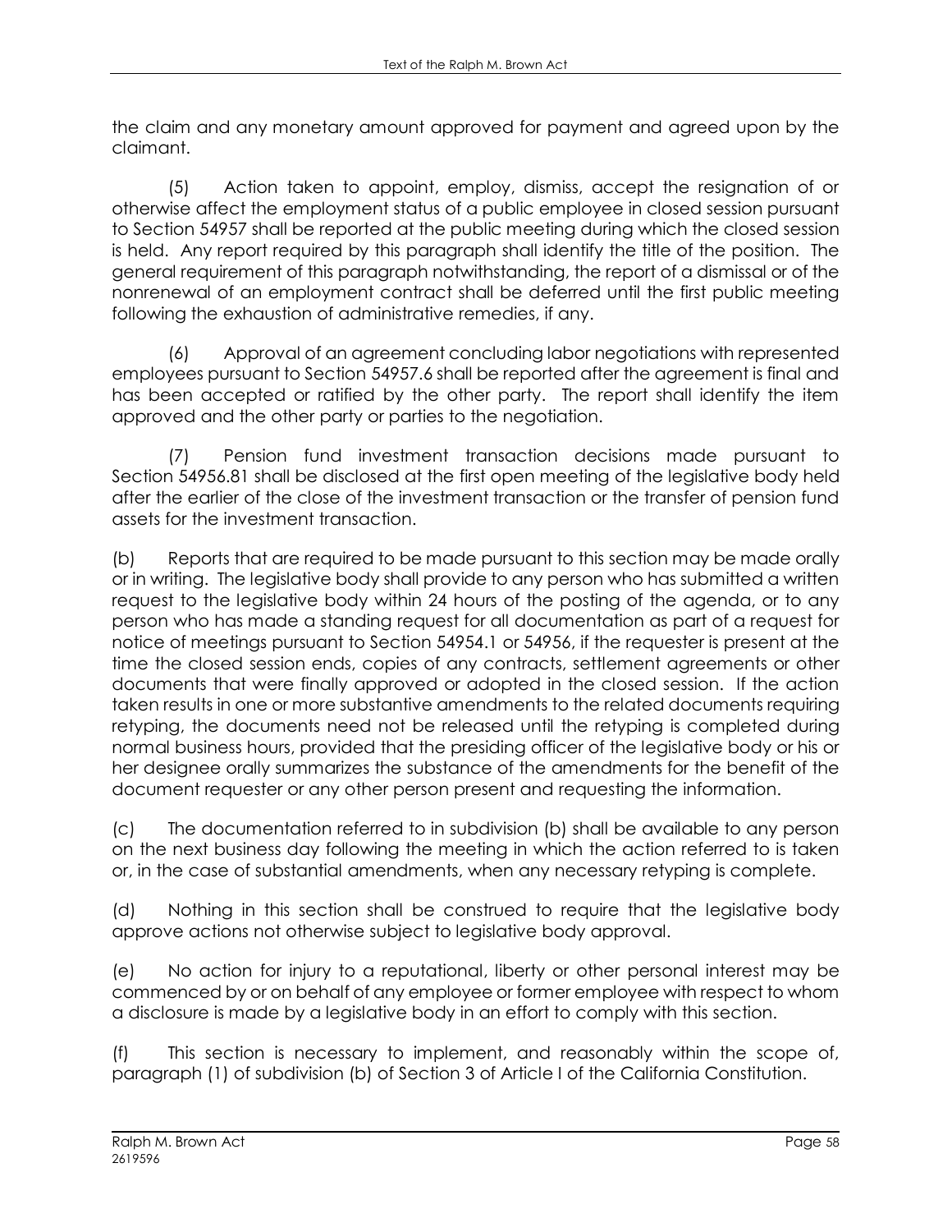the claim and any monetary amount approved for payment and agreed upon by the claimant.

(5) Action taken to appoint, employ, dismiss, accept the resignation of or otherwise affect the employment status of a public employee in closed session pursuant to Section 54957 shall be reported at the public meeting during which the closed session is held. Any report required by this paragraph shall identify the title of the position. The general requirement of this paragraph notwithstanding, the report of a dismissal or of the nonrenewal of an employment contract shall be deferred until the first public meeting following the exhaustion of administrative remedies, if any.

(6) Approval of an agreement concluding labor negotiations with represented employees pursuant to Section 54957.6 shall be reported after the agreement is final and has been accepted or ratified by the other party. The report shall identify the item approved and the other party or parties to the negotiation.

(7) Pension fund investment transaction decisions made pursuant to Section 54956.81 shall be disclosed at the first open meeting of the legislative body held after the earlier of the close of the investment transaction or the transfer of pension fund assets for the investment transaction.

(b) Reports that are required to be made pursuant to this section may be made orally or in writing. The legislative body shall provide to any person who has submitted a written request to the legislative body within 24 hours of the posting of the agenda, or to any person who has made a standing request for all documentation as part of a request for notice of meetings pursuant to Section 54954.1 or 54956, if the requester is present at the time the closed session ends, copies of any contracts, settlement agreements or other documents that were finally approved or adopted in the closed session. If the action taken results in one or more substantive amendments to the related documents requiring retyping, the documents need not be released until the retyping is completed during normal business hours, provided that the presiding officer of the legislative body or his or her designee orally summarizes the substance of the amendments for the benefit of the document requester or any other person present and requesting the information.

(c) The documentation referred to in subdivision (b) shall be available to any person on the next business day following the meeting in which the action referred to is taken or, in the case of substantial amendments, when any necessary retyping is complete.

(d) Nothing in this section shall be construed to require that the legislative body approve actions not otherwise subject to legislative body approval.

(e) No action for injury to a reputational, liberty or other personal interest may be commenced by or on behalf of any employee or former employee with respect to whom a disclosure is made by a legislative body in an effort to comply with this section.

(f) This section is necessary to implement, and reasonably within the scope of, paragraph (1) of subdivision (b) of Section 3 of Article I of the California Constitution.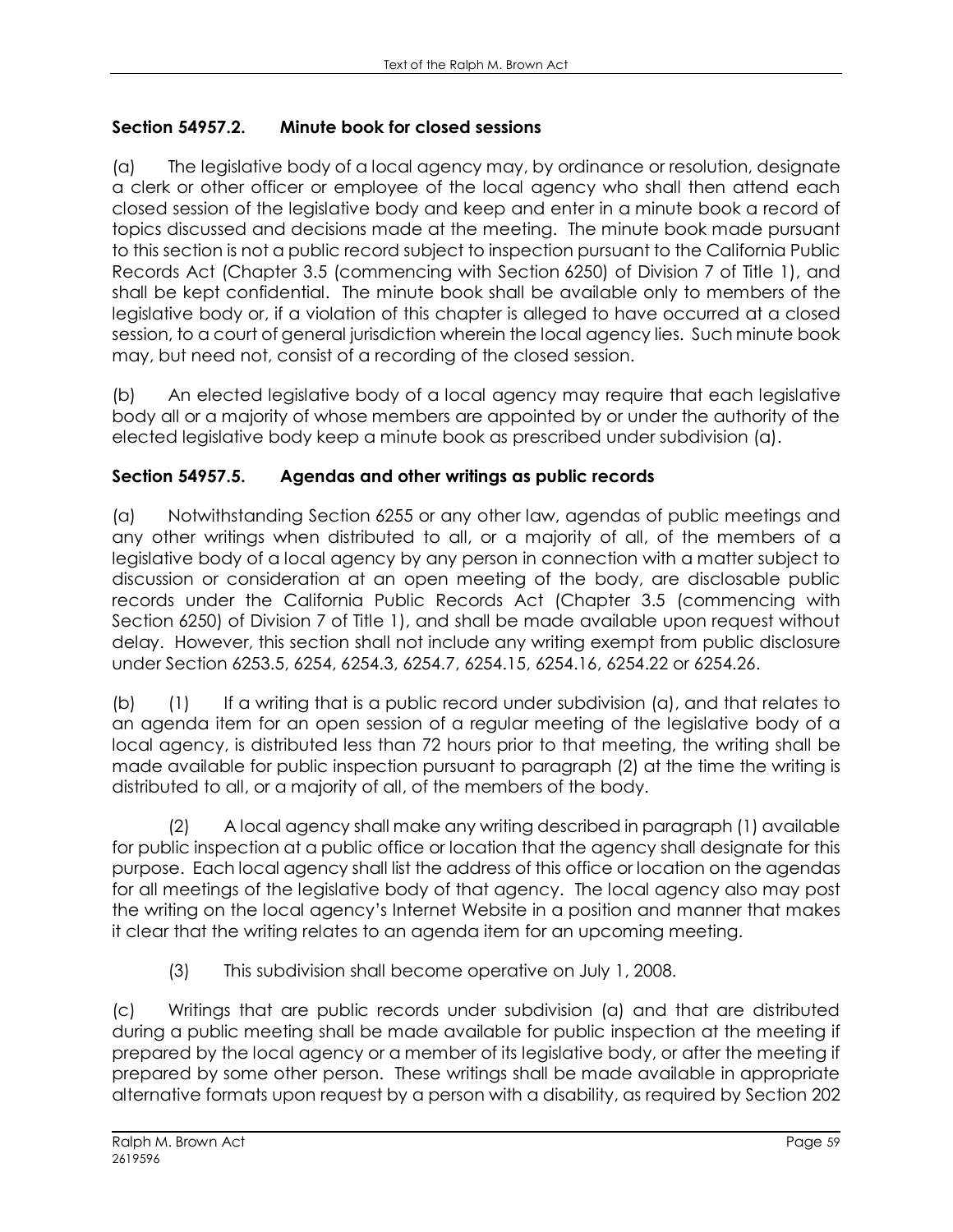### Section 54957.2. Minute book for closed sessions

(a) The legislative body of a local agency may, by ordinance or resolution, designate a clerk or other officer or employee of the local agency who shall then attend each closed session of the legislative body and keep and enter in a minute book a record of topics discussed and decisions made at the meeting. The minute book made pursuant to this section is not a public record subject to inspection pursuant to the California Public Records Act (Chapter 3.5 (commencing with Section 6250) of Division 7 of Title 1), and shall be kept confidential. The minute book shall be available only to members of the legislative body or, if a violation of this chapter is alleged to have occurred at a closed session, to a court of general jurisdiction wherein the local agency lies. Such minute book may, but need not, consist of a recording of the closed session.

(b) An elected legislative body of a local agency may require that each legislative body all or a majority of whose members are appointed by or under the authority of the elected legislative body keep a minute book as prescribed under subdivision (a).

### Section 54957.5. Agendas and other writings as public records

(a) Notwithstanding Section 6255 or any other law, agendas of public meetings and any other writings when distributed to all, or a majority of all, of the members of a legislative body of a local agency by any person in connection with a matter subject to discussion or consideration at an open meeting of the body, are disclosable public records under the California Public Records Act (Chapter 3.5 (commencing with Section 6250) of Division 7 of Title 1), and shall be made available upon request without delay. However, this section shall not include any writing exempt from public disclosure under Section 6253.5, 6254, 6254.3, 6254.7, 6254.15, 6254.16, 6254.22 or 6254.26.

(b) (1) If a writing that is a public record under subdivision (a), and that relates to an agenda item for an open session of a regular meeting of the legislative body of a local agency, is distributed less than 72 hours prior to that meeting, the writing shall be made available for public inspection pursuant to paragraph (2) at the time the writing is distributed to all, or a majority of all, of the members of the body.

(2) A local agency shall make any writing described in paragraph (1) available for public inspection at a public office or location that the agency shall designate for this purpose. Each local agency shall list the address of this office or location on the agendas for all meetings of the legislative body of that agency. The local agency also may post the writing on the local agency's Internet Website in a position and manner that makes it clear that the writing relates to an agenda item for an upcoming meeting.

(3) This subdivision shall become operative on July 1, 2008.

(c) Writings that are public records under subdivision (a) and that are distributed during a public meeting shall be made available for public inspection at the meeting if prepared by the local agency or a member of its legislative body, or after the meeting if prepared by some other person. These writings shall be made available in appropriate alternative formats upon request by a person with a disability, as required by Section 202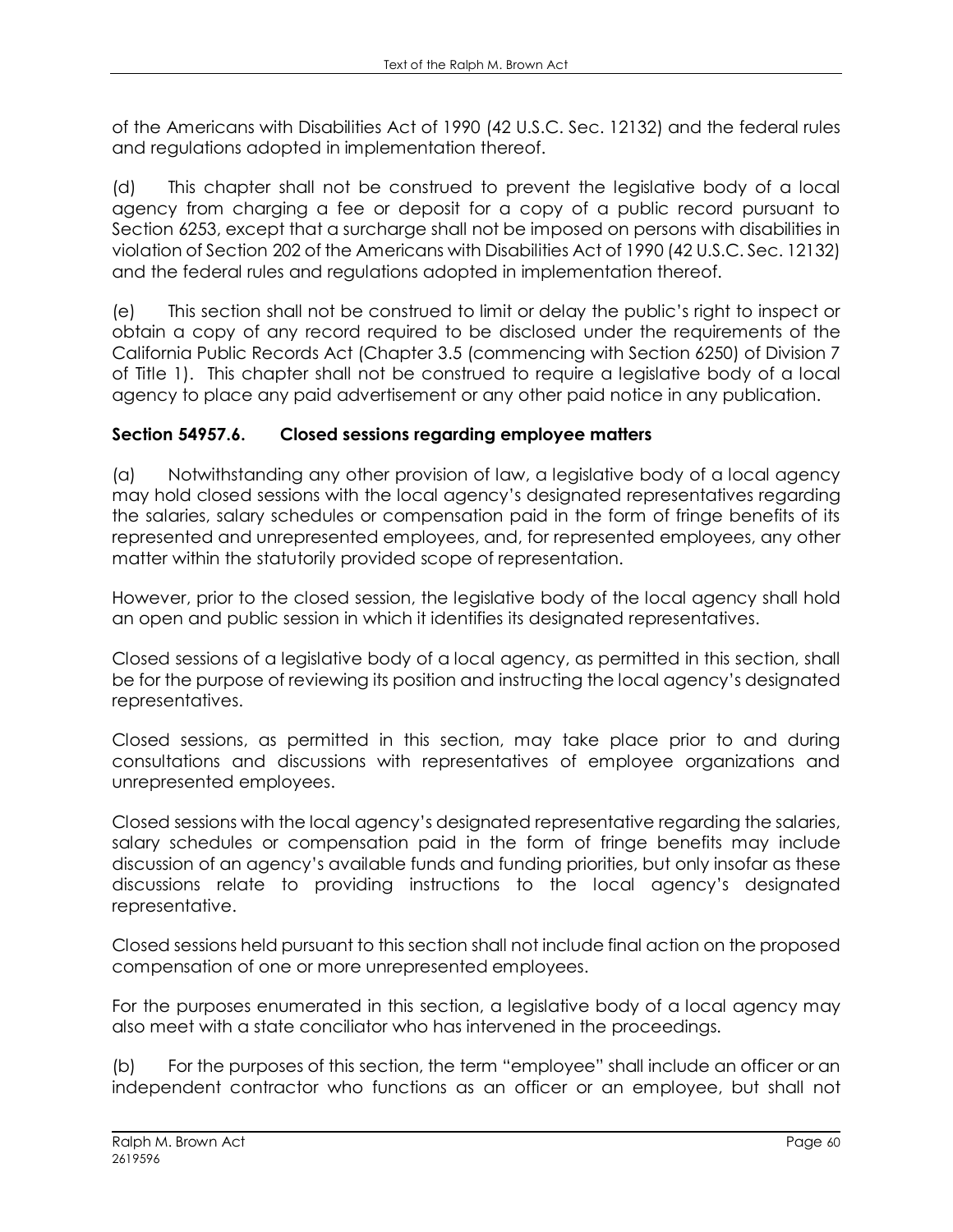of the Americans with Disabilities Act of 1990 (42 U.S.C. Sec. 12132) and the federal rules and regulations adopted in implementation thereof.

(d) This chapter shall not be construed to prevent the legislative body of a local agency from charging a fee or deposit for a copy of a public record pursuant to Section 6253, except that a surcharge shall not be imposed on persons with disabilities in violation of Section 202 of the Americans with Disabilities Act of 1990 (42 U.S.C. Sec. 12132) and the federal rules and regulations adopted in implementation thereof.

(e) This section shall not be construed to limit or delay the public's right to inspect or obtain a copy of any record required to be disclosed under the requirements of the California Public Records Act (Chapter 3.5 (commencing with Section 6250) of Division 7 of Title 1). This chapter shall not be construed to require a legislative body of a local agency to place any paid advertisement or any other paid notice in any publication.

**Section 54957.6. Closed sessions regarding employee matters**

(a) Notwithstanding any other provision of law, a legislative body of a local agency may hold closed sessions with the local agency's designated representatives regarding the salaries, salary schedules or compensation paid in the form of fringe benefits of its represented and unrepresented employees, and, for represented employees, any other matter within the statutorily provided scope of representation.

However, prior to the closed session, the legislative body of the local agency shall hold an open and public session in which it identifies its designated representatives.

Closed sessions of a legislative body of a local agency, as permitted in this section, shall be for the purpose of reviewing its position and instructing the local agency's designated representatives.

Closed sessions, as permitted in this section, may take place prior to and during consultations and discussions with representatives of employee organizations and unrepresented employees.

Closed sessions with the local agency's designated representative regarding the salaries, salary schedules or compensation paid in the form of fringe benefits may include discussion of an agency's available funds and funding priorities, but only insofar as these discussions relate to providing instructions to the local agency's designated representative.

Closed sessions held pursuant to this section shall not include final action on the proposed compensation of one or more unrepresented employees.

For the purposes enumerated in this section, a legislative body of a local agency may also meet with a state conciliator who has intervened in the proceedings.

(b) For the purposes of this section, the term "employee" shall include an officer or an independent contractor who functions as an officer or an employee, but shall not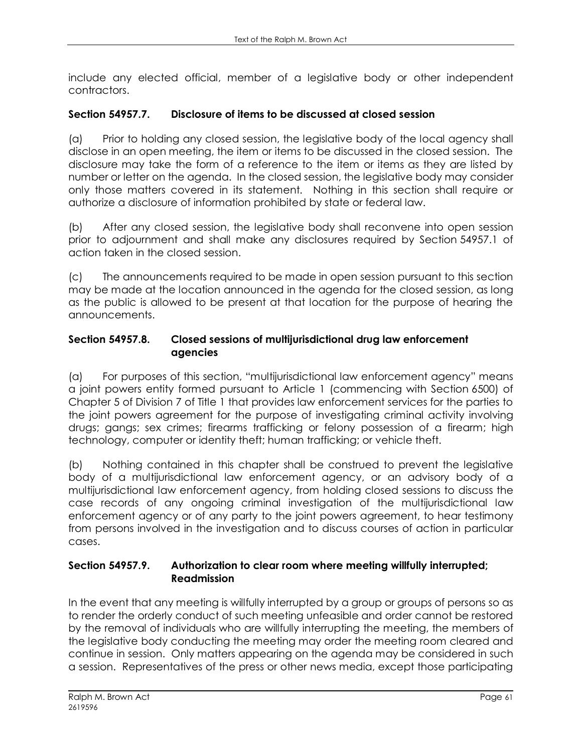include any elected official, member of a legislative body or other independent contractors.

### Section 54957.7. Disclosure of items to be discussed at closed session

(a) Prior to holding any closed session, the legislative body of the local agency shall disclose in an open meeting, the item or items to be discussed in the closed session. The disclosure may take the form of a reference to the item or items as they are listed by number or letter on the agenda. In the closed session, the legislative body may consider only those matters covered in its statement. Nothing in this section shall require or authorize a disclosure of information prohibited by state or federal law.

(b) After any closed session, the legislative body shall reconvene into open session prior to adjournment and shall make any disclosures required by Section 54957.1 of action taken in the closed session.

(c) The announcements required to be made in open session pursuant to this section may be made at the location announced in the agenda for the closed session, as long as the public is allowed to be present at that location for the purpose of hearing the announcements.

### Section 54957.8. Closed sessions of multijurisdictional drug law enforcement agencies

(a) For purposes of this section, "multijurisdictional law enforcement agency" means a joint powers entity formed pursuant to Article 1 (commencing with Section 6500) of Chapter 5 of Division 7 of Title 1 that provides law enforcement services for the parties to the joint powers agreement for the purpose of investigating criminal activity involving drugs; gangs; sex crimes; firearms trafficking or felony possession of a firearm; high technology, computer or identity theft; human trafficking; or vehicle theft.

(b) Nothing contained in this chapter shall be construed to prevent the legislative body of a multijurisdictional law enforcement agency, or an advisory body of a multijurisdictional law enforcement agency, from holding closed sessions to discuss the case records of any ongoing criminal investigation of the multijurisdictional law enforcement agency or of any party to the joint powers agreement, to hear testimony from persons involved in the investigation and to discuss courses of action in particular cases.

### Section 54957.9. Authorization to clear room where meeting willfully interrupted; Readmission

In the event that any meeting is willfully interrupted by a group or groups of persons so as to render the orderly conduct of such meeting unfeasible and order cannot be restored by the removal of individuals who are willfully interrupting the meeting, the members of the legislative body conducting the meeting may order the meeting room cleared and continue in session. Only matters appearing on the agenda may be considered in such a session. Representatives of the press or other news media, except those participating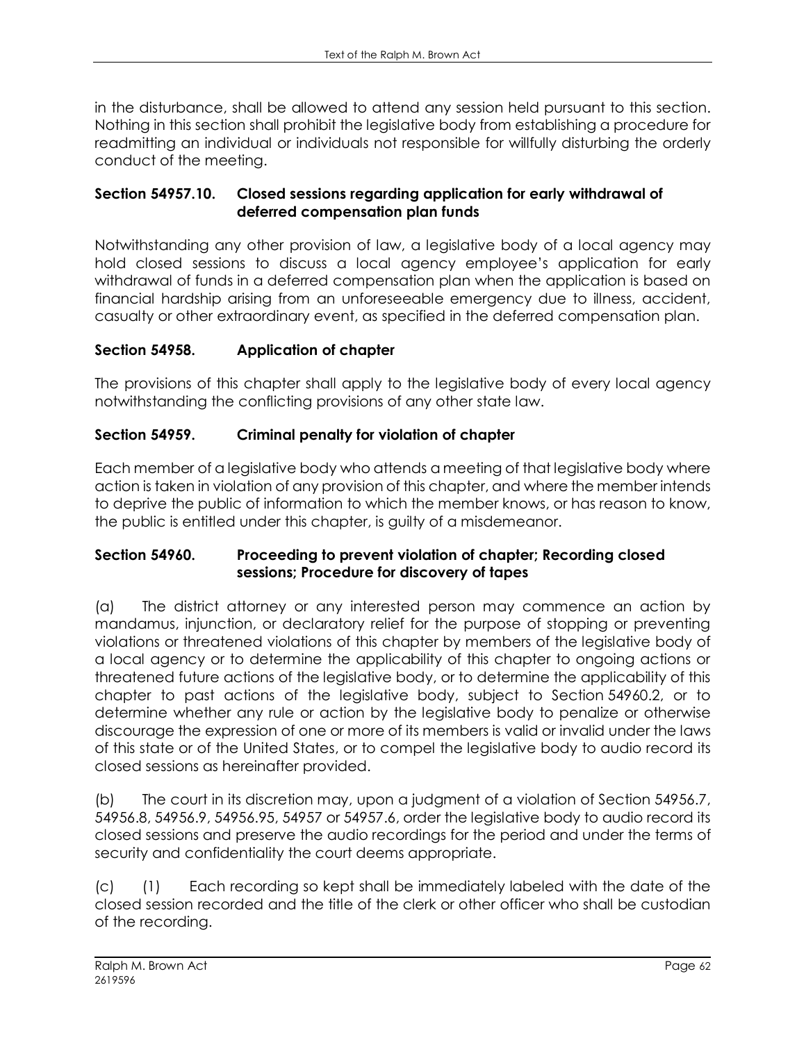in the disturbance, shall be allowed to attend any session held pursuant to this section. Nothing in this section shall prohibit the legislative body from establishing a procedure for readmitting an individual or individuals not responsible for willfully disturbing the orderly conduct of the meeting.

### Section 54957.10. Closed sessions regarding application for early withdrawal of deferred compensation plan funds

Notwithstanding any other provision of law, a legislative body of a local agency may hold closed sessions to discuss a local agency employee's application for early withdrawal of funds in a deferred compensation plan when the application is based on financial hardship arising from an unforeseeable emergency due to illness, accident, casualty or other extraordinary event, as specified in the deferred compensation plan.

### Section 54958. Application of chapter

The provisions of this chapter shall apply to the legislative body of every local agency notwithstanding the conflicting provisions of any other state law.

### Section 54959. Criminal penalty for violation of chapter

Each member of a legislative body who attends a meeting of that legislative body where action is taken in violation of any provision of this chapter, and where the member intends to deprive the public of information to which the member knows, or has reason to know, the public is entitled under this chapter, is guilty of a misdemeanor.

### Section 54960. Proceeding to prevent violation of chapter; Recording closed sessions; Procedure for discovery of tapes

(a) The district attorney or any interested person may commence an action by mandamus, injunction, or declaratory relief for the purpose of stopping or preventing violations or threatened violations of this chapter by members of the legislative body of a local agency or to determine the applicability of this chapter to ongoing actions or threatened future actions of the legislative body, or to determine the applicability of this chapter to past actions of the legislative body, subject to Section 54960.2, or to determine whether any rule or action by the legislative body to penalize or otherwise discourage the expression of one or more of its members is valid or invalid under the laws of this state or of the United States, or to compel the legislative body to audio record its closed sessions as hereinafter provided.

(b) The court in its discretion may, upon a judgment of a violation of Section 54956.7, 54956.8, 54956.9, 54956.95, 54957 or 54957.6, order the legislative body to audio record its closed sessions and preserve the audio recordings for the period and under the terms of security and confidentiality the court deems appropriate.

(c) (1) Each recording so kept shall be immediately labeled with the date of the closed session recorded and the title of the clerk or other officer who shall be custodian of the recording.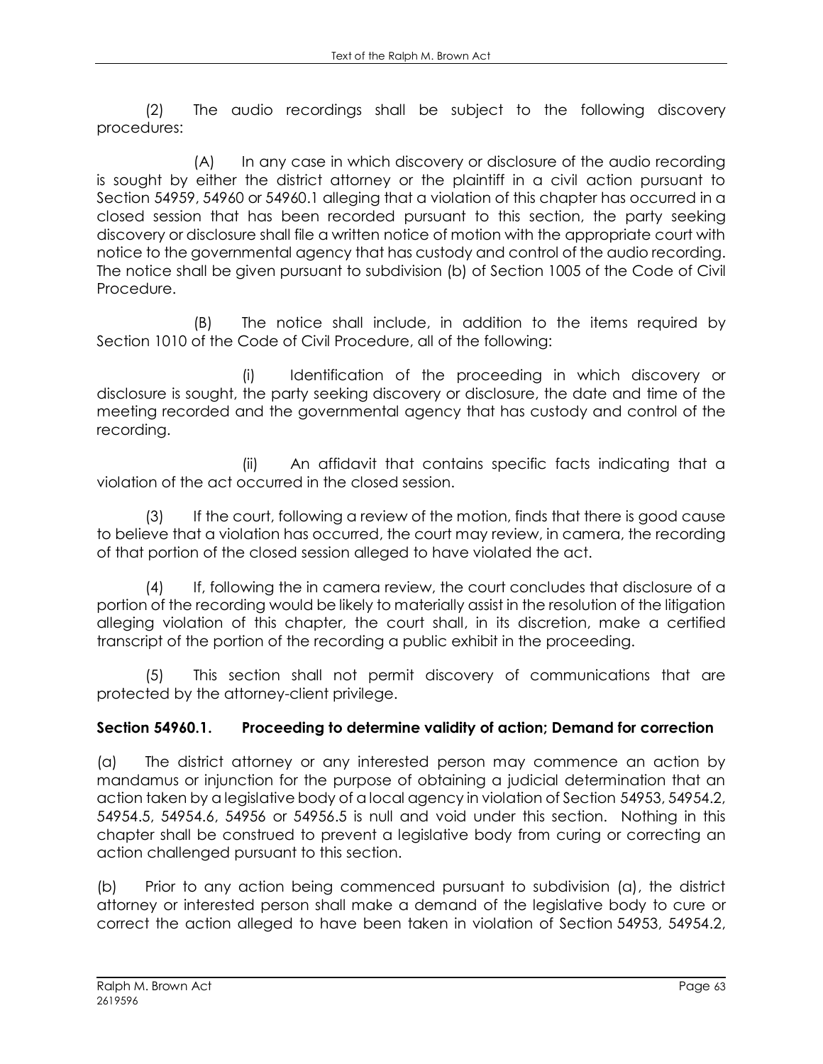(2) The audio recordings shall be subject to the following discovery procedures:

(A) In any case in which discovery or disclosure of the audio recording is sought by either the district attorney or the plaintiff in a civil action pursuant to Section 54959, 54960 or 54960.1 alleging that a violation of this chapter has occurred in a closed session that has been recorded pursuant to this section, the party seeking discovery or disclosure shall file a written notice of motion with the appropriate court with notice to the governmental agency that has custody and control of the audio recording. The notice shall be given pursuant to subdivision (b) of Section 1005 of the Code of Civil Procedure.

(B) The notice shall include, in addition to the items required by Section 1010 of the Code of Civil Procedure, all of the following:

(i) Identification of the proceeding in which discovery or disclosure is sought, the party seeking discovery or disclosure, the date and time of the meeting recorded and the governmental agency that has custody and control of the recording.

(ii) An affidavit that contains specific facts indicating that a violation of the act occurred in the closed session.

(3) If the court, following a review of the motion, finds that there is good cause to believe that a violation has occurred, the court may review, in camera, the recording of that portion of the closed session alleged to have violated the act.

(4) If, following the in camera review, the court concludes that disclosure of a portion of the recording would be likely to materially assist in the resolution of the litigation alleging violation of this chapter, the court shall, in its discretion, make a certified transcript of the portion of the recording a public exhibit in the proceeding.

(5) This section shall not permit discovery of communications that are protected by the attorney-client privilege.

**Section 54960.1. Proceeding to determine validity of action; Demand for correction**

(a) The district attorney or any interested person may commence an action by mandamus or injunction for the purpose of obtaining a judicial determination that an action taken by a legislative body of a local agency in violation of Section 54953, 54954.2, 54954.5, 54954.6, 54956 or 54956.5 is null and void under this section. Nothing in this chapter shall be construed to prevent a legislative body from curing or correcting an action challenged pursuant to this section.

(b) Prior to any action being commenced pursuant to subdivision (a), the district attorney or interested person shall make a demand of the legislative body to cure or correct the action alleged to have been taken in violation of Section 54953, 54954.2,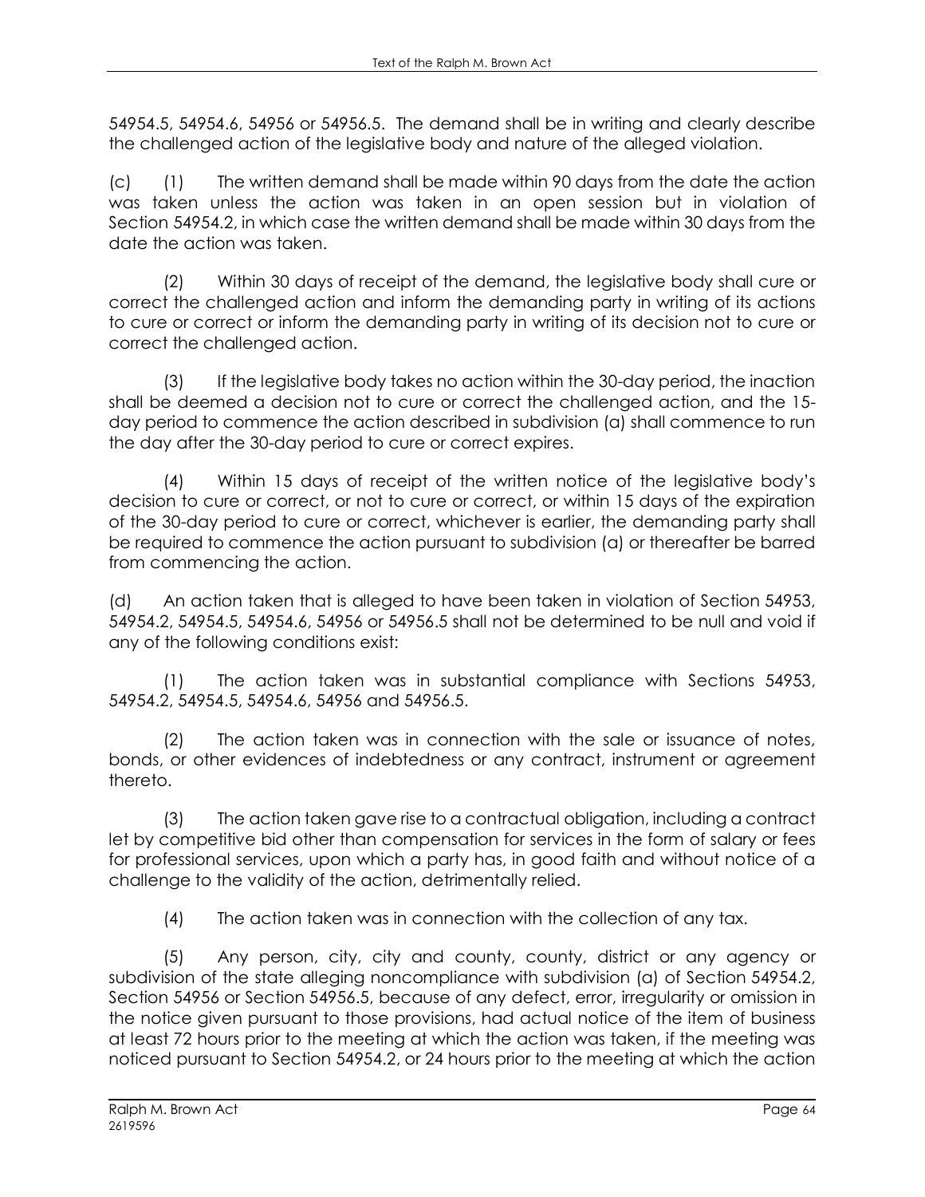54954.5, 54954.6, 54956 or 54956.5. The demand shall be in writing and clearly describe the challenged action of the legislative body and nature of the alleged violation.

(c) (1) The written demand shall be made within 90 days from the date the action was taken unless the action was taken in an open session but in violation of Section 54954.2, in which case the written demand shall be made within 30 days from the date the action was taken.

(2) Within 30 days of receipt of the demand, the legislative body shall cure or correct the challenged action and inform the demanding party in writing of its actions to cure or correct or inform the demanding party in writing of its decision not to cure or correct the challenged action.

(3) If the legislative body takes no action within the 30-day period, the inaction shall be deemed a decision not to cure or correct the challenged action, and the 15-day period to commence the action described in subdivision (a) shall commence to run the day after the 30-day period to cure or correct expires.

(4) Within 15 days of receipt of the written notice of the legislative body's decision to cure or correct, or not to cure or correct, or within 15 days of the expiration of the 30-day period to cure or correct, whichever is earlier, the demanding party shall be required to commence the action pursuant to subdivision (a) or thereafter be barred from commencing the action.

(d) An action taken that is alleged to have been taken in violation of Section 54953, 54954.2, 54954.5, 54954.6, 54956 or 54956.5 shall not be determined to be null and void if any of the following conditions exist:

(1) The action taken was in substantial compliance with Sections 54953, 54954.2, 54954.5, 54954.6, 54956 and 54956.5.

(2) The action taken was in connection with the sale or issuance of notes, bonds, or other evidences of indebtedness or any contract, instrument or agreement thereto.

(3) The action taken gave rise to a contractual obligation, including a contract let by competitive bid other than compensation for services in the form of salary or fees for professional services, upon which a party has, in good faith and without notice of a challenge to the validity of the action, detrimentally relied.

(4) The action taken was in connection with the collection of any tax.

(5) Any person, city, city and county, county, district or any agency or subdivision of the state alleging noncompliance with subdivision (a) of Section 54954.2, Section 54956 or Section 54956.5, because of any defect, error, irregularity or omission in the notice given pursuant to those provisions, had actual notice of the item of business at least 72 hours prior to the meeting at which the action was taken, if the meeting was noticed pursuant to Section 54954.2, or 24 hours prior to the meeting at which the action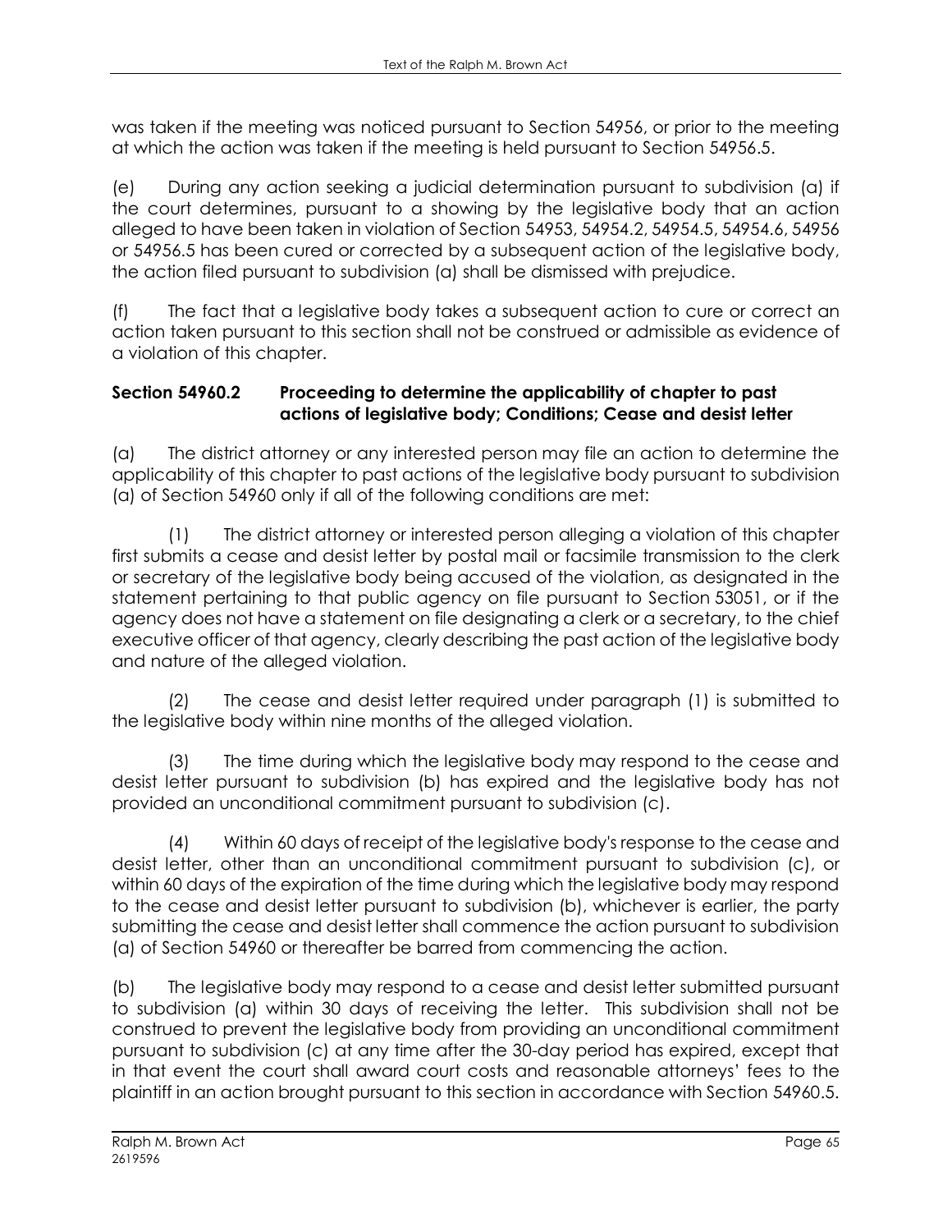was taken if the meeting was noticed pursuant to Section 54956, or prior to the meeting at which the action was taken if the meeting is held pursuant to Section 54956.5.

(e) During any action seeking a judicial determination pursuant to subdivision (a) if the court determines, pursuant to a showing by the legislative body that an action alleged to have been taken in violation of Section 54953, 54954.2, 54954.5, 54954.6, 54956 or 54956.5 has been cured or corrected by a subsequent action of the legislative body, the action filed pursuant to subdivision (a) shall be dismissed with prejudice.

(f) The fact that a legislative body takes a subsequent action to cure or correct an action taken pursuant to this section shall not be construed or admissible as evidence of a violation of this chapter.

**Section 54960.2 Proceeding to determine the applicability of chapter to past actions of legislative body; Conditions; Cease and desist letter**

(a) The district attorney or any interested person may file an action to determine the applicability of this chapter to past actions of the legislative body pursuant to subdivision (a) of Section 54960 only if all of the following conditions are met:

(1) The district attorney or interested person alleging a violation of this chapter first submits a cease and desist letter by postal mail or facsimile transmission to the clerk or secretary of the legislative body being accused of the violation, as designated in the statement pertaining to that public agency on file pursuant to Section 53051, or if the agency does not have a statement on file designating a clerk or a secretary, to the chief executive officer of that agency, clearly describing the past action of the legislative body and nature of the alleged violation.

(2) The cease and desist letter required under paragraph (1) is submitted to the legislative body within nine months of the alleged violation.

(3) The time during which the legislative body may respond to the cease and desist letter pursuant to subdivision (b) has expired and the legislative body has not provided an unconditional commitment pursuant to subdivision (c).

(4) Within 60 days of receipt of the legislative body's response to the cease and desist letter, other than an unconditional commitment pursuant to subdivision (c), or within 60 days of the expiration of the time during which the legislative body may respond to the cease and desist letter pursuant to subdivision (b), whichever is earlier, the party submitting the cease and desist letter shall commence the action pursuant to subdivision (a) of Section 54960 or thereafter be barred from commencing the action.

(b) The legislative body may respond to a cease and desist letter submitted pursuant to subdivision (a) within 30 days of receiving the letter. This subdivision shall not be construed to prevent the legislative body from providing an unconditional commitment pursuant to subdivision (c) at any time after the 30-day period has expired, except that in that event the court shall award court costs and reasonable attorneys' fees to the plaintiff in an action brought pursuant to this section in accordance with Section 54960.5.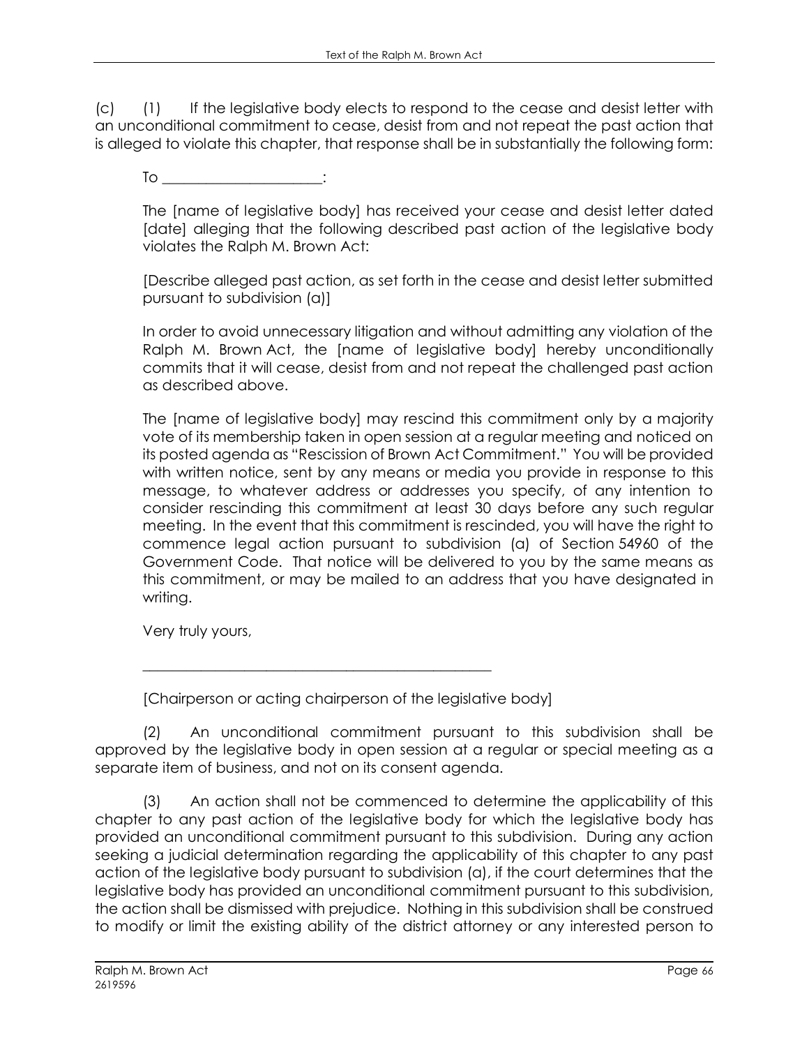(c) (1) If the legislative body elects to respond to the cease and desist letter with an unconditional commitment to cease, desist from and not repeat the past action that is alleged to violate this chapter, that response shall be in substantially the following form:

> To ______________________:
>
> The [name of legislative body] has received your cease and desist letter dated [date] alleging that the following described past action of the legislative body violates the Ralph M. Brown Act:
>
> [Describe alleged past action, as set forth in the cease and desist letter submitted pursuant to subdivision (a)]
>
> In order to avoid unnecessary litigation and without admitting any violation of the Ralph M. Brown Act, the [name of legislative body] hereby unconditionally commits that it will cease, desist from and not repeat the challenged past action as described above.
>
> The [name of legislative body] may rescind this commitment only by a majority vote of its membership taken in open session at a regular meeting and noticed on its posted agenda as "Rescission of Brown Act Commitment." You will be provided with written notice, sent by any means or media you provide in response to this message, to whatever address or addresses you specify, of any intention to consider rescinding this commitment at least 30 days before any such regular meeting. In the event that this commitment is rescinded, you will have the right to commence legal action pursuant to subdivision (a) of Section 54960 of the Government Code. That notice will be delivered to you by the same means as this commitment, or may be mailed to an address that you have designated in writing.
>
> Very truly yours,
>
> ________________________________________________
>
> [Chairperson or acting chairperson of the legislative body]

(2) An unconditional commitment pursuant to this subdivision shall be approved by the legislative body in open session at a regular or special meeting as a separate item of business, and not on its consent agenda.

(3) An action shall not be commenced to determine the applicability of this chapter to any past action of the legislative body for which the legislative body has provided an unconditional commitment pursuant to this subdivision. During any action seeking a judicial determination regarding the applicability of this chapter to any past action of the legislative body pursuant to subdivision (a), if the court determines that the legislative body has provided an unconditional commitment pursuant to this subdivision, the action shall be dismissed with prejudice. Nothing in this subdivision shall be construed to modify or limit the existing ability of the district attorney or any interested person to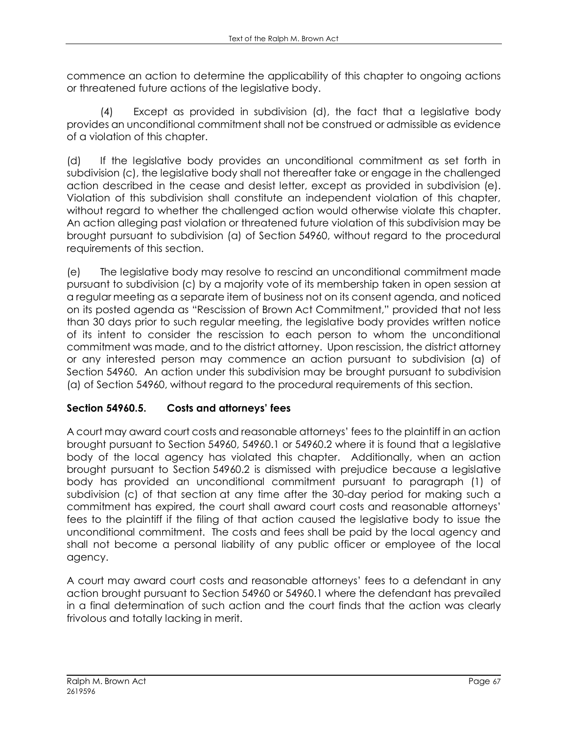commence an action to determine the applicability of this chapter to ongoing actions or threatened future actions of the legislative body.

(4) Except as provided in subdivision (d), the fact that a legislative body provides an unconditional commitment shall not be construed or admissible as evidence of a violation of this chapter.

(d) If the legislative body provides an unconditional commitment as set forth in subdivision (c), the legislative body shall not thereafter take or engage in the challenged action described in the cease and desist letter, except as provided in subdivision (e). Violation of this subdivision shall constitute an independent violation of this chapter, without regard to whether the challenged action would otherwise violate this chapter. An action alleging past violation or threatened future violation of this subdivision may be brought pursuant to subdivision (a) of Section 54960, without regard to the procedural requirements of this section.

(e) The legislative body may resolve to rescind an unconditional commitment made pursuant to subdivision (c) by a majority vote of its membership taken in open session at a regular meeting as a separate item of business not on its consent agenda, and noticed on its posted agenda as "Rescission of Brown Act Commitment," provided that not less than 30 days prior to such regular meeting, the legislative body provides written notice of its intent to consider the rescission to each person to whom the unconditional commitment was made, and to the district attorney. Upon rescission, the district attorney or any interested person may commence an action pursuant to subdivision (a) of Section 54960. An action under this subdivision may be brought pursuant to subdivision (a) of Section 54960, without regard to the procedural requirements of this section.

### Section 54960.5. Costs and attorneys' fees

A court may award court costs and reasonable attorneys' fees to the plaintiff in an action brought pursuant to Section 54960, 54960.1 or 54960.2 where it is found that a legislative body of the local agency has violated this chapter. Additionally, when an action brought pursuant to Section 54960.2 is dismissed with prejudice because a legislative body has provided an unconditional commitment pursuant to paragraph (1) of subdivision (c) of that section at any time after the 30-day period for making such a commitment has expired, the court shall award court costs and reasonable attorneys' fees to the plaintiff if the filing of that action caused the legislative body to issue the unconditional commitment. The costs and fees shall be paid by the local agency and shall not become a personal liability of any public officer or employee of the local agency.

A court may award court costs and reasonable attorneys' fees to a defendant in any action brought pursuant to Section 54960 or 54960.1 where the defendant has prevailed in a final determination of such action and the court finds that the action was clearly frivolous and totally lacking in merit.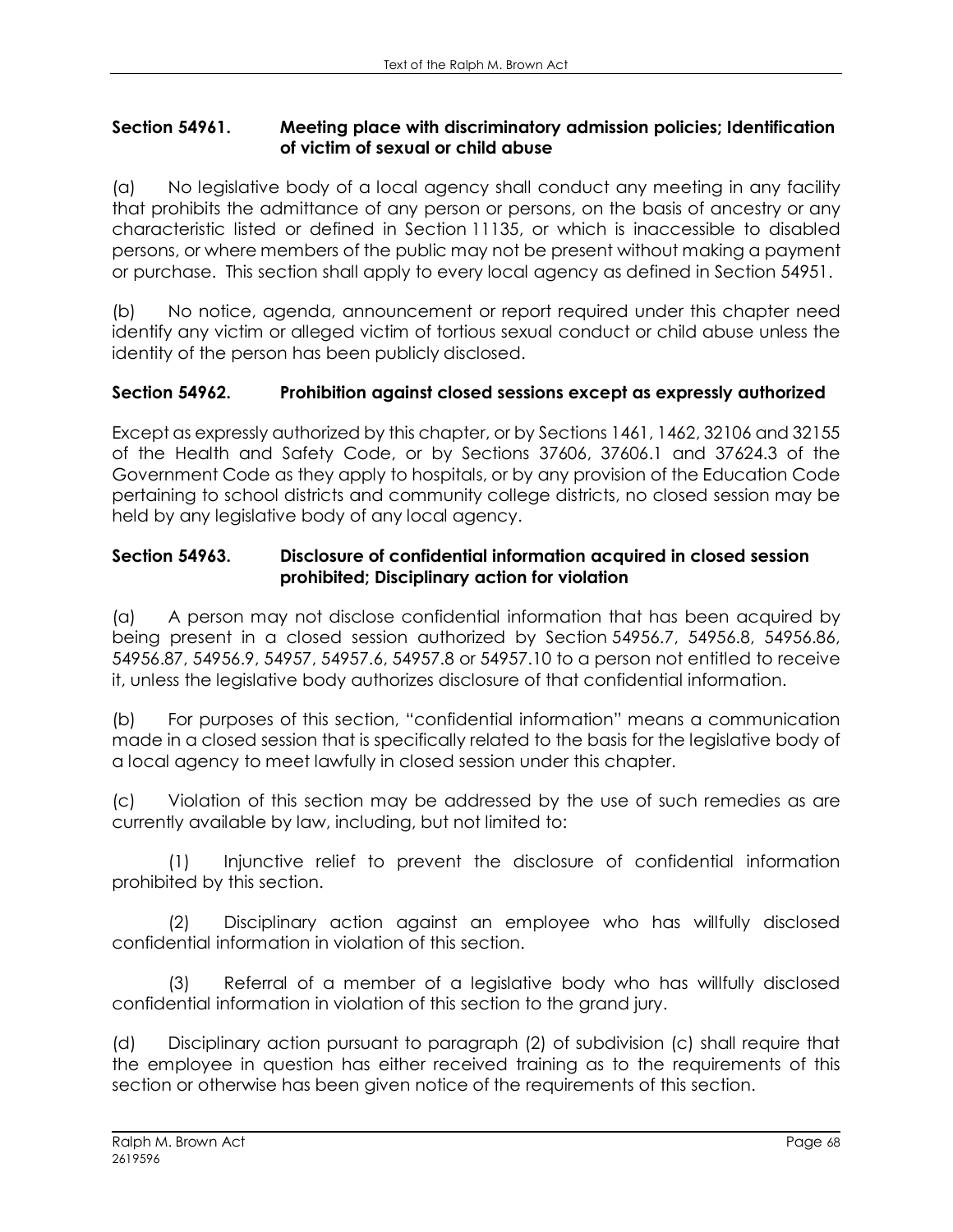### Section 54961. Meeting place with discriminatory admission policies; Identification of victim of sexual or child abuse

(a) No legislative body of a local agency shall conduct any meeting in any facility that prohibits the admittance of any person or persons, on the basis of ancestry or any characteristic listed or defined in Section 11135, or which is inaccessible to disabled persons, or where members of the public may not be present without making a payment or purchase. This section shall apply to every local agency as defined in Section 54951.

(b) No notice, agenda, announcement or report required under this chapter need identify any victim or alleged victim of tortious sexual conduct or child abuse unless the identity of the person has been publicly disclosed.

### Section 54962. Prohibition against closed sessions except as expressly authorized

Except as expressly authorized by this chapter, or by Sections 1461, 1462, 32106 and 32155 of the Health and Safety Code, or by Sections 37606, 37606.1 and 37624.3 of the Government Code as they apply to hospitals, or by any provision of the Education Code pertaining to school districts and community college districts, no closed session may be held by any legislative body of any local agency.

### Section 54963. Disclosure of confidential information acquired in closed session prohibited; Disciplinary action for violation

(a) A person may not disclose confidential information that has been acquired by being present in a closed session authorized by Section 54956.7, 54956.8, 54956.86, 54956.87, 54956.9, 54957, 54957.6, 54957.8 or 54957.10 to a person not entitled to receive it, unless the legislative body authorizes disclosure of that confidential information.

(b) For purposes of this section, "confidential information" means a communication made in a closed session that is specifically related to the basis for the legislative body of a local agency to meet lawfully in closed session under this chapter.

(c) Violation of this section may be addressed by the use of such remedies as are currently available by law, including, but not limited to:

(1) Injunctive relief to prevent the disclosure of confidential information prohibited by this section.

(2) Disciplinary action against an employee who has willfully disclosed confidential information in violation of this section.

(3) Referral of a member of a legislative body who has willfully disclosed confidential information in violation of this section to the grand jury.

(d) Disciplinary action pursuant to paragraph (2) of subdivision (c) shall require that the employee in question has either received training as to the requirements of this section or otherwise has been given notice of the requirements of this section.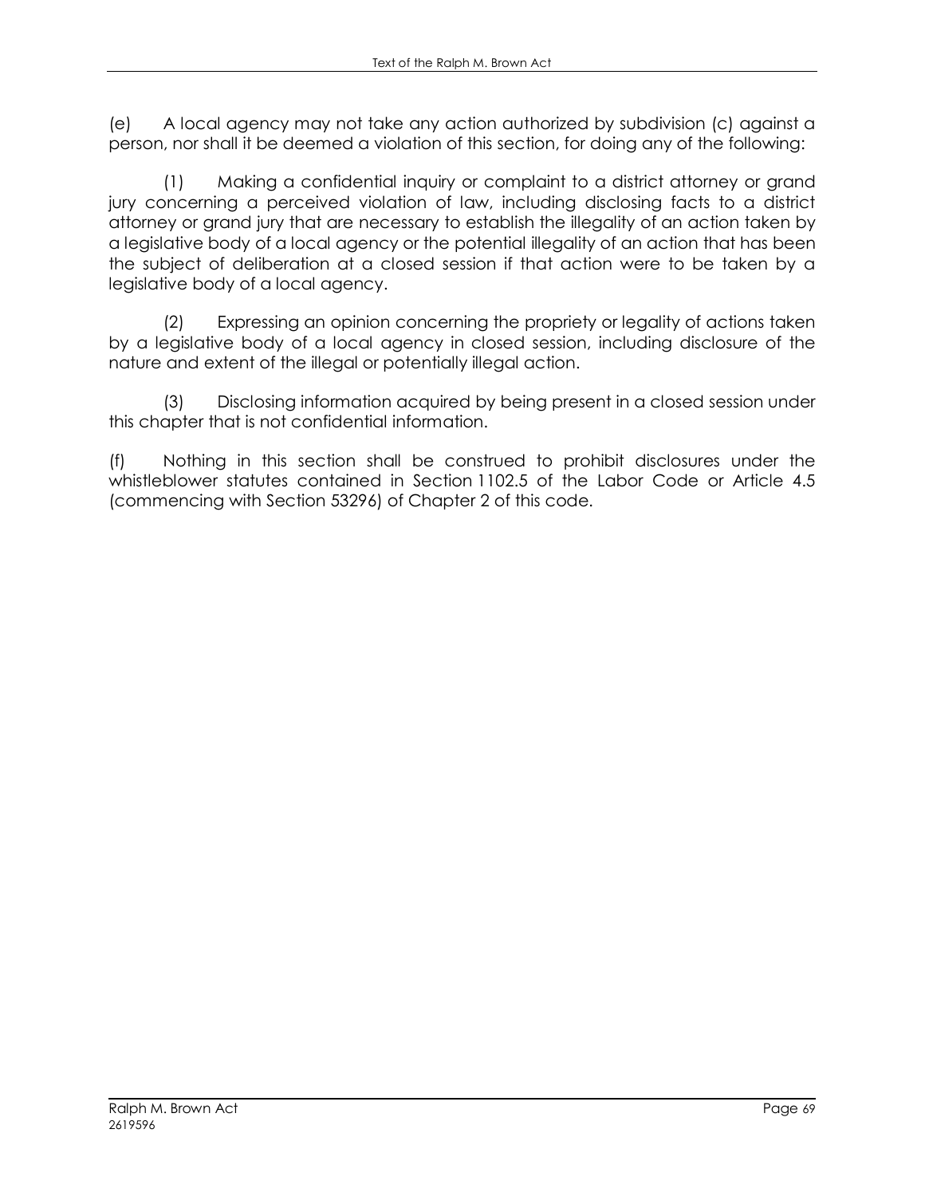(e) A local agency may not take any action authorized by subdivision (c) against a person, nor shall it be deemed a violation of this section, for doing any of the following:

(1) Making a confidential inquiry or complaint to a district attorney or grand jury concerning a perceived violation of law, including disclosing facts to a district attorney or grand jury that are necessary to establish the illegality of an action taken by a legislative body of a local agency or the potential illegality of an action that has been the subject of deliberation at a closed session if that action were to be taken by a legislative body of a local agency.

(2) Expressing an opinion concerning the propriety or legality of actions taken by a legislative body of a local agency in closed session, including disclosure of the nature and extent of the illegal or potentially illegal action.

(3) Disclosing information acquired by being present in a closed session under this chapter that is not confidential information.

(f) Nothing in this section shall be construed to prohibit disclosures under the whistleblower statutes contained in Section 1102.5 of the Labor Code or Article 4.5 (commencing with Section 53296) of Chapter 2 of this code.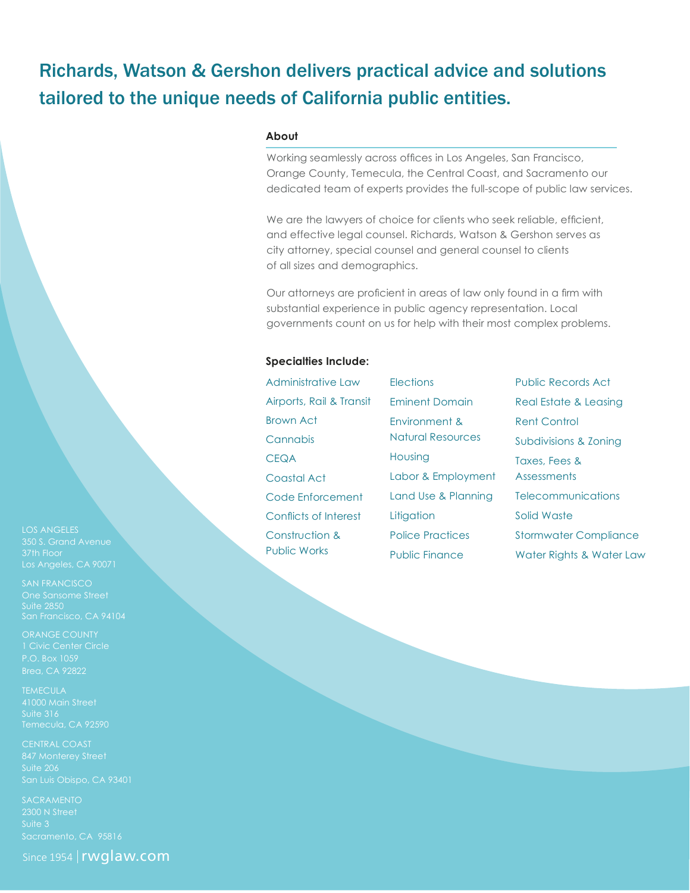# Richards, Watson & Gershon delivers practical advice and solutions tailored to the unique needs of California public entities.

### About

Working seamlessly across offices in Los Angeles, San Francisco, Orange County, Temecula, the Central Coast, and Sacramento our dedicated team of experts provides the full-scope of public law services.

We are the lawyers of choice for clients who seek reliable, efficient, and effective legal counsel. Richards, Watson & Gershon serves as city attorney, special counsel and general counsel to clients of all sizes and demographics.

Our attorneys are proficient in areas of law only found in a firm with substantial experience in public agency representation. Local governments count on us for help with their most complex problems.

### Specialties Include:

- Administrative Law
- Airports, Rail & Transit
- Brown Act
- Cannabis
- CEQA
- Coastal Act
- Code Enforcement
- Conflicts of Interest
- Construction & Public Works
- Elections
- Eminent Domain
- Environment & Natural Resources
- Housing
- Labor & Employment
- Land Use & Planning
- Litigation
- Police Practices
- Public Finance
- Public Records Act
- Real Estate & Leasing
- Rent Control
- Subdivisions & Zoning
- Taxes, Fees & Assessments
- Telecommunications
- Solid Waste
- Stormwater Compliance
- Water Rights & Water Law

LOS ANGELES
350 S. Grand Avenue
37th Floor
Los Angeles, CA 90071

SAN FRANCISCO
One Sansome Street
Suite 2850
San Francisco, CA 94104

ORANGE COUNTY
1 Civic Center Circle
P.O. Box 1059
Brea, CA 92822

TEMECULA
41000 Main Street
Suite 316
Temecula, CA 92590

CENTRAL COAST
847 Monterey Street
Suite 206
San Luis Obispo, CA 93401

SACRAMENTO
2300 N Street
Suite 3
Sacramento, CA 95816

Since 1954 | rwglaw.com